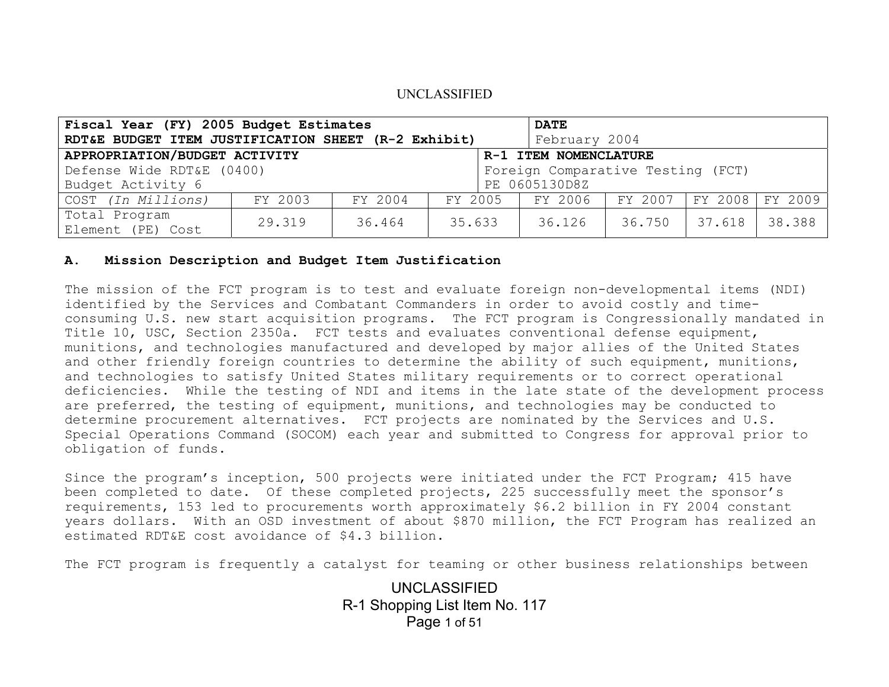| Fiscal Year (FY) 2005 Budget Estimates<br>RDT&E BUDGET ITEM JUSTIFICATION SHEET (R-2 Exhibit) | | | | DATE<br>February 2004 | | | |
|---|---|---|---|---|---|---|---|
| APPROPRIATION/BUDGET ACTIVITY<br>Defense Wide RDT&E (0400)<br>Budget Activity 6 | | | | R-1 ITEM NOMENCLATURE<br>Foreign Comparative Testing (FCT)<br>PE 0605130D8Z | | | |
| COST *(In Millions)* | FY 2003 | FY 2004 | FY 2005 | FY 2006 | FY 2007 | FY 2008 | FY 2009 |
| Total Program Element (PE) Cost | 29.319 | 36.464 | 35.633 | 36.126 | 36.750 | 37.618 | 38.388 |

## A. Mission Description and Budget Item Justification

The mission of the FCT program is to test and evaluate foreign non-developmental items (NDI) identified by the Services and Combatant Commanders in order to avoid costly and time-consuming U.S. new start acquisition programs. The FCT program is Congressionally mandated in Title 10, USC, Section 2350a. FCT tests and evaluates conventional defense equipment, munitions, and technologies manufactured and developed by major allies of the United States and other friendly foreign countries to determine the ability of such equipment, munitions, and technologies to satisfy United States military requirements or to correct operational deficiencies. While the testing of NDI and items in the late state of the development process are preferred, the testing of equipment, munitions, and technologies may be conducted to determine procurement alternatives. FCT projects are nominated by the Services and U.S. Special Operations Command (SOCOM) each year and submitted to Congress for approval prior to obligation of funds.

Since the program's inception, 500 projects were initiated under the FCT Program; 415 have been completed to date. Of these completed projects, 225 successfully meet the sponsor's requirements, 153 led to procurements worth approximately $6.2 billion in FY 2004 constant years dollars. With an OSD investment of about $870 million, the FCT Program has realized an estimated RDT&E cost avoidance of $4.3 billion.

The FCT program is frequently a catalyst for teaming or other business relationships between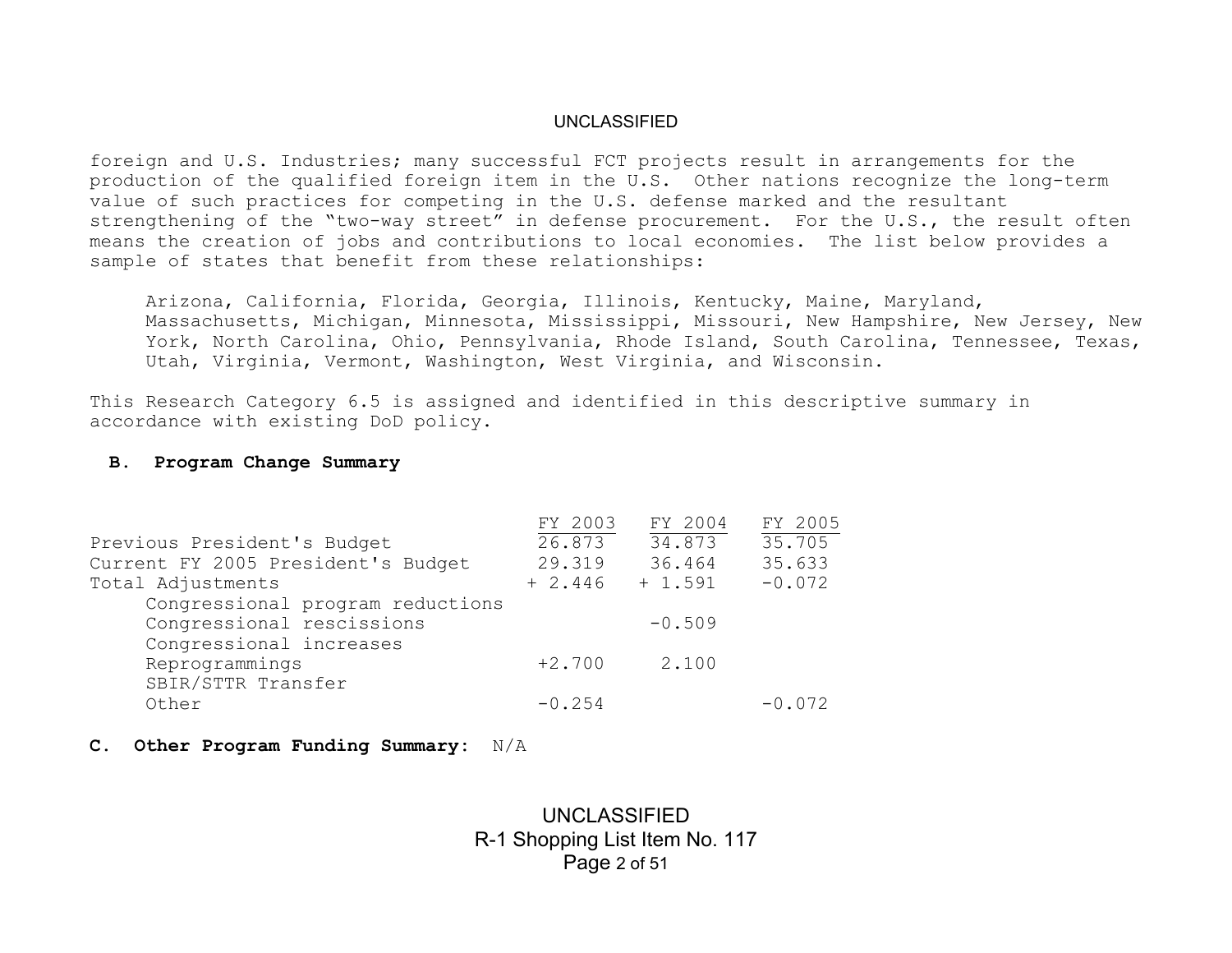foreign and U.S. Industries; many successful FCT projects result in arrangements for the production of the qualified foreign item in the U.S. Other nations recognize the long-term value of such practices for competing in the U.S. defense marked and the resultant strengthening of the "two-way street" in defense procurement. For the U.S., the result often means the creation of jobs and contributions to local economies. The list below provides a sample of states that benefit from these relationships:

Arizona, California, Florida, Georgia, Illinois, Kentucky, Maine, Maryland, Massachusetts, Michigan, Minnesota, Mississippi, Missouri, New Hampshire, New Jersey, New York, North Carolina, Ohio, Pennsylvania, Rhode Island, South Carolina, Tennessee, Texas, Utah, Virginia, Vermont, Washington, West Virginia, and Wisconsin.

This Research Category 6.5 is assigned and identified in this descriptive summary in accordance with existing DoD policy.

**B. Program Change Summary**

| | FY 2003 | FY 2004 | FY 2005 |
|---|---|---|---|
| Previous President's Budget | 26.873 | 34.873 | 35.705 |
| Current FY 2005 President's Budget | 29.319 | 36.464 | 35.633 |
| Total Adjustments | + 2.446 | + 1.591 | -0.072 |
| Congressional program reductions | | | |
| Congressional rescissions | | -0.509 | |
| Congressional increases | | | |
| Reprogrammings | +2.700 | 2.100 | |
| SBIR/STTR Transfer | | | |
| Other | -0.254 | | -0.072 |

**C. Other Program Funding Summary:** N/A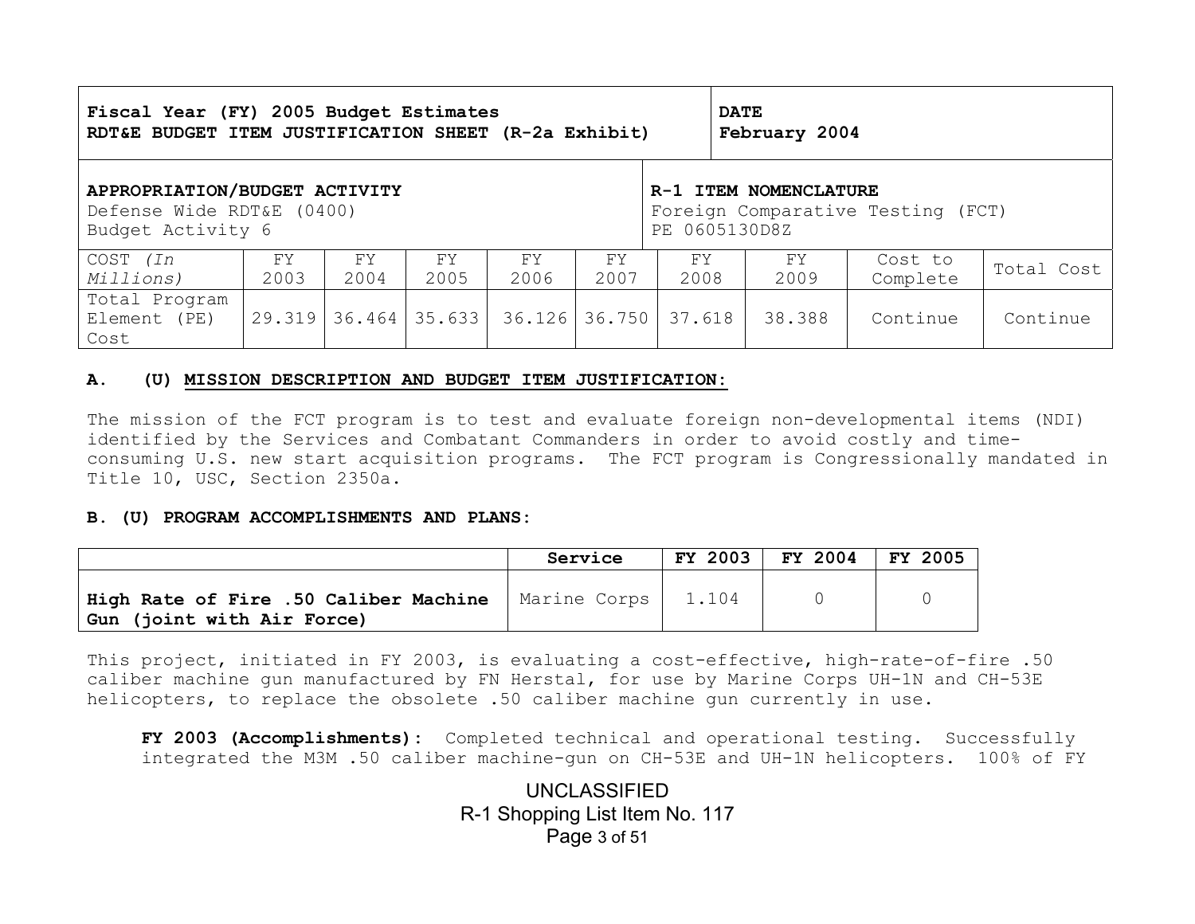| Fiscal Year (FY) 2005 Budget Estimates<br>RDT&E BUDGET ITEM JUSTIFICATION SHEET (R-2a Exhibit) | | | | | | | DATE<br>February 2004 | | |
|---|---|---|---|---|---|---|---|---|---|
| **APPROPRIATION/BUDGET ACTIVITY**<br>Defense Wide RDT&E (0400)<br>Budget Activity 6 | | | | | | **R-1 ITEM NOMENCLATURE**<br>Foreign Comparative Testing (FCT)<br>PE 0605130D8Z | | | |
| COST *(In Millions)* | FY 2003 | FY 2004 | FY 2005 | FY 2006 | FY 2007 | FY 2008 | FY 2009 | Cost to Complete | Total Cost |
| Total Program Element (PE) Cost | 29.319 | 36.464 | 35.633 | 36.126 | 36.750 | 37.618 | 38.388 | Continue | Continue |

**A. (U) MISSION DESCRIPTION AND BUDGET ITEM JUSTIFICATION:**

The mission of the FCT program is to test and evaluate foreign non-developmental items (NDI) identified by the Services and Combatant Commanders in order to avoid costly and time-consuming U.S. new start acquisition programs. The FCT program is Congressionally mandated in Title 10, USC, Section 2350a.

**B. (U) PROGRAM ACCOMPLISHMENTS AND PLANS:**

| | Service | FY 2003 | FY 2004 | FY 2005 |
|---|---|---|---|---|
| **High Rate of Fire .50 Caliber Machine Gun (joint with Air Force)** | Marine Corps | 1.104 | 0 | 0 |

This project, initiated in FY 2003, is evaluating a cost-effective, high-rate-of-fire .50 caliber machine gun manufactured by FN Herstal, for use by Marine Corps UH-1N and CH-53E helicopters, to replace the obsolete .50 caliber machine gun currently in use.

**FY 2003 (Accomplishments):** Completed technical and operational testing. Successfully integrated the M3M .50 caliber machine-gun on CH-53E and UH-1N helicopters. 100% of FY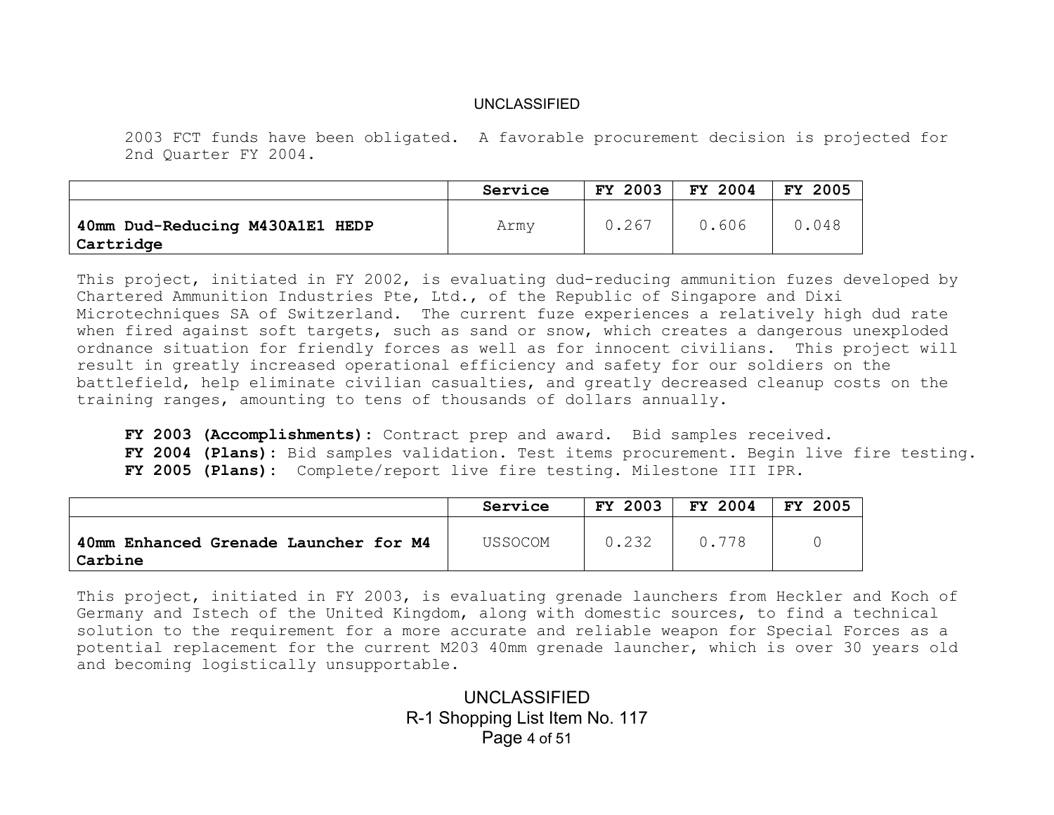2003 FCT funds have been obligated. A favorable procurement decision is projected for 2nd Quarter FY 2004.

| | Service | FY 2003 | FY 2004 | FY 2005 |
|---|---|---|---|---|
| **40mm Dud-Reducing M430A1E1 HEDP Cartridge** | Army | 0.267 | 0.606 | 0.048 |

This project, initiated in FY 2002, is evaluating dud-reducing ammunition fuzes developed by Chartered Ammunition Industries Pte, Ltd., of the Republic of Singapore and Dixi Microtechniques SA of Switzerland. The current fuze experiences a relatively high dud rate when fired against soft targets, such as sand or snow, which creates a dangerous unexploded ordnance situation for friendly forces as well as for innocent civilians. This project will result in greatly increased operational efficiency and safety for our soldiers on the battlefield, help eliminate civilian casualties, and greatly decreased cleanup costs on the training ranges, amounting to tens of thousands of dollars annually.

**FY 2003 (Accomplishments):** Contract prep and award. Bid samples received.
**FY 2004 (Plans):** Bid samples validation. Test items procurement. Begin live fire testing.
**FY 2005 (Plans):** Complete/report live fire testing. Milestone III IPR.

| | Service | FY 2003 | FY 2004 | FY 2005 |
|---|---|---|---|---|
| **40mm Enhanced Grenade Launcher for M4 Carbine** | USSOCOM | 0.232 | 0.778 | 0 |

This project, initiated in FY 2003, is evaluating grenade launchers from Heckler and Koch of Germany and Istech of the United Kingdom, along with domestic sources, to find a technical solution to the requirement for a more accurate and reliable weapon for Special Forces as a potential replacement for the current M203 40mm grenade launcher, which is over 30 years old and becoming logistically unsupportable.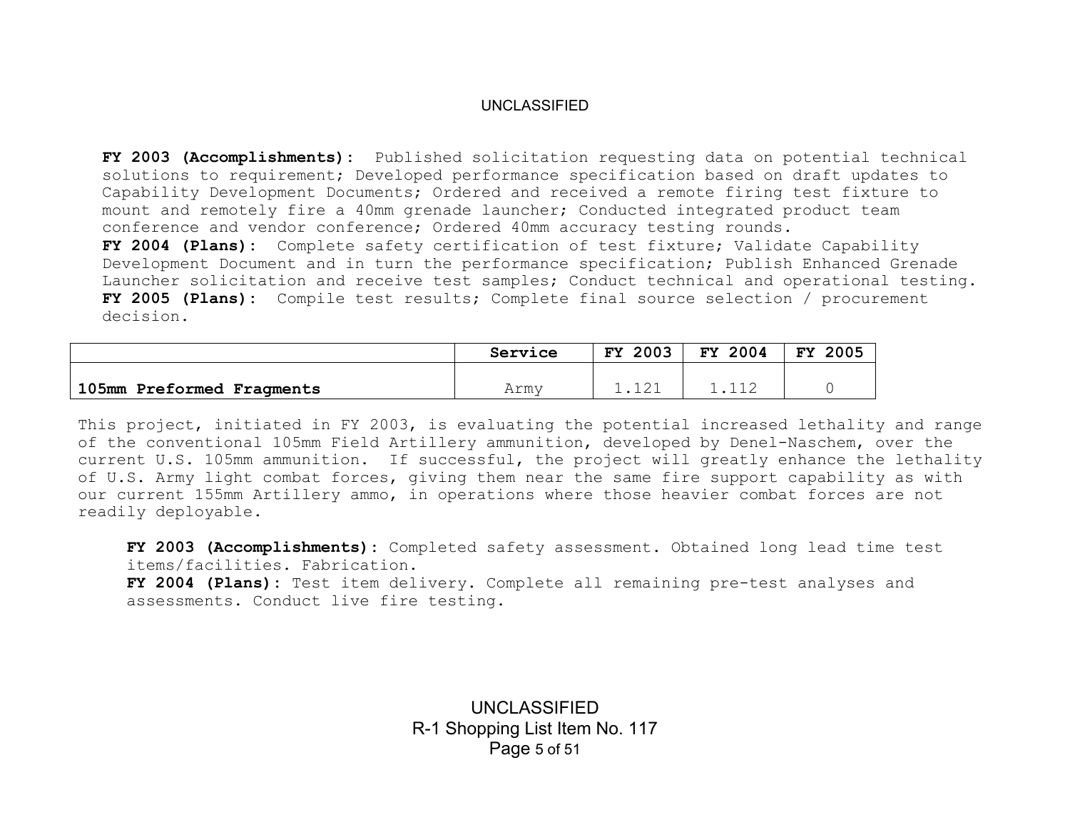**FY 2003 (Accomplishments):** Published solicitation requesting data on potential technical solutions to requirement; Developed performance specification based on draft updates to Capability Development Documents; Ordered and received a remote firing test fixture to mount and remotely fire a 40mm grenade launcher; Conducted integrated product team conference and vendor conference; Ordered 40mm accuracy testing rounds.
**FY 2004 (Plans):** Complete safety certification of test fixture; Validate Capability Development Document and in turn the performance specification; Publish Enhanced Grenade Launcher solicitation and receive test samples; Conduct technical and operational testing.
**FY 2005 (Plans):** Compile test results; Complete final source selection / procurement decision.

| | Service | FY 2003 | FY 2004 | FY 2005 |
|---|---|---|---|---|
| **105mm Preformed Fragments** | Army | 1.121 | 1.112 | 0 |

This project, initiated in FY 2003, is evaluating the potential increased lethality and range of the conventional 105mm Field Artillery ammunition, developed by Denel-Naschem, over the current U.S. 105mm ammunition. If successful, the project will greatly enhance the lethality of U.S. Army light combat forces, giving them near the same fire support capability as with our current 155mm Artillery ammo, in operations where those heavier combat forces are not readily deployable.

**FY 2003 (Accomplishments):** Completed safety assessment. Obtained long lead time test items/facilities. Fabrication.
**FY 2004 (Plans):** Test item delivery. Complete all remaining pre-test analyses and assessments. Conduct live fire testing.

R-1 Shopping List Item No. 117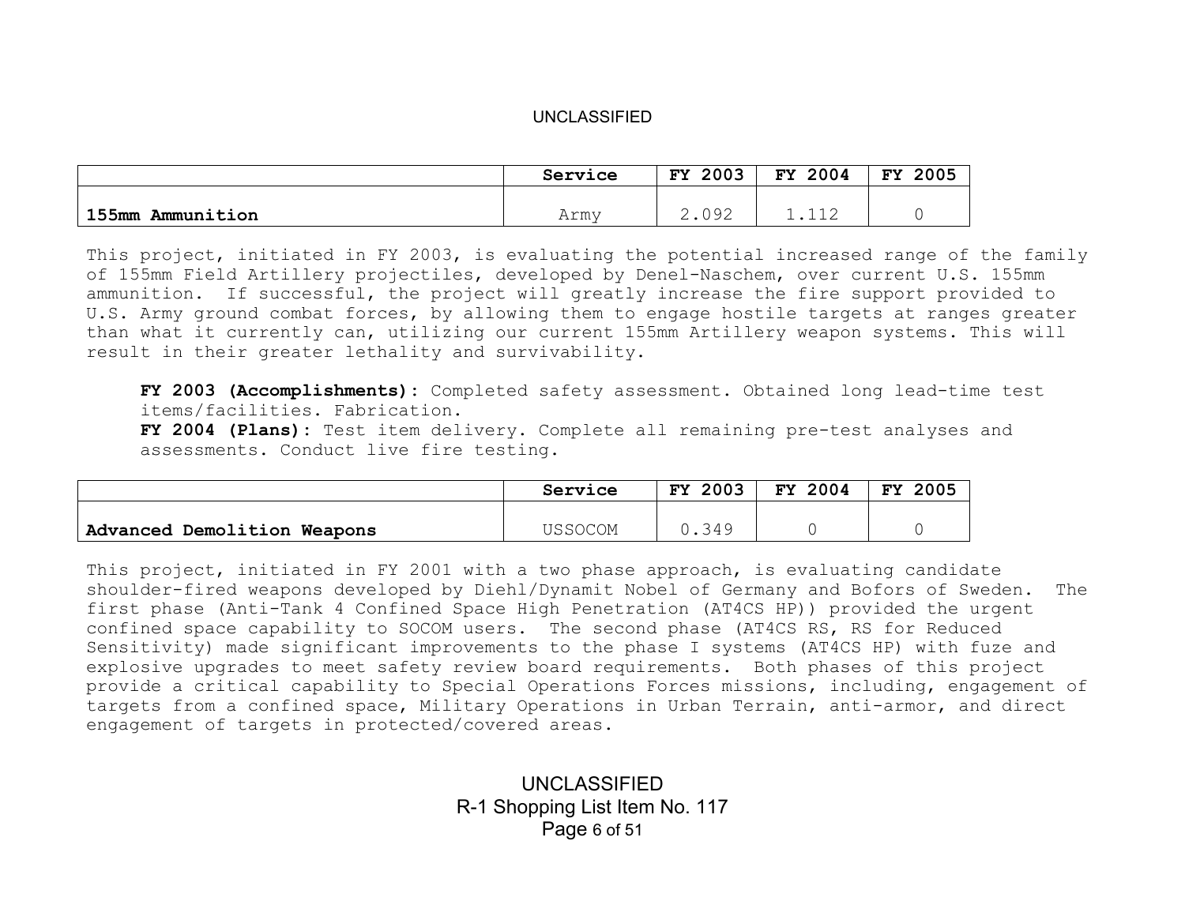| | Service | FY 2003 | FY 2004 | FY 2005 |
|---|---|---|---|---|
| **155mm Ammunition** | Army | 2.092 | 1.112 | 0 |

This project, initiated in FY 2003, is evaluating the potential increased range of the family of 155mm Field Artillery projectiles, developed by Denel-Naschem, over current U.S. 155mm ammunition. If successful, the project will greatly increase the fire support provided to U.S. Army ground combat forces, by allowing them to engage hostile targets at ranges greater than what it currently can, utilizing our current 155mm Artillery weapon systems. This will result in their greater lethality and survivability.

**FY 2003 (Accomplishments):** Completed safety assessment. Obtained long lead-time test items/facilities. Fabrication.
**FY 2004 (Plans):** Test item delivery. Complete all remaining pre-test analyses and assessments. Conduct live fire testing.

| | Service | FY 2003 | FY 2004 | FY 2005 |
|---|---|---|---|---|
| **Advanced Demolition Weapons** | USSOCOM | 0.349 | 0 | 0 |

This project, initiated in FY 2001 with a two phase approach, is evaluating candidate shoulder-fired weapons developed by Diehl/Dynamit Nobel of Germany and Bofors of Sweden. The first phase (Anti-Tank 4 Confined Space High Penetration (AT4CS HP)) provided the urgent confined space capability to SOCOM users. The second phase (AT4CS RS, RS for Reduced Sensitivity) made significant improvements to the phase I systems (AT4CS HP) with fuze and explosive upgrades to meet safety review board requirements. Both phases of this project provide a critical capability to Special Operations Forces missions, including, engagement of targets from a confined space, Military Operations in Urban Terrain, anti-armor, and direct engagement of targets in protected/covered areas.

R-1 Shopping List Item No. 117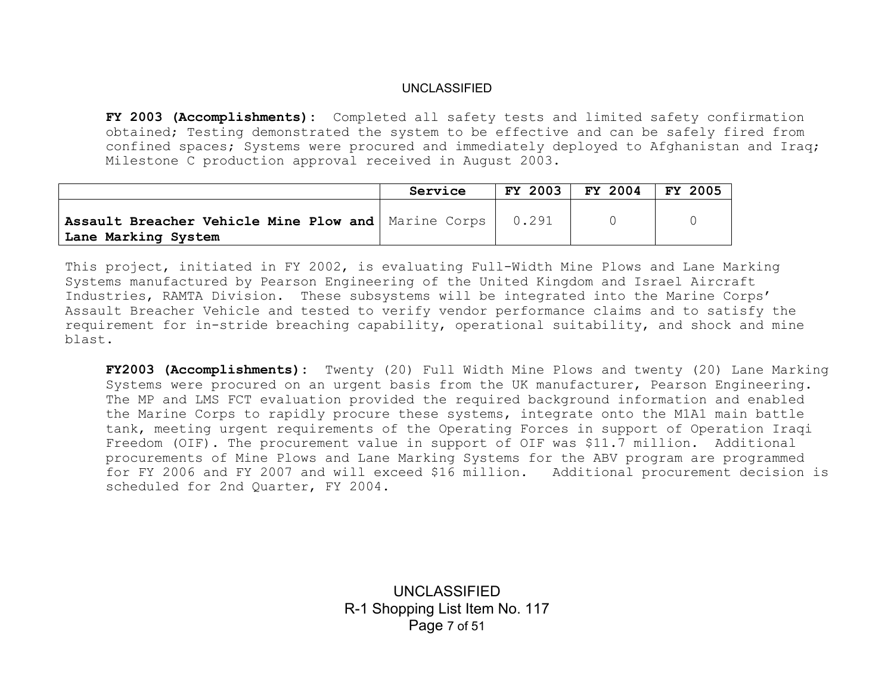**FY 2003 (Accomplishments):** Completed all safety tests and limited safety confirmation obtained; Testing demonstrated the system to be effective and can be safely fired from confined spaces; Systems were procured and immediately deployed to Afghanistan and Iraq; Milestone C production approval received in August 2003.

| | Service | FY 2003 | FY 2004 | FY 2005 |
|---|---|---|---|---|
| **Assault Breacher Vehicle Mine Plow and Lane Marking System** | Marine Corps | 0.291 | 0 | 0 |

This project, initiated in FY 2002, is evaluating Full-Width Mine Plows and Lane Marking Systems manufactured by Pearson Engineering of the United Kingdom and Israel Aircraft Industries, RAMTA Division. These subsystems will be integrated into the Marine Corps' Assault Breacher Vehicle and tested to verify vendor performance claims and to satisfy the requirement for in-stride breaching capability, operational suitability, and shock and mine blast.

**FY2003 (Accomplishments):** Twenty (20) Full Width Mine Plows and twenty (20) Lane Marking Systems were procured on an urgent basis from the UK manufacturer, Pearson Engineering. The MP and LMS FCT evaluation provided the required background information and enabled the Marine Corps to rapidly procure these systems, integrate onto the M1A1 main battle tank, meeting urgent requirements of the Operating Forces in support of Operation Iraqi Freedom (OIF). The procurement value in support of OIF was $11.7 million. Additional procurements of Mine Plows and Lane Marking Systems for the ABV program are programmed for FY 2006 and FY 2007 and will exceed $16 million. Additional procurement decision is scheduled for 2nd Quarter, FY 2004.

R-1 Shopping List Item No. 117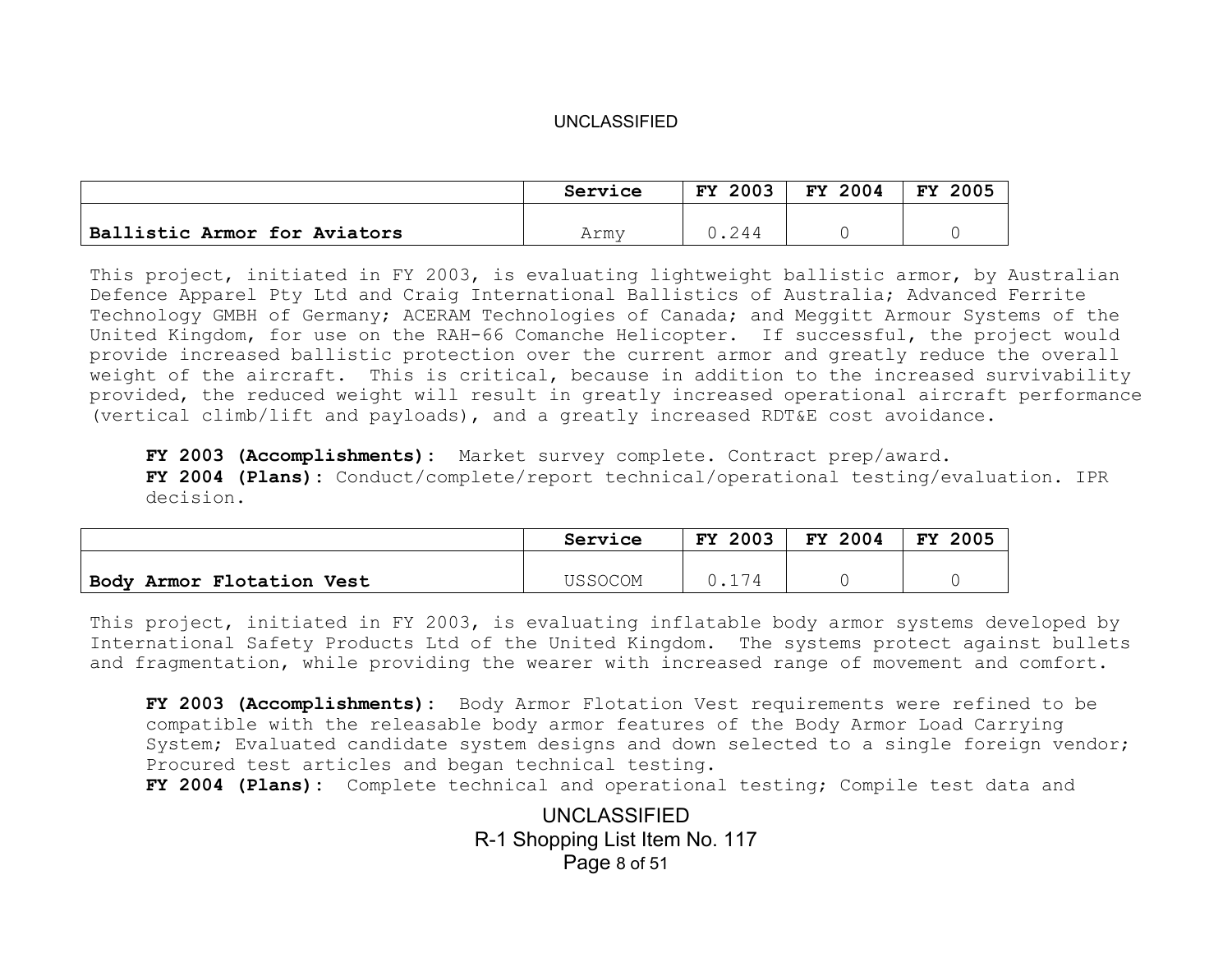| | Service | FY 2003 | FY 2004 | FY 2005 |
|---|---|---|---|---|
| **Ballistic Armor for Aviators** | Army | 0.244 | 0 | 0 |

This project, initiated in FY 2003, is evaluating lightweight ballistic armor, by Australian Defence Apparel Pty Ltd and Craig International Ballistics of Australia; Advanced Ferrite Technology GMBH of Germany; ACERAM Technologies of Canada; and Meggitt Armour Systems of the United Kingdom, for use on the RAH-66 Comanche Helicopter. If successful, the project would provide increased ballistic protection over the current armor and greatly reduce the overall weight of the aircraft. This is critical, because in addition to the increased survivability provided, the reduced weight will result in greatly increased operational aircraft performance (vertical climb/lift and payloads), and a greatly increased RDT&E cost avoidance.

**FY 2003 (Accomplishments):** Market survey complete. Contract prep/award.
**FY 2004 (Plans):** Conduct/complete/report technical/operational testing/evaluation. IPR decision.

| | Service | FY 2003 | FY 2004 | FY 2005 |
|---|---|---|---|---|
| **Body Armor Flotation Vest** | USSOCOM | 0.174 | 0 | 0 |

This project, initiated in FY 2003, is evaluating inflatable body armor systems developed by International Safety Products Ltd of the United Kingdom. The systems protect against bullets and fragmentation, while providing the wearer with increased range of movement and comfort.

**FY 2003 (Accomplishments):** Body Armor Flotation Vest requirements were refined to be compatible with the releasable body armor features of the Body Armor Load Carrying System; Evaluated candidate system designs and down selected to a single foreign vendor; Procured test articles and began technical testing.
**FY 2004 (Plans):** Complete technical and operational testing; Compile test data and

R-1 Shopping List Item No. 117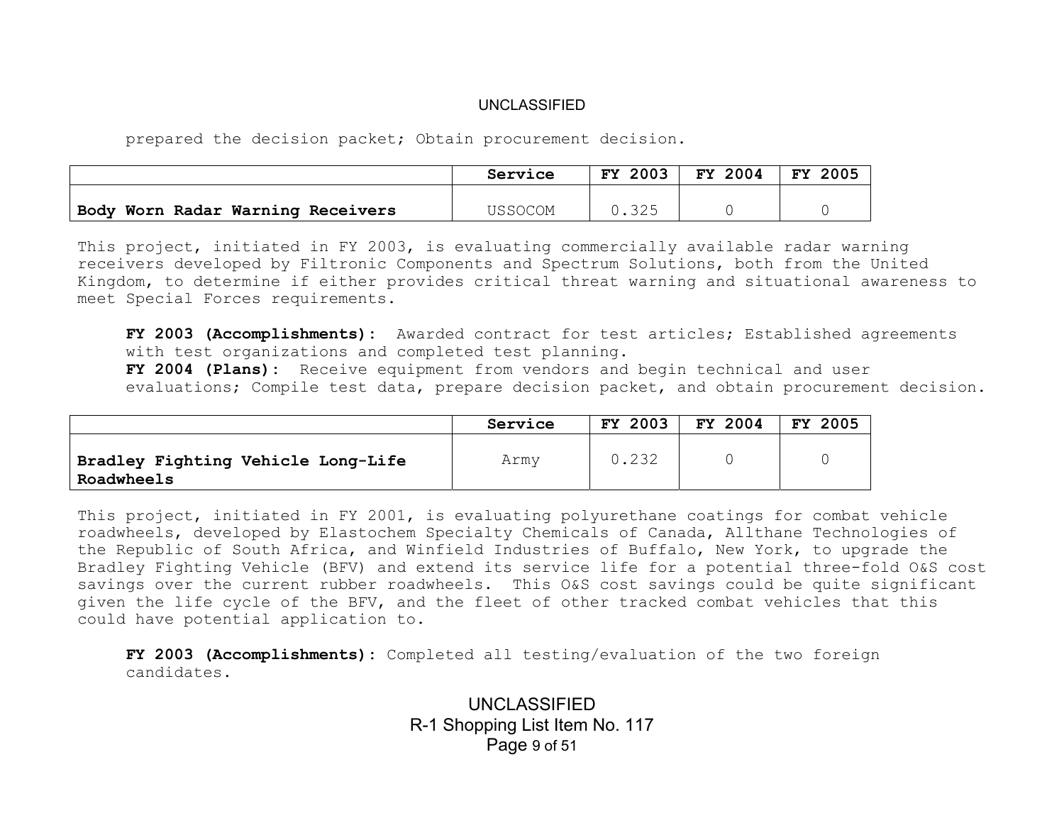prepared the decision packet; Obtain procurement decision.

| | Service | FY 2003 | FY 2004 | FY 2005 |
|---|---|---|---|---|
| **Body Worn Radar Warning Receivers** | USSOCOM | 0.325 | 0 | 0 |

This project, initiated in FY 2003, is evaluating commercially available radar warning receivers developed by Filtronic Components and Spectrum Solutions, both from the United Kingdom, to determine if either provides critical threat warning and situational awareness to meet Special Forces requirements.

**FY 2003 (Accomplishments):** Awarded contract for test articles; Established agreements with test organizations and completed test planning.
**FY 2004 (Plans):** Receive equipment from vendors and begin technical and user evaluations; Compile test data, prepare decision packet, and obtain procurement decision.

| | Service | FY 2003 | FY 2004 | FY 2005 |
|---|---|---|---|---|
| **Bradley Fighting Vehicle Long-Life Roadwheels** | Army | 0.232 | 0 | 0 |

This project, initiated in FY 2001, is evaluating polyurethane coatings for combat vehicle roadwheels, developed by Elastochem Specialty Chemicals of Canada, Allthane Technologies of the Republic of South Africa, and Winfield Industries of Buffalo, New York, to upgrade the Bradley Fighting Vehicle (BFV) and extend its service life for a potential three-fold O&S cost savings over the current rubber roadwheels. This O&S cost savings could be quite significant given the life cycle of the BFV, and the fleet of other tracked combat vehicles that this could have potential application to.

**FY 2003 (Accomplishments):** Completed all testing/evaluation of the two foreign candidates.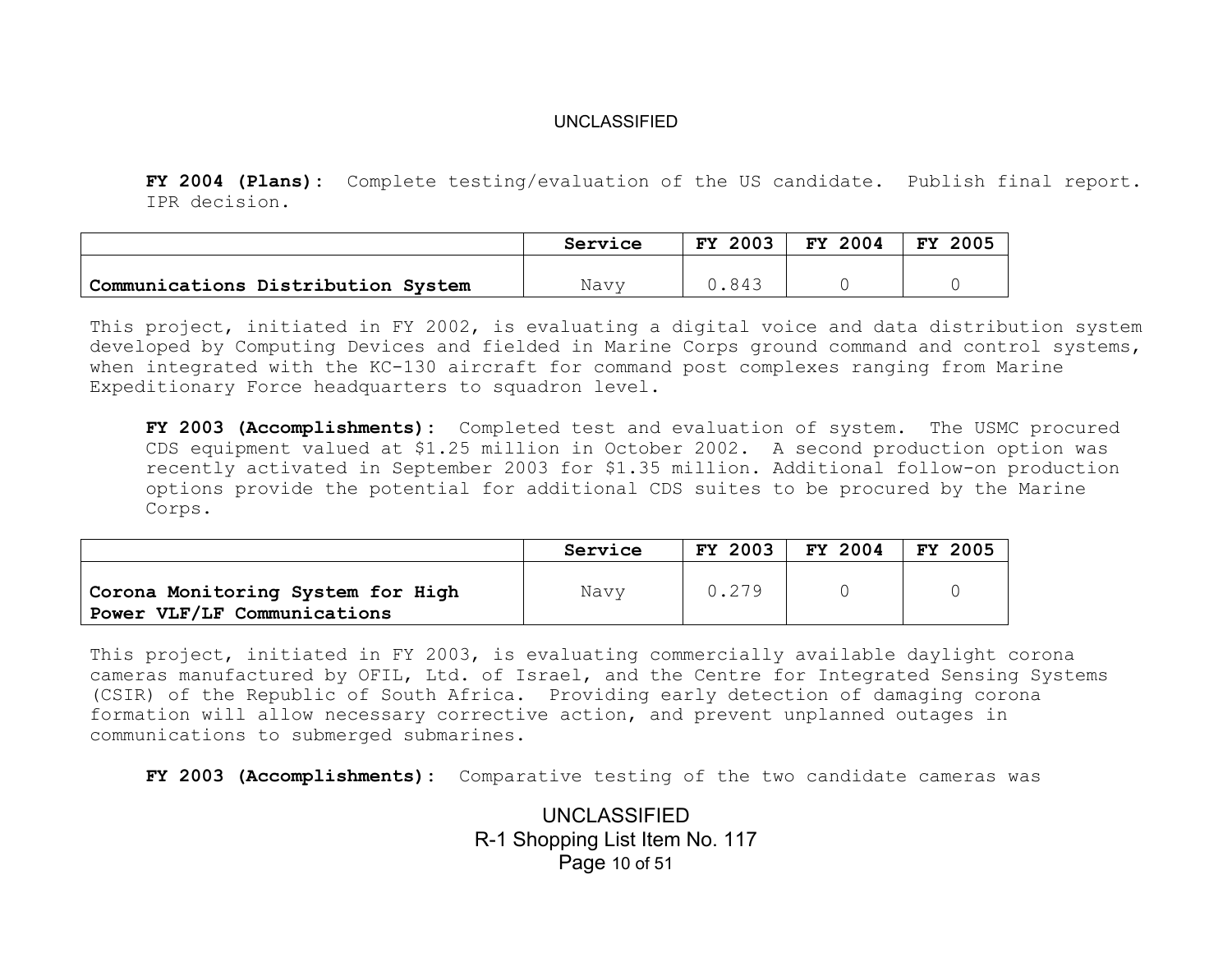**FY 2004 (Plans):** Complete testing/evaluation of the US candidate. Publish final report. IPR decision.

| | Service | FY 2003 | FY 2004 | FY 2005 |
|---|---|---|---|---|
| **Communications Distribution System** | Navy | 0.843 | 0 | 0 |

This project, initiated in FY 2002, is evaluating a digital voice and data distribution system developed by Computing Devices and fielded in Marine Corps ground command and control systems, when integrated with the KC-130 aircraft for command post complexes ranging from Marine Expeditionary Force headquarters to squadron level.

**FY 2003 (Accomplishments):** Completed test and evaluation of system. The USMC procured CDS equipment valued at $1.25 million in October 2002. A second production option was recently activated in September 2003 for $1.35 million. Additional follow-on production options provide the potential for additional CDS suites to be procured by the Marine Corps.

| | Service | FY 2003 | FY 2004 | FY 2005 |
|---|---|---|---|---|
| **Corona Monitoring System for High Power VLF/LF Communications** | Navy | 0.279 | 0 | 0 |

This project, initiated in FY 2003, is evaluating commercially available daylight corona cameras manufactured by OFIL, Ltd. of Israel, and the Centre for Integrated Sensing Systems (CSIR) of the Republic of South Africa. Providing early detection of damaging corona formation will allow necessary corrective action, and prevent unplanned outages in communications to submerged submarines.

**FY 2003 (Accomplishments):** Comparative testing of the two candidate cameras was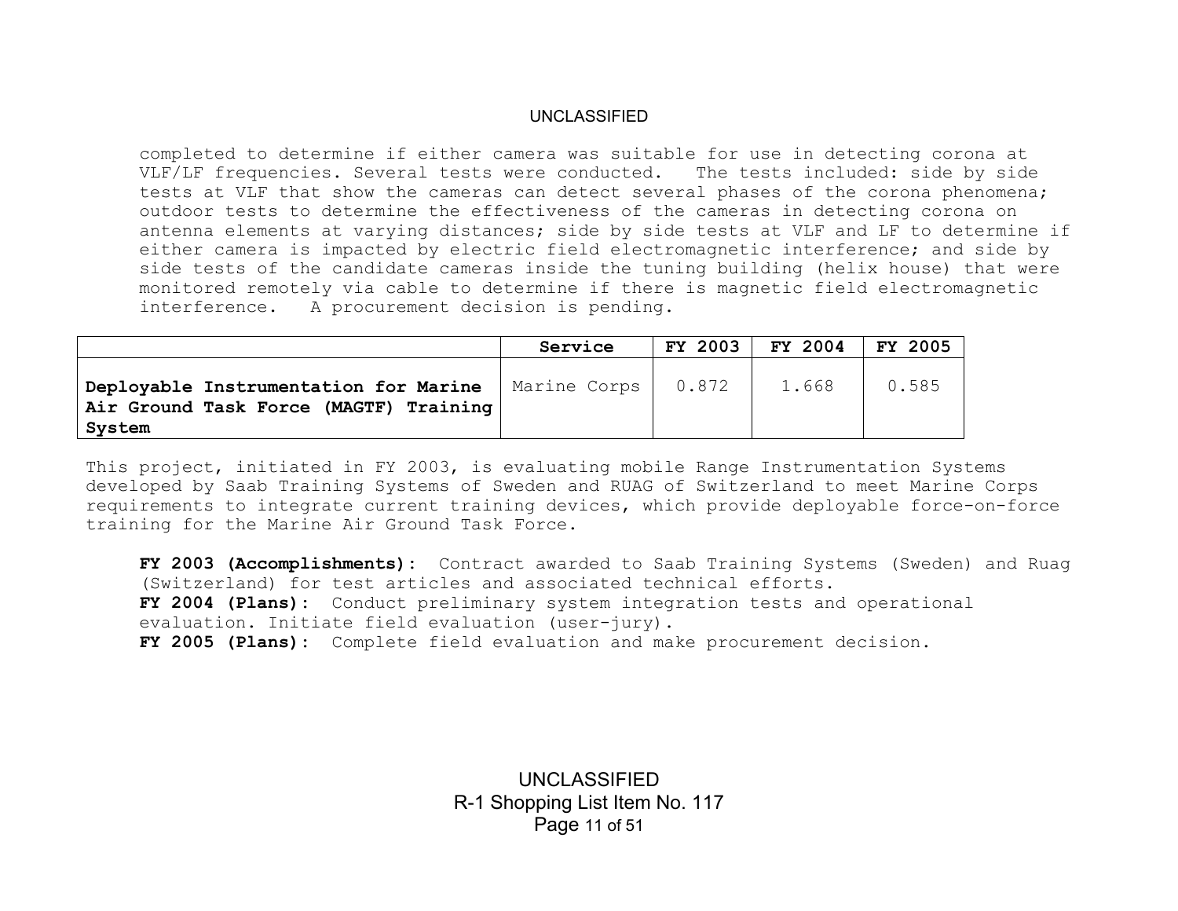completed to determine if either camera was suitable for use in detecting corona at VLF/LF frequencies. Several tests were conducted. The tests included: side by side tests at VLF that show the cameras can detect several phases of the corona phenomena; outdoor tests to determine the effectiveness of the cameras in detecting corona on antenna elements at varying distances; side by side tests at VLF and LF to determine if either camera is impacted by electric field electromagnetic interference; and side by side tests of the candidate cameras inside the tuning building (helix house) that were monitored remotely via cable to determine if there is magnetic field electromagnetic interference. A procurement decision is pending.

| | Service | FY 2003 | FY 2004 | FY 2005 |
|---|---|---|---|---|
| **Deployable Instrumentation for Marine Air Ground Task Force (MAGTF) Training System** | Marine Corps | 0.872 | 1.668 | 0.585 |

This project, initiated in FY 2003, is evaluating mobile Range Instrumentation Systems developed by Saab Training Systems of Sweden and RUAG of Switzerland to meet Marine Corps requirements to integrate current training devices, which provide deployable force-on-force training for the Marine Air Ground Task Force.

**FY 2003 (Accomplishments):** Contract awarded to Saab Training Systems (Sweden) and Ruag (Switzerland) for test articles and associated technical efforts.
**FY 2004 (Plans):** Conduct preliminary system integration tests and operational evaluation. Initiate field evaluation (user-jury).
**FY 2005 (Plans):** Complete field evaluation and make procurement decision.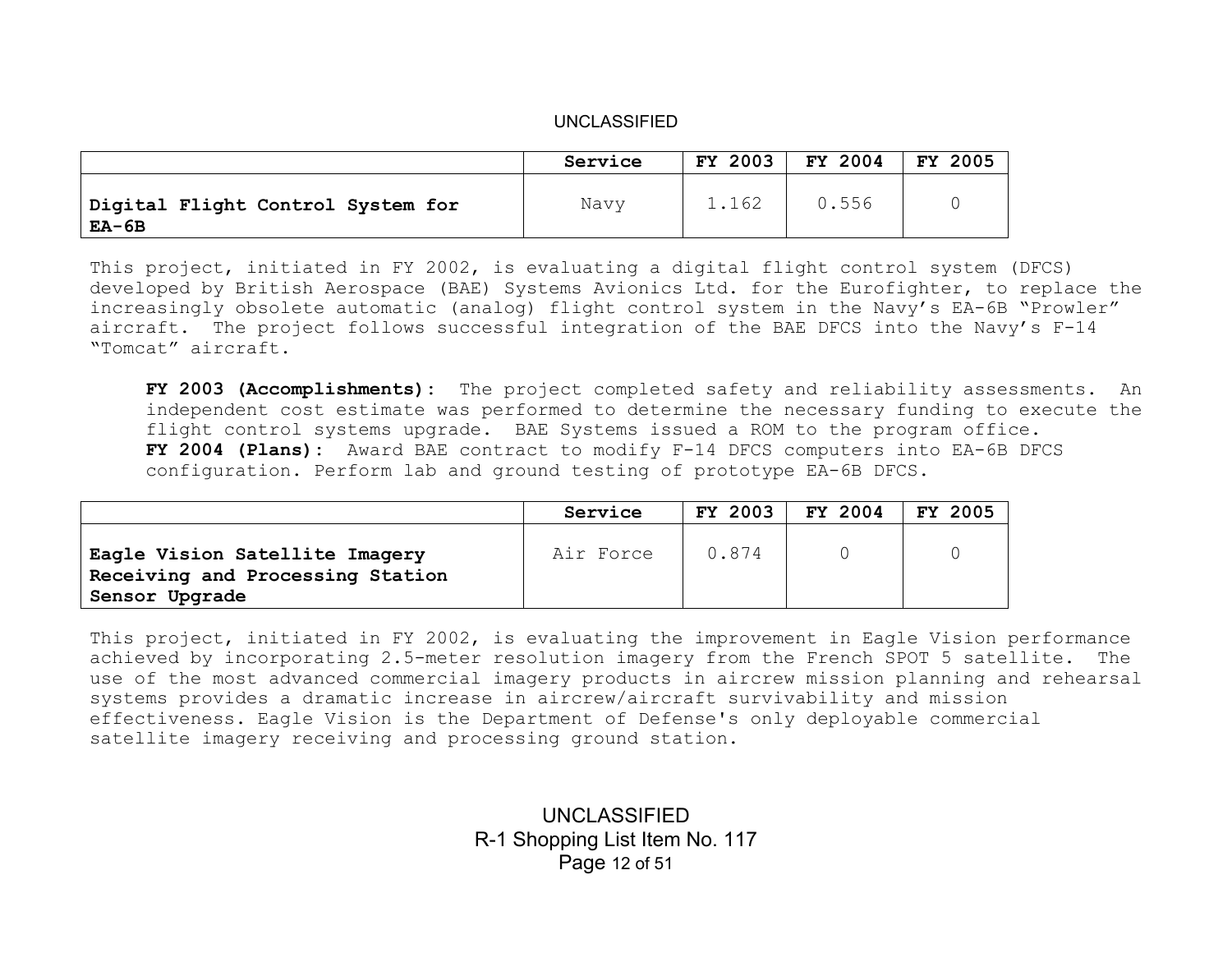| | Service | FY 2003 | FY 2004 | FY 2005 |
|---|---|---|---|---|
| **Digital Flight Control System for EA-6B** | Navy | 1.162 | 0.556 | 0 |

This project, initiated in FY 2002, is evaluating a digital flight control system (DFCS) developed by British Aerospace (BAE) Systems Avionics Ltd. for the Eurofighter, to replace the increasingly obsolete automatic (analog) flight control system in the Navy's EA-6B "Prowler" aircraft. The project follows successful integration of the BAE DFCS into the Navy's F-14 "Tomcat" aircraft.

**FY 2003 (Accomplishments):** The project completed safety and reliability assessments. An independent cost estimate was performed to determine the necessary funding to execute the flight control systems upgrade. BAE Systems issued a ROM to the program office.
**FY 2004 (Plans):** Award BAE contract to modify F-14 DFCS computers into EA-6B DFCS configuration. Perform lab and ground testing of prototype EA-6B DFCS.

| | Service | FY 2003 | FY 2004 | FY 2005 |
|---|---|---|---|---|
| **Eagle Vision Satellite Imagery Receiving and Processing Station Sensor Upgrade** | Air Force | 0.874 | 0 | 0 |

This project, initiated in FY 2002, is evaluating the improvement in Eagle Vision performance achieved by incorporating 2.5-meter resolution imagery from the French SPOT 5 satellite. The use of the most advanced commercial imagery products in aircrew mission planning and rehearsal systems provides a dramatic increase in aircrew/aircraft survivability and mission effectiveness. Eagle Vision is the Department of Defense's only deployable commercial satellite imagery receiving and processing ground station.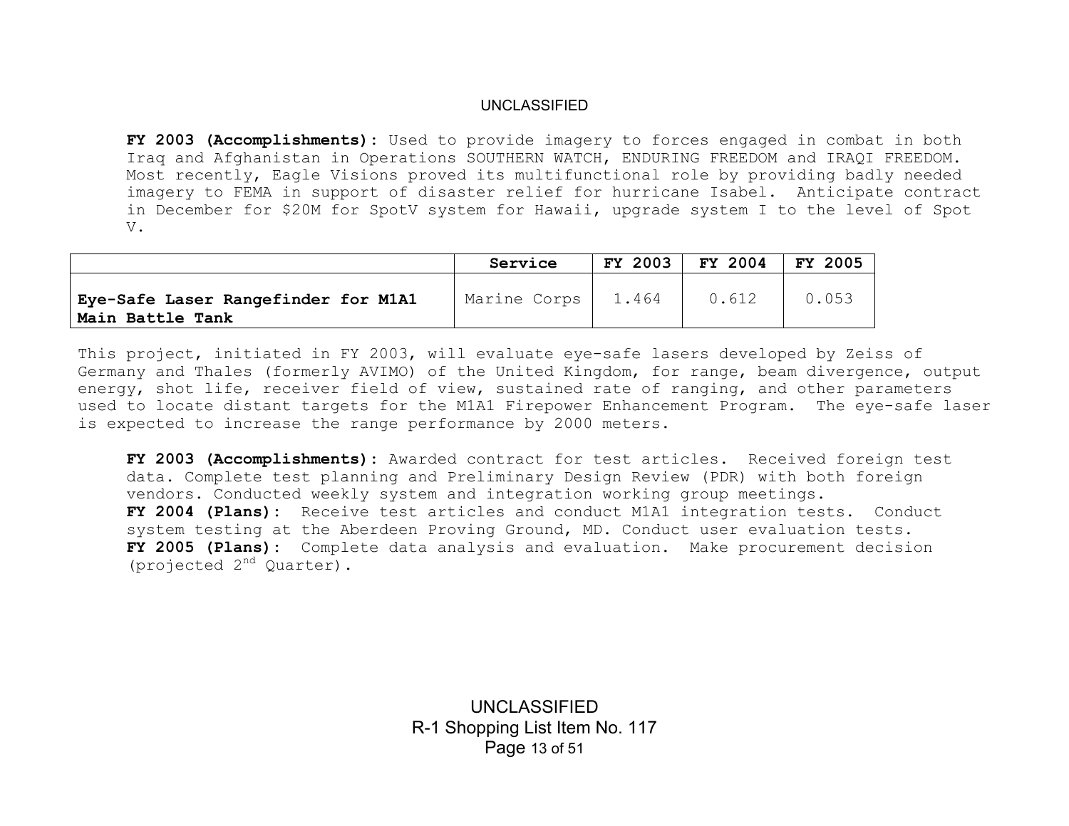**FY 2003 (Accomplishments):** Used to provide imagery to forces engaged in combat in both Iraq and Afghanistan in Operations SOUTHERN WATCH, ENDURING FREEDOM and IRAQI FREEDOM. Most recently, Eagle Visions proved its multifunctional role by providing badly needed imagery to FEMA in support of disaster relief for hurricane Isabel. Anticipate contract in December for $20M for SpotV system for Hawaii, upgrade system I to the level of Spot V.

| | Service | FY 2003 | FY 2004 | FY 2005 |
|---|---|---|---|---|
| **Eye-Safe Laser Rangefinder for M1A1 Main Battle Tank** | Marine Corps | 1.464 | 0.612 | 0.053 |

This project, initiated in FY 2003, will evaluate eye-safe lasers developed by Zeiss of Germany and Thales (formerly AVIMO) of the United Kingdom, for range, beam divergence, output energy, shot life, receiver field of view, sustained rate of ranging, and other parameters used to locate distant targets for the M1A1 Firepower Enhancement Program. The eye-safe laser is expected to increase the range performance by 2000 meters.

**FY 2003 (Accomplishments):** Awarded contract for test articles. Received foreign test data. Complete test planning and Preliminary Design Review (PDR) with both foreign vendors. Conducted weekly system and integration working group meetings.
**FY 2004 (Plans):** Receive test articles and conduct M1A1 integration tests. Conduct system testing at the Aberdeen Proving Ground, MD. Conduct user evaluation tests.
**FY 2005 (Plans):** Complete data analysis and evaluation. Make procurement decision (projected 2nd Quarter).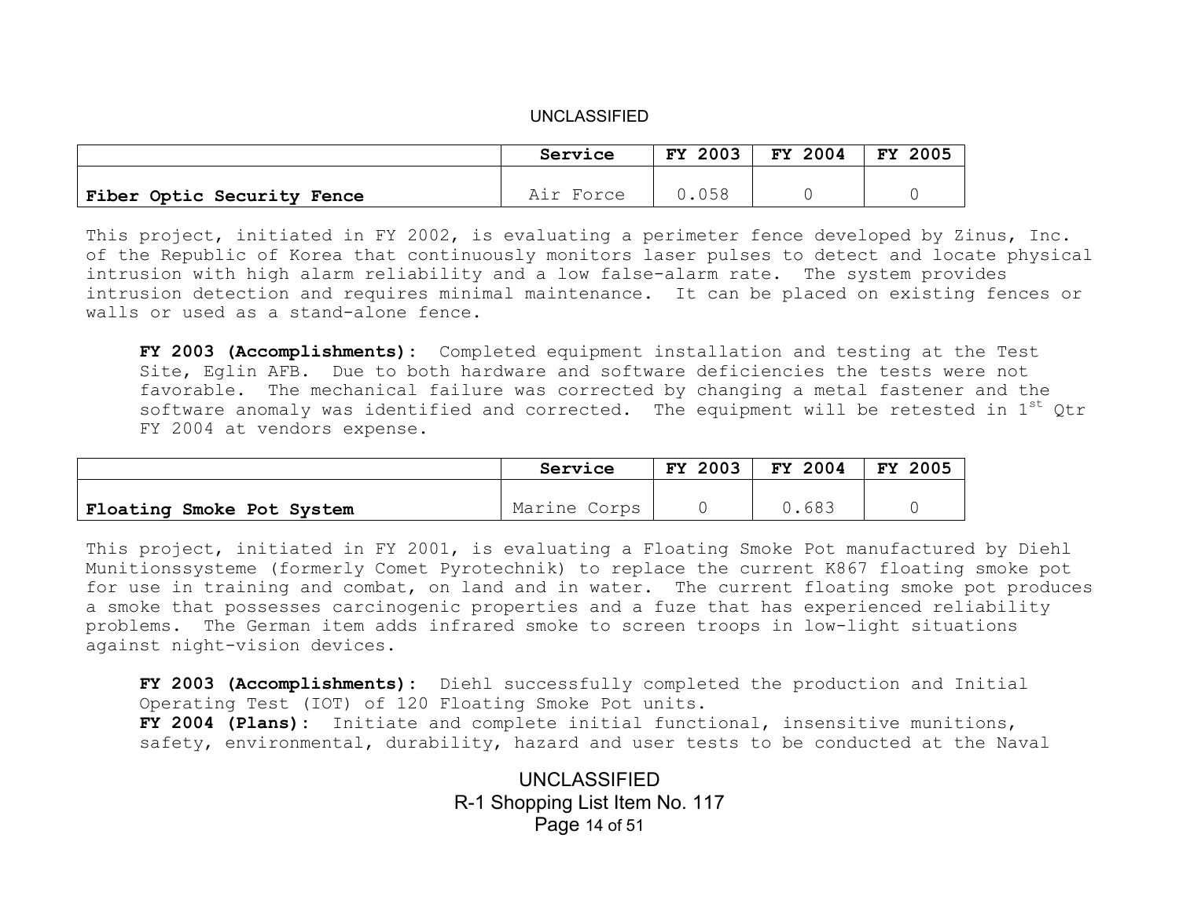| | Service | FY 2003 | FY 2004 | FY 2005 |
|---|---|---|---|---|
| **Fiber Optic Security Fence** | Air Force | 0.058 | 0 | 0 |

This project, initiated in FY 2002, is evaluating a perimeter fence developed by Zinus, Inc. of the Republic of Korea that continuously monitors laser pulses to detect and locate physical intrusion with high alarm reliability and a low false-alarm rate. The system provides intrusion detection and requires minimal maintenance. It can be placed on existing fences or walls or used as a stand-alone fence.

**FY 2003 (Accomplishments):** Completed equipment installation and testing at the Test Site, Eglin AFB. Due to both hardware and software deficiencies the tests were not favorable. The mechanical failure was corrected by changing a metal fastener and the software anomaly was identified and corrected. The equipment will be retested in 1st Qtr FY 2004 at vendors expense.

| | Service | FY 2003 | FY 2004 | FY 2005 |
|---|---|---|---|---|
| **Floating Smoke Pot System** | Marine Corps | 0 | 0.683 | 0 |

This project, initiated in FY 2001, is evaluating a Floating Smoke Pot manufactured by Diehl Munitionssysteme (formerly Comet Pyrotechnik) to replace the current K867 floating smoke pot for use in training and combat, on land and in water. The current floating smoke pot produces a smoke that possesses carcinogenic properties and a fuze that has experienced reliability problems. The German item adds infrared smoke to screen troops in low-light situations against night-vision devices.

**FY 2003 (Accomplishments):** Diehl successfully completed the production and Initial Operating Test (IOT) of 120 Floating Smoke Pot units.
**FY 2004 (Plans):** Initiate and complete initial functional, insensitive munitions, safety, environmental, durability, hazard and user tests to be conducted at the Naval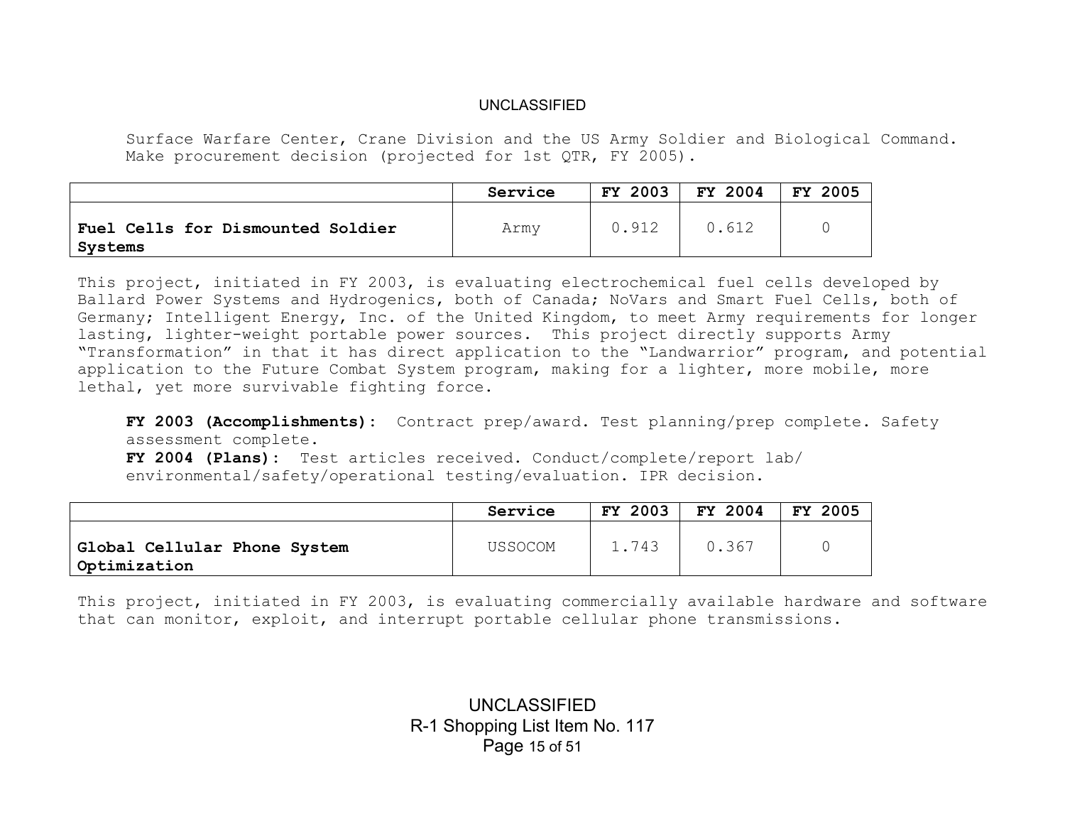Surface Warfare Center, Crane Division and the US Army Soldier and Biological Command. Make procurement decision (projected for 1st QTR, FY 2005).

| | Service | FY 2003 | FY 2004 | FY 2005 |
|---|---|---|---|---|
| **Fuel Cells for Dismounted Soldier Systems** | Army | 0.912 | 0.612 | 0 |

This project, initiated in FY 2003, is evaluating electrochemical fuel cells developed by Ballard Power Systems and Hydrogenics, both of Canada; NoVars and Smart Fuel Cells, both of Germany; Intelligent Energy, Inc. of the United Kingdom, to meet Army requirements for longer lasting, lighter-weight portable power sources. This project directly supports Army "Transformation" in that it has direct application to the "Landwarrior" program, and potential application to the Future Combat System program, making for a lighter, more mobile, more lethal, yet more survivable fighting force.

**FY 2003 (Accomplishments):** Contract prep/award. Test planning/prep complete. Safety assessment complete.
**FY 2004 (Plans):** Test articles received. Conduct/complete/report lab/ environmental/safety/operational testing/evaluation. IPR decision.

| | Service | FY 2003 | FY 2004 | FY 2005 |
|---|---|---|---|---|
| **Global Cellular Phone System Optimization** | USSOCOM | 1.743 | 0.367 | 0 |

This project, initiated in FY 2003, is evaluating commercially available hardware and software that can monitor, exploit, and interrupt portable cellular phone transmissions.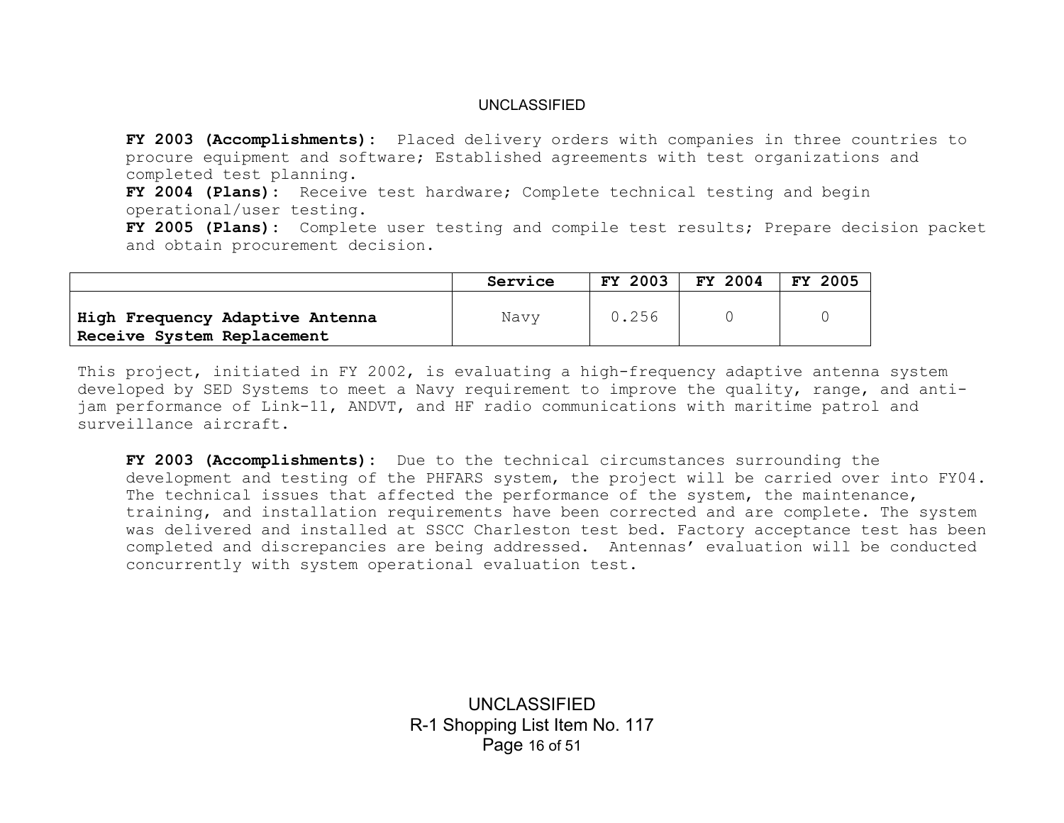**FY 2003 (Accomplishments):** Placed delivery orders with companies in three countries to procure equipment and software; Established agreements with test organizations and completed test planning.
**FY 2004 (Plans):** Receive test hardware; Complete technical testing and begin operational/user testing.
**FY 2005 (Plans):** Complete user testing and compile test results; Prepare decision packet and obtain procurement decision.

| | Service | FY 2003 | FY 2004 | FY 2005 |
|---|---|---|---|---|
| **High Frequency Adaptive Antenna Receive System Replacement** | Navy | 0.256 | 0 | 0 |

This project, initiated in FY 2002, is evaluating a high-frequency adaptive antenna system developed by SED Systems to meet a Navy requirement to improve the quality, range, and anti-jam performance of Link-11, ANDVT, and HF radio communications with maritime patrol and surveillance aircraft.

**FY 2003 (Accomplishments):** Due to the technical circumstances surrounding the development and testing of the PHFARS system, the project will be carried over into FY04. The technical issues that affected the performance of the system, the maintenance, training, and installation requirements have been corrected and are complete. The system was delivered and installed at SSCC Charleston test bed. Factory acceptance test has been completed and discrepancies are being addressed. Antennas' evaluation will be conducted concurrently with system operational evaluation test.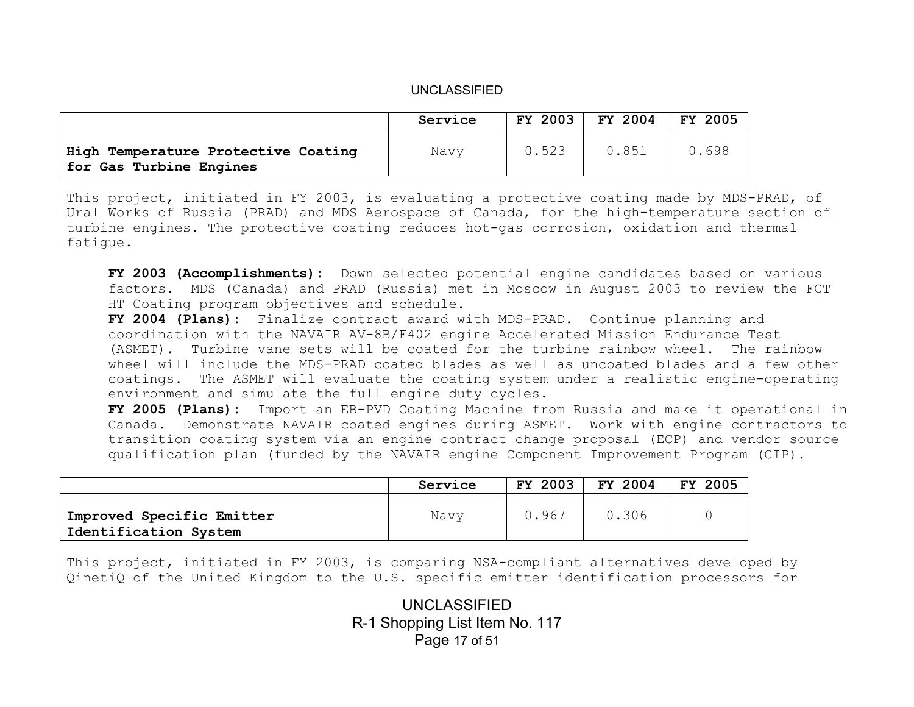| | Service | FY 2003 | FY 2004 | FY 2005 |
|---|---|---|---|---|
| **High Temperature Protective Coating for Gas Turbine Engines** | Navy | 0.523 | 0.851 | 0.698 |

This project, initiated in FY 2003, is evaluating a protective coating made by MDS-PRAD, of Ural Works of Russia (PRAD) and MDS Aerospace of Canada, for the high-temperature section of turbine engines. The protective coating reduces hot-gas corrosion, oxidation and thermal fatigue.

**FY 2003 (Accomplishments):** Down selected potential engine candidates based on various factors. MDS (Canada) and PRAD (Russia) met in Moscow in August 2003 to review the FCT HT Coating program objectives and schedule.
**FY 2004 (Plans):** Finalize contract award with MDS-PRAD. Continue planning and coordination with the NAVAIR AV-8B/F402 engine Accelerated Mission Endurance Test (ASMET). Turbine vane sets will be coated for the turbine rainbow wheel. The rainbow wheel will include the MDS-PRAD coated blades as well as uncoated blades and a few other coatings. The ASMET will evaluate the coating system under a realistic engine-operating environment and simulate the full engine duty cycles.
**FY 2005 (Plans):** Import an EB-PVD Coating Machine from Russia and make it operational in Canada. Demonstrate NAVAIR coated engines during ASMET. Work with engine contractors to transition coating system via an engine contract change proposal (ECP) and vendor source qualification plan (funded by the NAVAIR engine Component Improvement Program (CIP).

| | Service | FY 2003 | FY 2004 | FY 2005 |
|---|---|---|---|---|
| **Improved Specific Emitter Identification System** | Navy | 0.967 | 0.306 | 0 |

This project, initiated in FY 2003, is comparing NSA-compliant alternatives developed by QinetiQ of the United Kingdom to the U.S. specific emitter identification processors for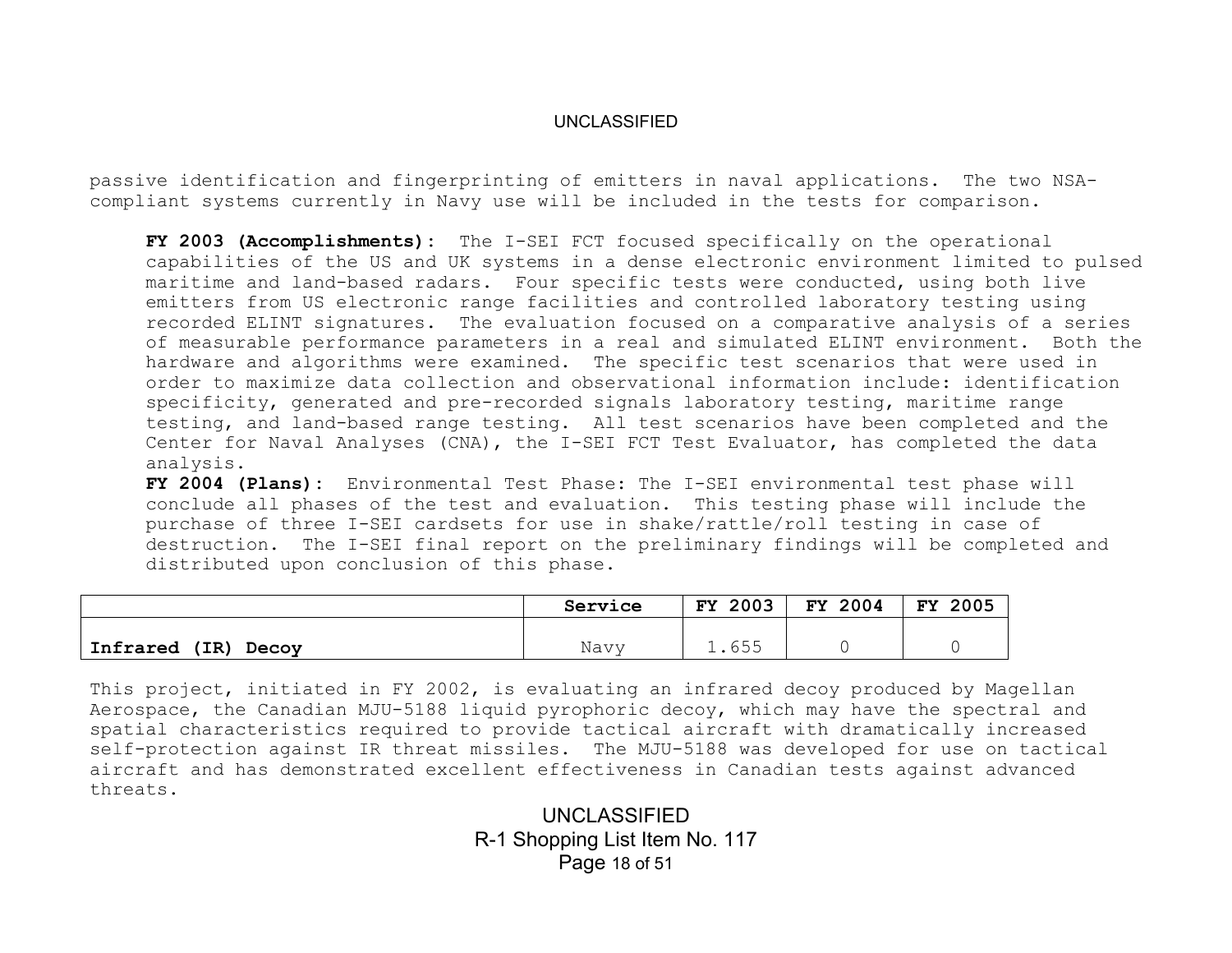passive identification and fingerprinting of emitters in naval applications. The two NSA-compliant systems currently in Navy use will be included in the tests for comparison.

**FY 2003 (Accomplishments):** The I-SEI FCT focused specifically on the operational capabilities of the US and UK systems in a dense electronic environment limited to pulsed maritime and land-based radars. Four specific tests were conducted, using both live emitters from US electronic range facilities and controlled laboratory testing using recorded ELINT signatures. The evaluation focused on a comparative analysis of a series of measurable performance parameters in a real and simulated ELINT environment. Both the hardware and algorithms were examined. The specific test scenarios that were used in order to maximize data collection and observational information include: identification specificity, generated and pre-recorded signals laboratory testing, maritime range testing, and land-based range testing. All test scenarios have been completed and the Center for Naval Analyses (CNA), the I-SEI FCT Test Evaluator, has completed the data analysis.

**FY 2004 (Plans):** Environmental Test Phase: The I-SEI environmental test phase will conclude all phases of the test and evaluation. This testing phase will include the purchase of three I-SEI cardsets for use in shake/rattle/roll testing in case of destruction. The I-SEI final report on the preliminary findings will be completed and distributed upon conclusion of this phase.

| | Service | FY 2003 | FY 2004 | FY 2005 |
|---|---|---|---|---|
| **Infrared (IR) Decoy** | Navy | 1.655 | 0 | 0 |

This project, initiated in FY 2002, is evaluating an infrared decoy produced by Magellan Aerospace, the Canadian MJU-5188 liquid pyrophoric decoy, which may have the spectral and spatial characteristics required to provide tactical aircraft with dramatically increased self-protection against IR threat missiles. The MJU-5188 was developed for use on tactical aircraft and has demonstrated excellent effectiveness in Canadian tests against advanced threats.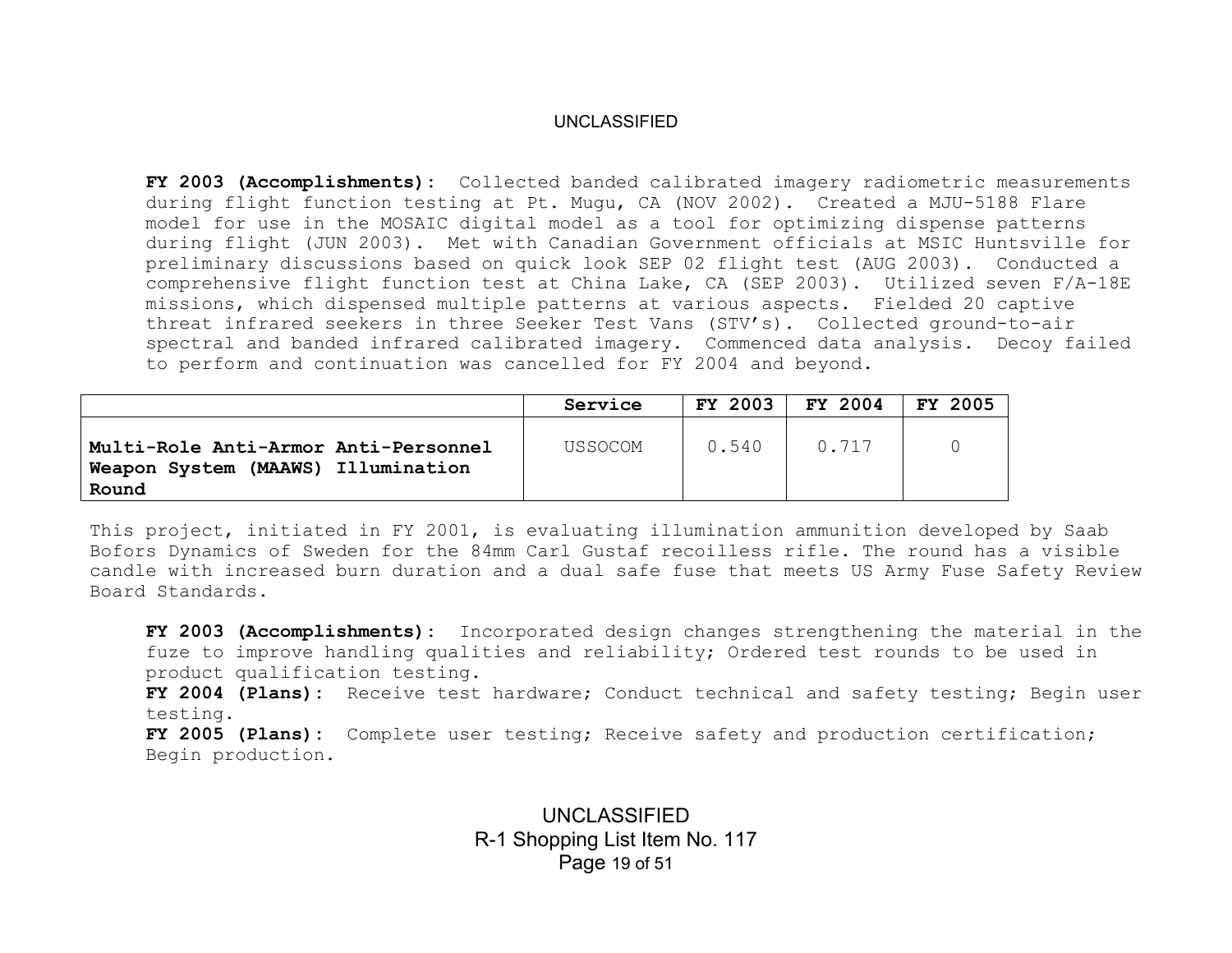**FY 2003 (Accomplishments):** Collected banded calibrated imagery radiometric measurements during flight function testing at Pt. Mugu, CA (NOV 2002). Created a MJU-5188 Flare model for use in the MOSAIC digital model as a tool for optimizing dispense patterns during flight (JUN 2003). Met with Canadian Government officials at MSIC Huntsville for preliminary discussions based on quick look SEP 02 flight test (AUG 2003). Conducted a comprehensive flight function test at China Lake, CA (SEP 2003). Utilized seven F/A-18E missions, which dispensed multiple patterns at various aspects. Fielded 20 captive threat infrared seekers in three Seeker Test Vans (STV's). Collected ground-to-air spectral and banded infrared calibrated imagery. Commenced data analysis. Decoy failed to perform and continuation was cancelled for FY 2004 and beyond.

| | Service | FY 2003 | FY 2004 | FY 2005 |
|---|---|---|---|---|
| **Multi-Role Anti-Armor Anti-Personnel Weapon System (MAAWS) Illumination Round** | USSOCOM | 0.540 | 0.717 | 0 |

This project, initiated in FY 2001, is evaluating illumination ammunition developed by Saab Bofors Dynamics of Sweden for the 84mm Carl Gustaf recoilless rifle. The round has a visible candle with increased burn duration and a dual safe fuse that meets US Army Fuse Safety Review Board Standards.

**FY 2003 (Accomplishments):** Incorporated design changes strengthening the material in the fuze to improve handling qualities and reliability; Ordered test rounds to be used in product qualification testing.
**FY 2004 (Plans):** Receive test hardware; Conduct technical and safety testing; Begin user testing.
**FY 2005 (Plans):** Complete user testing; Receive safety and production certification; Begin production.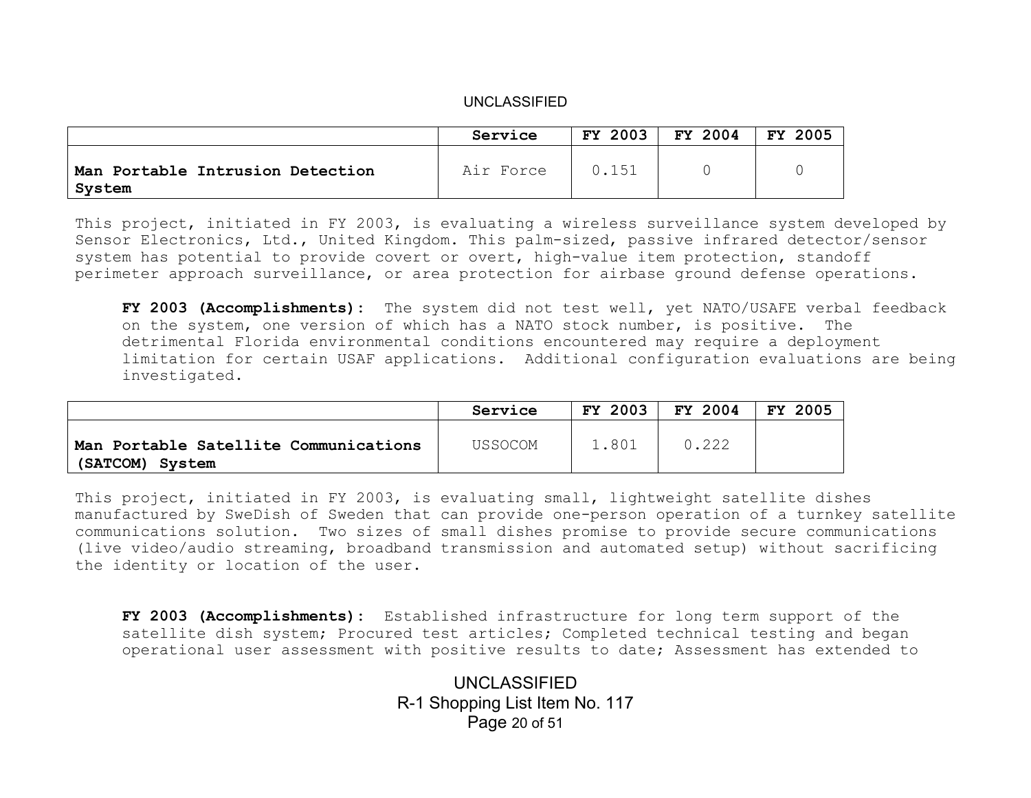| | Service | FY 2003 | FY 2004 | FY 2005 |
|---|---|---|---|---|
| **Man Portable Intrusion Detection System** | Air Force | 0.151 | 0 | 0 |

This project, initiated in FY 2003, is evaluating a wireless surveillance system developed by Sensor Electronics, Ltd., United Kingdom. This palm-sized, passive infrared detector/sensor system has potential to provide covert or overt, high-value item protection, standoff perimeter approach surveillance, or area protection for airbase ground defense operations.

**FY 2003 (Accomplishments):** The system did not test well, yet NATO/USAFE verbal feedback on the system, one version of which has a NATO stock number, is positive. The detrimental Florida environmental conditions encountered may require a deployment limitation for certain USAF applications. Additional configuration evaluations are being investigated.

| | Service | FY 2003 | FY 2004 | FY 2005 |
|---|---|---|---|---|
| **Man Portable Satellite Communications (SATCOM) System** | USSOCOM | 1.801 | 0.222 | |

This project, initiated in FY 2003, is evaluating small, lightweight satellite dishes manufactured by SweDish of Sweden that can provide one-person operation of a turnkey satellite communications solution. Two sizes of small dishes promise to provide secure communications (live video/audio streaming, broadband transmission and automated setup) without sacrificing the identity or location of the user.

**FY 2003 (Accomplishments):** Established infrastructure for long term support of the satellite dish system; Procured test articles; Completed technical testing and began operational user assessment with positive results to date; Assessment has extended to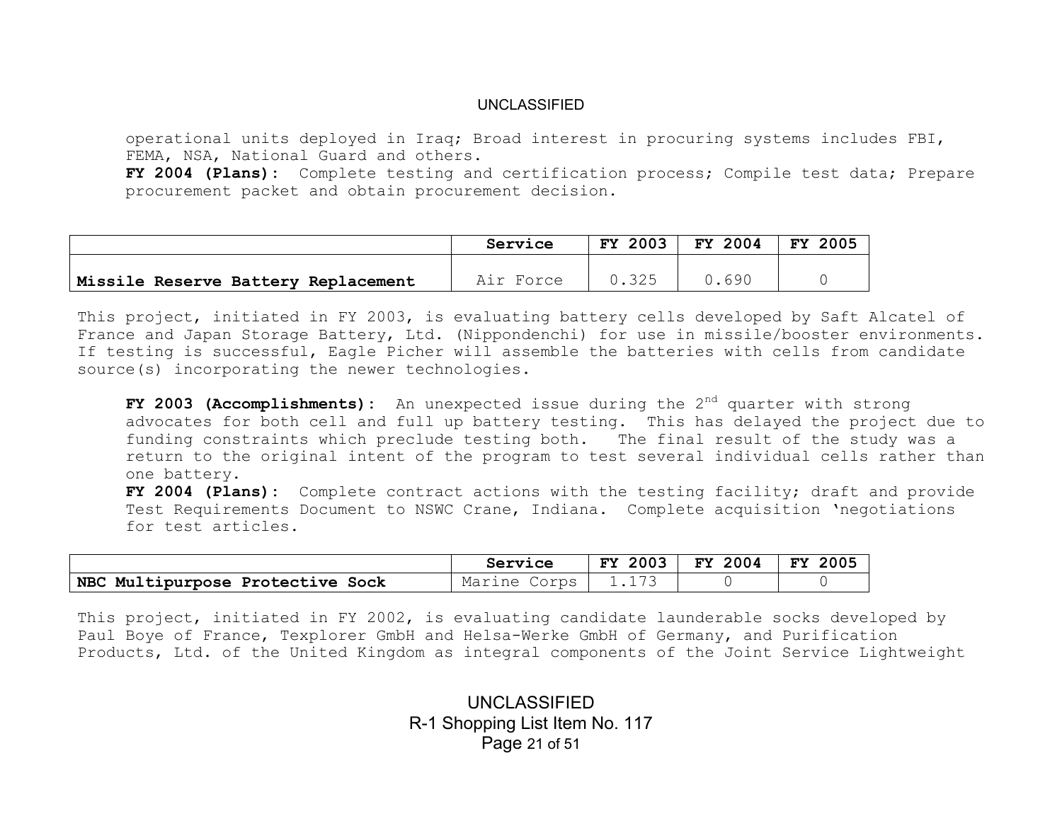operational units deployed in Iraq; Broad interest in procuring systems includes FBI, FEMA, NSA, National Guard and others.
**FY 2004 (Plans):** Complete testing and certification process; Compile test data; Prepare procurement packet and obtain procurement decision.

| | Service | FY 2003 | FY 2004 | FY 2005 |
|---|---|---|---|---|
| **Missile Reserve Battery Replacement** | Air Force | 0.325 | 0.690 | 0 |

This project, initiated in FY 2003, is evaluating battery cells developed by Saft Alcatel of France and Japan Storage Battery, Ltd. (Nippondenchi) for use in missile/booster environments. If testing is successful, Eagle Picher will assemble the batteries with cells from candidate source(s) incorporating the newer technologies.

**FY 2003 (Accomplishments):** An unexpected issue during the 2nd quarter with strong advocates for both cell and full up battery testing. This has delayed the project due to funding constraints which preclude testing both. The final result of the study was a return to the original intent of the program to test several individual cells rather than one battery.
**FY 2004 (Plans):** Complete contract actions with the testing facility; draft and provide Test Requirements Document to NSWC Crane, Indiana. Complete acquisition 'negotiations for test articles.

| | Service | FY 2003 | FY 2004 | FY 2005 |
|---|---|---|---|---|
| **NBC Multipurpose Protective Sock** | Marine Corps | 1.173 | 0 | 0 |

This project, initiated in FY 2002, is evaluating candidate launderable socks developed by Paul Boye of France, Texplorer GmbH and Helsa-Werke GmbH of Germany, and Purification Products, Ltd. of the United Kingdom as integral components of the Joint Service Lightweight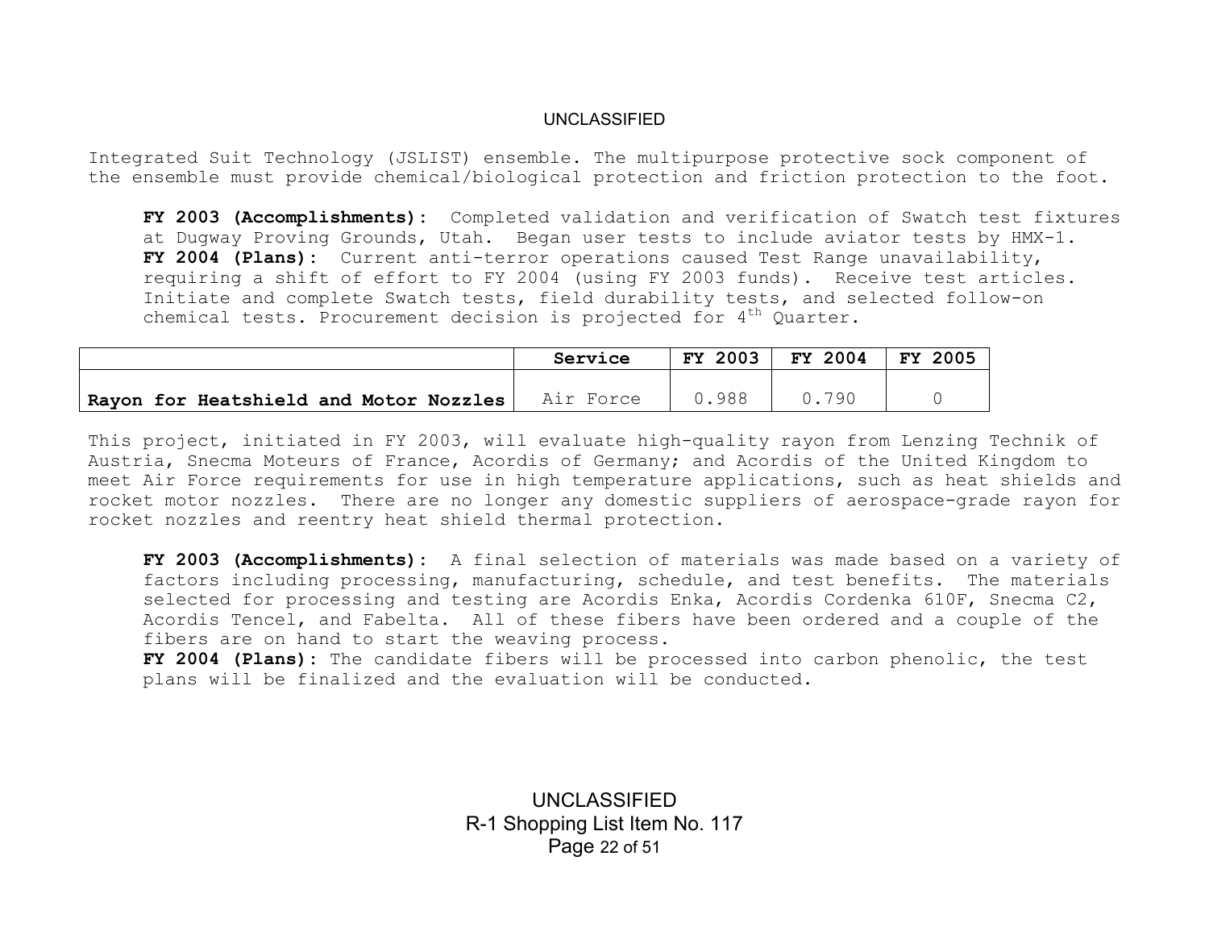Integrated Suit Technology (JSLIST) ensemble. The multipurpose protective sock component of the ensemble must provide chemical/biological protection and friction protection to the foot.

**FY 2003 (Accomplishments):** Completed validation and verification of Swatch test fixtures at Dugway Proving Grounds, Utah. Began user tests to include aviator tests by HMX-1.
**FY 2004 (Plans):** Current anti-terror operations caused Test Range unavailability, requiring a shift of effort to FY 2004 (using FY 2003 funds). Receive test articles. Initiate and complete Swatch tests, field durability tests, and selected follow-on chemical tests. Procurement decision is projected for 4th Quarter.

| | Service | FY 2003 | FY 2004 | FY 2005 |
|---|---|---|---|---|
| **Rayon for Heatshield and Motor Nozzles** | Air Force | 0.988 | 0.790 | 0 |

This project, initiated in FY 2003, will evaluate high-quality rayon from Lenzing Technik of Austria, Snecma Moteurs of France, Acordis of Germany; and Acordis of the United Kingdom to meet Air Force requirements for use in high temperature applications, such as heat shields and rocket motor nozzles. There are no longer any domestic suppliers of aerospace-grade rayon for rocket nozzles and reentry heat shield thermal protection.

**FY 2003 (Accomplishments):** A final selection of materials was made based on a variety of factors including processing, manufacturing, schedule, and test benefits. The materials selected for processing and testing are Acordis Enka, Acordis Cordenka 610F, Snecma C2, Acordis Tencel, and Fabelta. All of these fibers have been ordered and a couple of the fibers are on hand to start the weaving process.
**FY 2004 (Plans):** The candidate fibers will be processed into carbon phenolic, the test plans will be finalized and the evaluation will be conducted.

R-1 Shopping List Item No. 117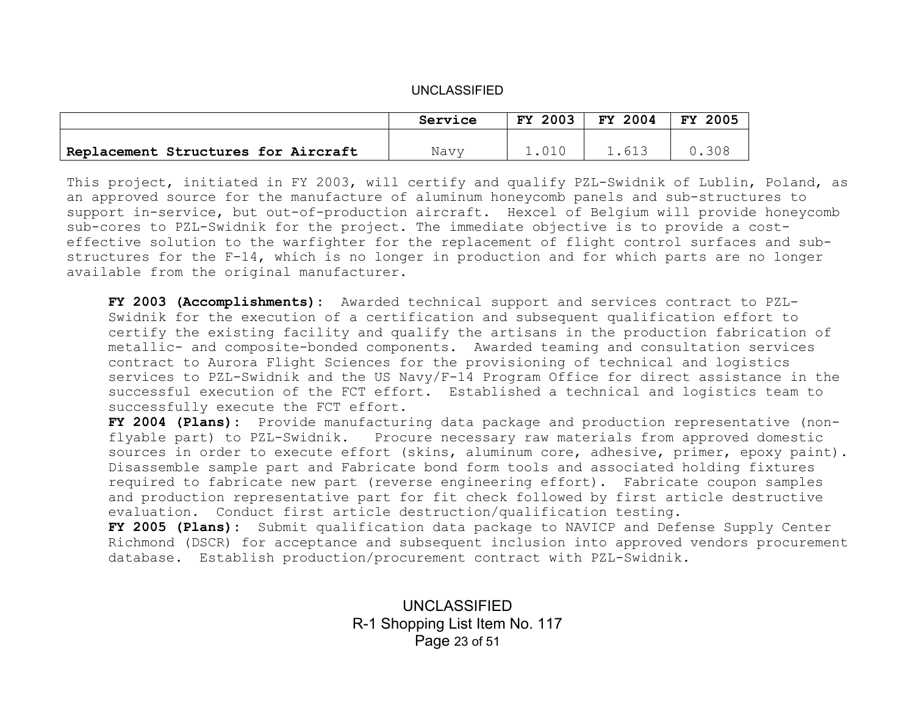| | Service | FY 2003 | FY 2004 | FY 2005 |
|---|---|---|---|---|
| **Replacement Structures for Aircraft** | Navy | 1.010 | 1.613 | 0.308 |

This project, initiated in FY 2003, will certify and qualify PZL-Swidnik of Lublin, Poland, as an approved source for the manufacture of aluminum honeycomb panels and sub-structures to support in-service, but out-of-production aircraft. Hexcel of Belgium will provide honeycomb sub-cores to PZL-Swidnik for the project. The immediate objective is to provide a cost-effective solution to the warfighter for the replacement of flight control surfaces and sub-structures for the F-14, which is no longer in production and for which parts are no longer available from the original manufacturer.

**FY 2003 (Accomplishments):** Awarded technical support and services contract to PZL-Swidnik for the execution of a certification and subsequent qualification effort to certify the existing facility and qualify the artisans in the production fabrication of metallic- and composite-bonded components. Awarded teaming and consultation services contract to Aurora Flight Sciences for the provisioning of technical and logistics services to PZL-Swidnik and the US Navy/F-14 Program Office for direct assistance in the successful execution of the FCT effort. Established a technical and logistics team to successfully execute the FCT effort.

**FY 2004 (Plans):** Provide manufacturing data package and production representative (non-flyable part) to PZL-Swidnik. Procure necessary raw materials from approved domestic sources in order to execute effort (skins, aluminum core, adhesive, primer, epoxy paint). Disassemble sample part and Fabricate bond form tools and associated holding fixtures required to fabricate new part (reverse engineering effort). Fabricate coupon samples and production representative part for fit check followed by first article destructive evaluation. Conduct first article destruction/qualification testing.

**FY 2005 (Plans):** Submit qualification data package to NAVICP and Defense Supply Center Richmond (DSCR) for acceptance and subsequent inclusion into approved vendors procurement database. Establish production/procurement contract with PZL-Swidnik.

R-1 Shopping List Item No. 117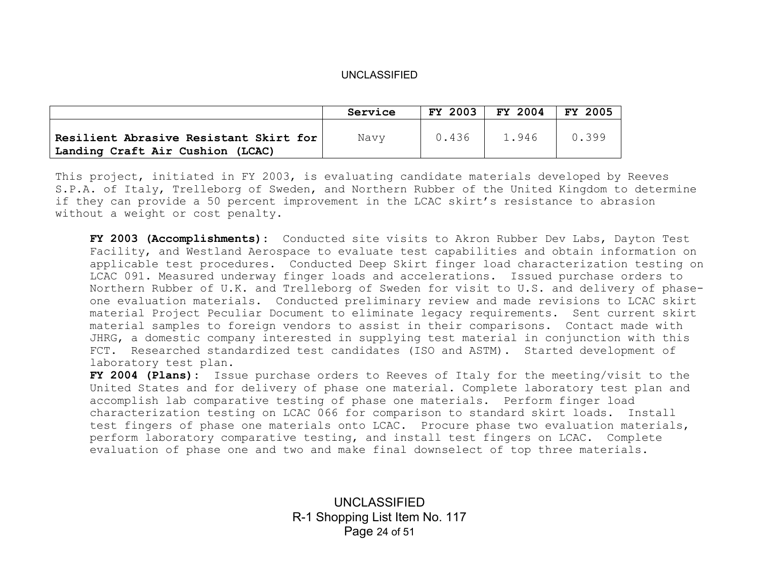UNCLASSIFIED

| | Service | FY 2003 | FY 2004 | FY 2005 |
|---|---|---|---|---|
| **Resilient Abrasive Resistant Skirt for Landing Craft Air Cushion (LCAC)** | Navy | 0.436 | 1.946 | 0.399 |

This project, initiated in FY 2003, is evaluating candidate materials developed by Reeves S.P.A. of Italy, Trelleborg of Sweden, and Northern Rubber of the United Kingdom to determine if they can provide a 50 percent improvement in the LCAC skirt's resistance to abrasion without a weight or cost penalty.

**FY 2003 (Accomplishments):** Conducted site visits to Akron Rubber Dev Labs, Dayton Test Facility, and Westland Aerospace to evaluate test capabilities and obtain information on applicable test procedures. Conducted Deep Skirt finger load characterization testing on LCAC 091. Measured underway finger loads and accelerations. Issued purchase orders to Northern Rubber of U.K. and Trelleborg of Sweden for visit to U.S. and delivery of phase-one evaluation materials. Conducted preliminary review and made revisions to LCAC skirt material Project Peculiar Document to eliminate legacy requirements. Sent current skirt material samples to foreign vendors to assist in their comparisons. Contact made with JHRG, a domestic company interested in supplying test material in conjunction with this FCT. Researched standardized test candidates (ISO and ASTM). Started development of laboratory test plan.

**FY 2004 (Plans):** Issue purchase orders to Reeves of Italy for the meeting/visit to the United States and for delivery of phase one material. Complete laboratory test plan and accomplish lab comparative testing of phase one materials. Perform finger load characterization testing on LCAC 066 for comparison to standard skirt loads. Install test fingers of phase one materials onto LCAC. Procure phase two evaluation materials, perform laboratory comparative testing, and install test fingers on LCAC. Complete evaluation of phase one and two and make final downselect of top three materials.

UNCLASSIFIED

R-1 Shopping List Item No. 117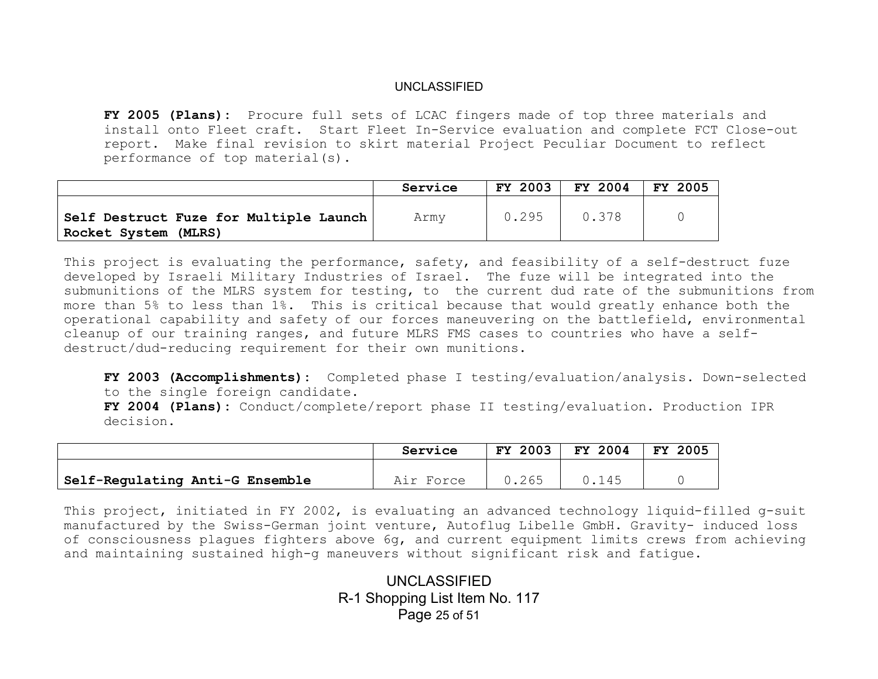**FY 2005 (Plans):** Procure full sets of LCAC fingers made of top three materials and install onto Fleet craft. Start Fleet In-Service evaluation and complete FCT Close-out report. Make final revision to skirt material Project Peculiar Document to reflect performance of top material(s).

| | Service | FY 2003 | FY 2004 | FY 2005 |
|---|---|---|---|---|
| **Self Destruct Fuze for Multiple Launch Rocket System (MLRS)** | Army | 0.295 | 0.378 | 0 |

This project is evaluating the performance, safety, and feasibility of a self-destruct fuze developed by Israeli Military Industries of Israel. The fuze will be integrated into the submunitions of the MLRS system for testing, to the current dud rate of the submunitions from more than 5% to less than 1%. This is critical because that would greatly enhance both the operational capability and safety of our forces maneuvering on the battlefield, environmental cleanup of our training ranges, and future MLRS FMS cases to countries who have a self-destruct/dud-reducing requirement for their own munitions.

**FY 2003 (Accomplishments):** Completed phase I testing/evaluation/analysis. Down-selected to the single foreign candidate.
**FY 2004 (Plans):** Conduct/complete/report phase II testing/evaluation. Production IPR decision.

| | Service | FY 2003 | FY 2004 | FY 2005 |
|---|---|---|---|---|
| **Self-Regulating Anti-G Ensemble** | Air Force | 0.265 | 0.145 | 0 |

This project, initiated in FY 2002, is evaluating an advanced technology liquid-filled g-suit manufactured by the Swiss-German joint venture, Autoflug Libelle GmbH. Gravity- induced loss of consciousness plagues fighters above 6g, and current equipment limits crews from achieving and maintaining sustained high-g maneuvers without significant risk and fatigue.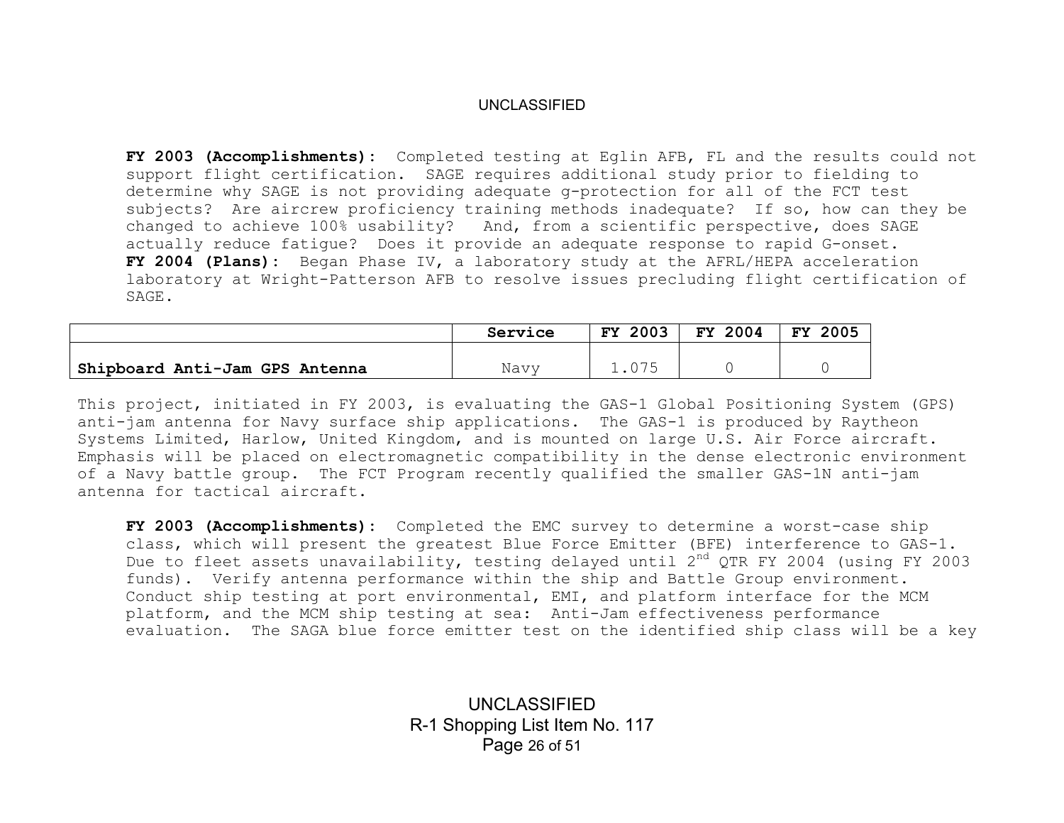**FY 2003 (Accomplishments):** Completed testing at Eglin AFB, FL and the results could not support flight certification. SAGE requires additional study prior to fielding to determine why SAGE is not providing adequate g-protection for all of the FCT test subjects? Are aircrew proficiency training methods inadequate? If so, how can they be changed to achieve 100% usability? And, from a scientific perspective, does SAGE actually reduce fatigue? Does it provide an adequate response to rapid G-onset.
**FY 2004 (Plans):** Began Phase IV, a laboratory study at the AFRL/HEPA acceleration laboratory at Wright-Patterson AFB to resolve issues precluding flight certification of SAGE.

| | Service | FY 2003 | FY 2004 | FY 2005 |
|---|---|---|---|---|
| **Shipboard Anti-Jam GPS Antenna** | Navy | 1.075 | 0 | 0 |

This project, initiated in FY 2003, is evaluating the GAS-1 Global Positioning System (GPS) anti-jam antenna for Navy surface ship applications. The GAS-1 is produced by Raytheon Systems Limited, Harlow, United Kingdom, and is mounted on large U.S. Air Force aircraft. Emphasis will be placed on electromagnetic compatibility in the dense electronic environment of a Navy battle group. The FCT Program recently qualified the smaller GAS-1N anti-jam antenna for tactical aircraft.

**FY 2003 (Accomplishments):** Completed the EMC survey to determine a worst-case ship class, which will present the greatest Blue Force Emitter (BFE) interference to GAS-1. Due to fleet assets unavailability, testing delayed until 2nd QTR FY 2004 (using FY 2003 funds). Verify antenna performance within the ship and Battle Group environment. Conduct ship testing at port environmental, EMI, and platform interface for the MCM platform, and the MCM ship testing at sea: Anti-Jam effectiveness performance evaluation. The SAGA blue force emitter test on the identified ship class will be a key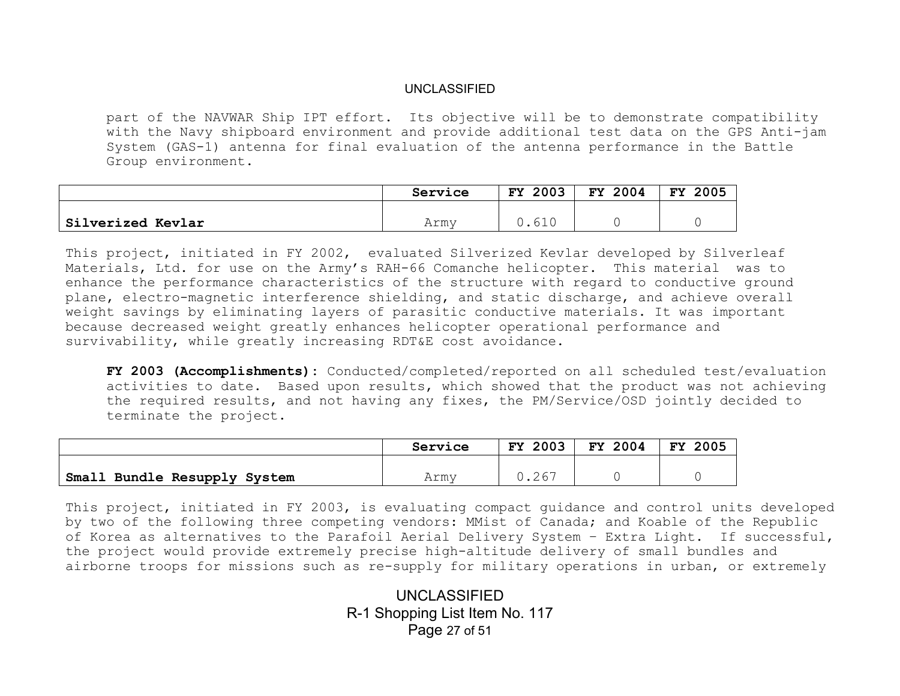part of the NAVWAR Ship IPT effort. Its objective will be to demonstrate compatibility with the Navy shipboard environment and provide additional test data on the GPS Anti-jam System (GAS-1) antenna for final evaluation of the antenna performance in the Battle Group environment.

| | Service | FY 2003 | FY 2004 | FY 2005 |
|---|---|---|---|---|
| **Silverized Kevlar** | Army | 0.610 | 0 | 0 |

This project, initiated in FY 2002, evaluated Silverized Kevlar developed by Silverleaf Materials, Ltd. for use on the Army's RAH-66 Comanche helicopter. This material was to enhance the performance characteristics of the structure with regard to conductive ground plane, electro-magnetic interference shielding, and static discharge, and achieve overall weight savings by eliminating layers of parasitic conductive materials. It was important because decreased weight greatly enhances helicopter operational performance and survivability, while greatly increasing RDT&E cost avoidance.

**FY 2003 (Accomplishments):** Conducted/completed/reported on all scheduled test/evaluation activities to date. Based upon results, which showed that the product was not achieving the required results, and not having any fixes, the PM/Service/OSD jointly decided to terminate the project.

| | Service | FY 2003 | FY 2004 | FY 2005 |
|---|---|---|---|---|
| **Small Bundle Resupply System** | Army | 0.267 | 0 | 0 |

This project, initiated in FY 2003, is evaluating compact guidance and control units developed by two of the following three competing vendors: MMist of Canada; and Koable of the Republic of Korea as alternatives to the Parafoil Aerial Delivery System – Extra Light. If successful, the project would provide extremely precise high-altitude delivery of small bundles and airborne troops for missions such as re-supply for military operations in urban, or extremely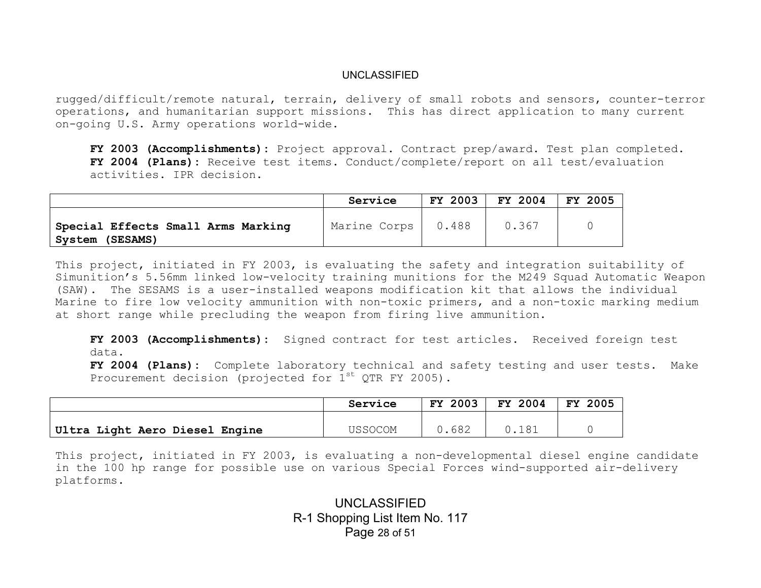rugged/difficult/remote natural, terrain, delivery of small robots and sensors, counter-terror operations, and humanitarian support missions. This has direct application to many current on-going U.S. Army operations world-wide.

**FY 2003 (Accomplishments):** Project approval. Contract prep/award. Test plan completed.
**FY 2004 (Plans):** Receive test items. Conduct/complete/report on all test/evaluation activities. IPR decision.

| | Service | FY 2003 | FY 2004 | FY 2005 |
|---|---|---|---|---|
| **Special Effects Small Arms Marking System (SESAMS)** | Marine Corps | 0.488 | 0.367 | 0 |

This project, initiated in FY 2003, is evaluating the safety and integration suitability of Simunition's 5.56mm linked low-velocity training munitions for the M249 Squad Automatic Weapon (SAW). The SESAMS is a user-installed weapons modification kit that allows the individual Marine to fire low velocity ammunition with non-toxic primers, and a non-toxic marking medium at short range while precluding the weapon from firing live ammunition.

**FY 2003 (Accomplishments):** Signed contract for test articles. Received foreign test data.
**FY 2004 (Plans):** Complete laboratory technical and safety testing and user tests. Make Procurement decision (projected for 1st QTR FY 2005).

| | Service | FY 2003 | FY 2004 | FY 2005 |
|---|---|---|---|---|
| **Ultra Light Aero Diesel Engine** | USSOCOM | 0.682 | 0.181 | 0 |

This project, initiated in FY 2003, is evaluating a non-developmental diesel engine candidate in the 100 hp range for possible use on various Special Forces wind-supported air-delivery platforms.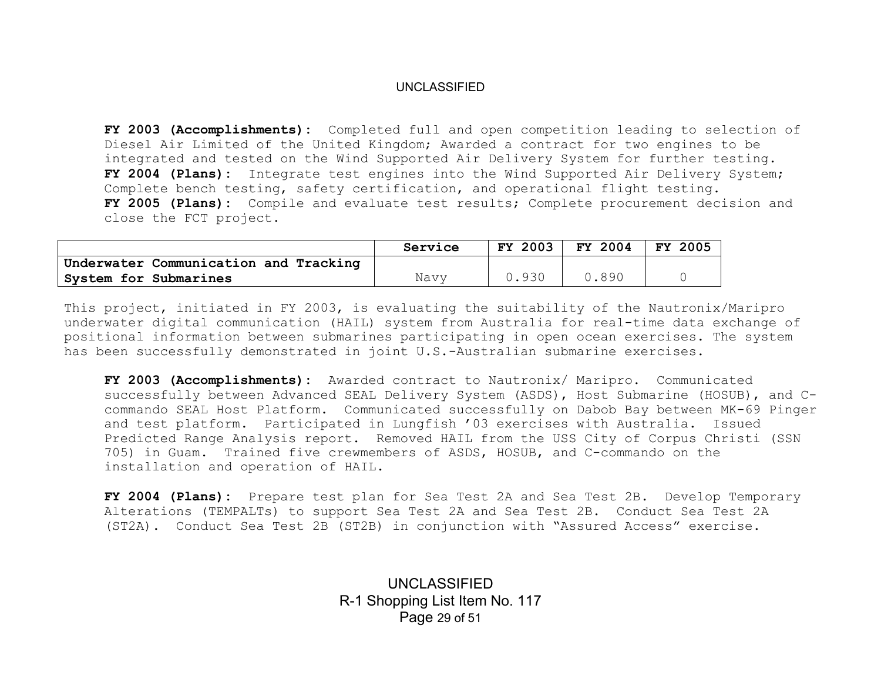**FY 2003 (Accomplishments):** Completed full and open competition leading to selection of Diesel Air Limited of the United Kingdom; Awarded a contract for two engines to be integrated and tested on the Wind Supported Air Delivery System for further testing.
**FY 2004 (Plans):** Integrate test engines into the Wind Supported Air Delivery System; Complete bench testing, safety certification, and operational flight testing.
**FY 2005 (Plans):** Compile and evaluate test results; Complete procurement decision and close the FCT project.

| | Service | FY 2003 | FY 2004 | FY 2005 |
|---|---|---|---|---|
| **Underwater Communication and Tracking System for Submarines** | Navy | 0.930 | 0.890 | 0 |

This project, initiated in FY 2003, is evaluating the suitability of the Nautronix/Maripro underwater digital communication (HAIL) system from Australia for real-time data exchange of positional information between submarines participating in open ocean exercises. The system has been successfully demonstrated in joint U.S.-Australian submarine exercises.

**FY 2003 (Accomplishments):** Awarded contract to Nautronix/ Maripro. Communicated successfully between Advanced SEAL Delivery System (ASDS), Host Submarine (HOSUB), and C-commando SEAL Host Platform. Communicated successfully on Dabob Bay between MK-69 Pinger and test platform. Participated in Lungfish '03 exercises with Australia. Issued Predicted Range Analysis report. Removed HAIL from the USS City of Corpus Christi (SSN 705) in Guam. Trained five crewmembers of ASDS, HOSUB, and C-commando on the installation and operation of HAIL.

**FY 2004 (Plans):** Prepare test plan for Sea Test 2A and Sea Test 2B. Develop Temporary Alterations (TEMPALTs) to support Sea Test 2A and Sea Test 2B. Conduct Sea Test 2A (ST2A). Conduct Sea Test 2B (ST2B) in conjunction with "Assured Access" exercise.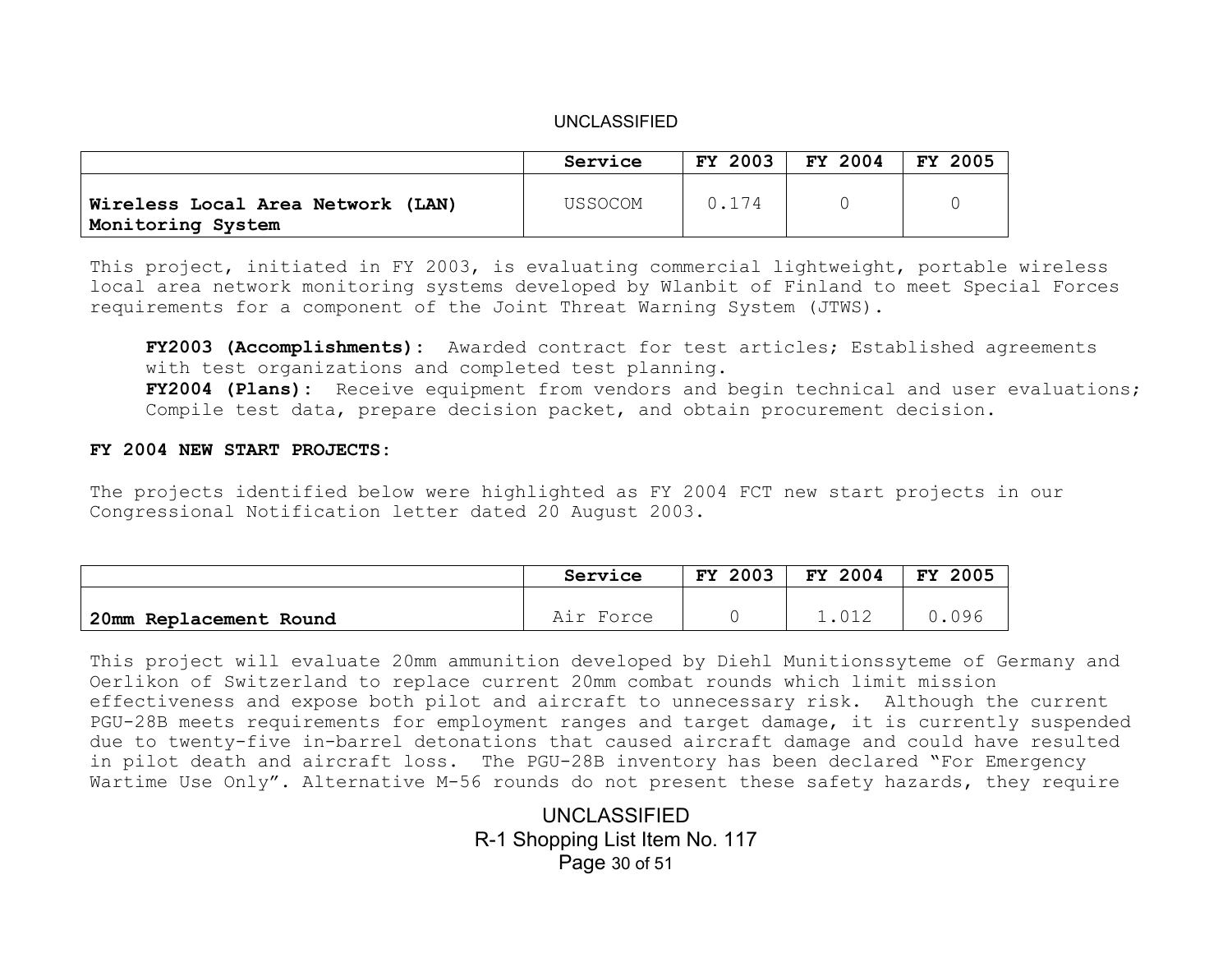| | Service | FY 2003 | FY 2004 | FY 2005 |
|---|---|---|---|---|
| **Wireless Local Area Network (LAN) Monitoring System** | USSOCOM | 0.174 | 0 | 0 |

This project, initiated in FY 2003, is evaluating commercial lightweight, portable wireless local area network monitoring systems developed by Wlanbit of Finland to meet Special Forces requirements for a component of the Joint Threat Warning System (JTWS).

**FY2003 (Accomplishments):** Awarded contract for test articles; Established agreements with test organizations and completed test planning.
**FY2004 (Plans):** Receive equipment from vendors and begin technical and user evaluations; Compile test data, prepare decision packet, and obtain procurement decision.

**FY 2004 NEW START PROJECTS:**

The projects identified below were highlighted as FY 2004 FCT new start projects in our Congressional Notification letter dated 20 August 2003.

| | Service | FY 2003 | FY 2004 | FY 2005 |
|---|---|---|---|---|
| **20mm Replacement Round** | Air Force | 0 | 1.012 | 0.096 |

This project will evaluate 20mm ammunition developed by Diehl Munitionssyteme of Germany and Oerlikon of Switzerland to replace current 20mm combat rounds which limit mission effectiveness and expose both pilot and aircraft to unnecessary risk. Although the current PGU-28B meets requirements for employment ranges and target damage, it is currently suspended due to twenty-five in-barrel detonations that caused aircraft damage and could have resulted in pilot death and aircraft loss. The PGU-28B inventory has been declared "For Emergency Wartime Use Only". Alternative M-56 rounds do not present these safety hazards, they require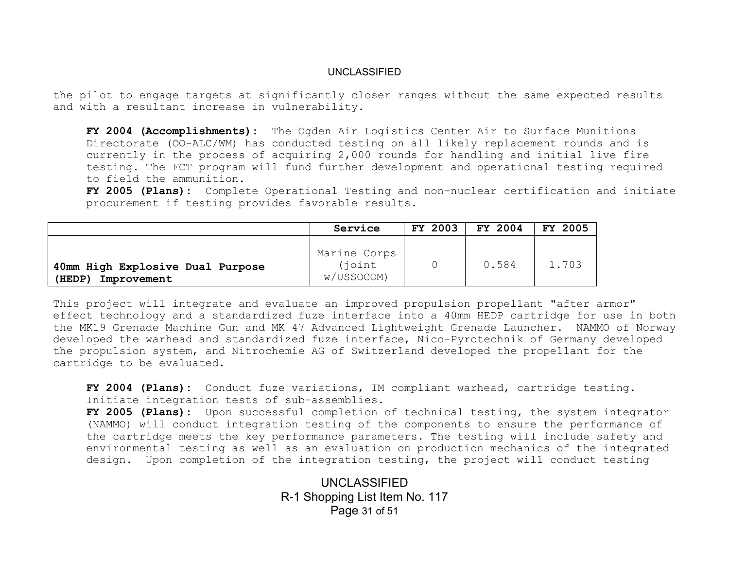the pilot to engage targets at significantly closer ranges without the same expected results and with a resultant increase in vulnerability.

**FY 2004 (Accomplishments):** The Ogden Air Logistics Center Air to Surface Munitions Directorate (OO-ALC/WM) has conducted testing on all likely replacement rounds and is currently in the process of acquiring 2,000 rounds for handling and initial live fire testing. The FCT program will fund further development and operational testing required to field the ammunition.
**FY 2005 (Plans):** Complete Operational Testing and non-nuclear certification and initiate procurement if testing provides favorable results.

| | Service | FY 2003 | FY 2004 | FY 2005 |
|---|---|---|---|---|
| **40mm High Explosive Dual Purpose (HEDP) Improvement** | Marine Corps (joint w/USSOCOM) | 0 | 0.584 | 1.703 |

This project will integrate and evaluate an improved propulsion propellant "after armor" effect technology and a standardized fuze interface into a 40mm HEDP cartridge for use in both the MK19 Grenade Machine Gun and MK 47 Advanced Lightweight Grenade Launcher. NAMMO of Norway developed the warhead and standardized fuze interface, Nico-Pyrotechnik of Germany developed the propulsion system, and Nitrochemie AG of Switzerland developed the propellant for the cartridge to be evaluated.

**FY 2004 (Plans):** Conduct fuze variations, IM compliant warhead, cartridge testing. Initiate integration tests of sub-assemblies.
**FY 2005 (Plans):** Upon successful completion of technical testing, the system integrator (NAMMO) will conduct integration testing of the components to ensure the performance of the cartridge meets the key performance parameters. The testing will include safety and environmental testing as well as an evaluation on production mechanics of the integrated design. Upon completion of the integration testing, the project will conduct testing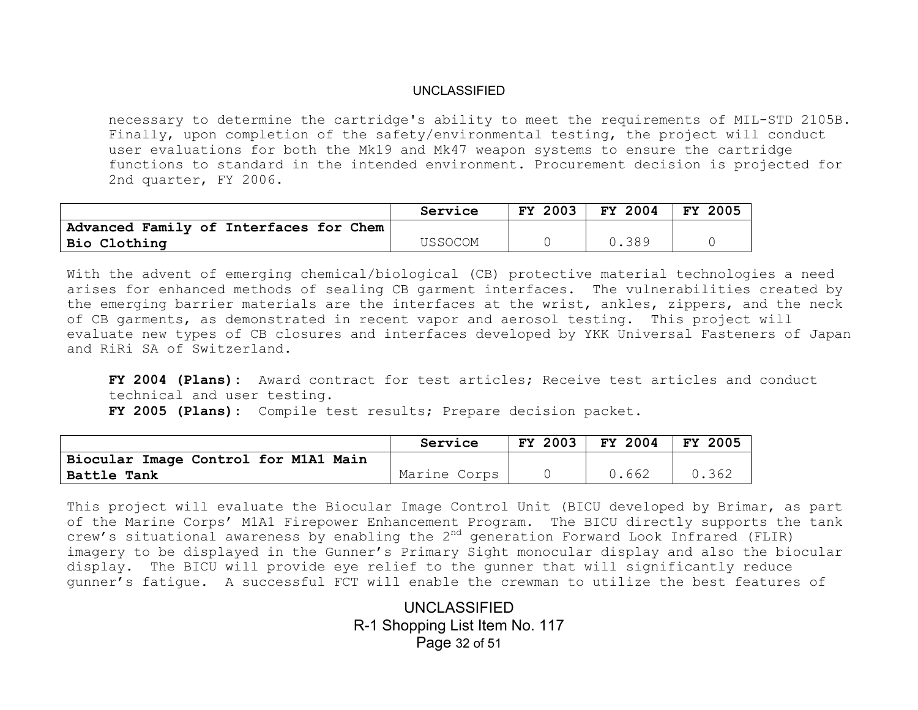necessary to determine the cartridge's ability to meet the requirements of MIL-STD 2105B. Finally, upon completion of the safety/environmental testing, the project will conduct user evaluations for both the Mk19 and Mk47 weapon systems to ensure the cartridge functions to standard in the intended environment. Procurement decision is projected for 2nd quarter, FY 2006.

| | Service | FY 2003 | FY 2004 | FY 2005 |
|---|---|---|---|---|
| **Advanced Family of Interfaces for Chem Bio Clothing** | USSOCOM | 0 | 0.389 | 0 |

With the advent of emerging chemical/biological (CB) protective material technologies a need arises for enhanced methods of sealing CB garment interfaces. The vulnerabilities created by the emerging barrier materials are the interfaces at the wrist, ankles, zippers, and the neck of CB garments, as demonstrated in recent vapor and aerosol testing. This project will evaluate new types of CB closures and interfaces developed by YKK Universal Fasteners of Japan and RiRi SA of Switzerland.

**FY 2004 (Plans):** Award contract for test articles; Receive test articles and conduct technical and user testing.
**FY 2005 (Plans):** Compile test results; Prepare decision packet.

| | Service | FY 2003 | FY 2004 | FY 2005 |
|---|---|---|---|---|
| **Biocular Image Control for M1A1 Main Battle Tank** | Marine Corps | 0 | 0.662 | 0.362 |

This project will evaluate the Biocular Image Control Unit (BICU developed by Brimar, as part of the Marine Corps' M1A1 Firepower Enhancement Program. The BICU directly supports the tank crew's situational awareness by enabling the 2nd generation Forward Look Infrared (FLIR) imagery to be displayed in the Gunner's Primary Sight monocular display and also the biocular display. The BICU will provide eye relief to the gunner that will significantly reduce gunner's fatigue. A successful FCT will enable the crewman to utilize the best features of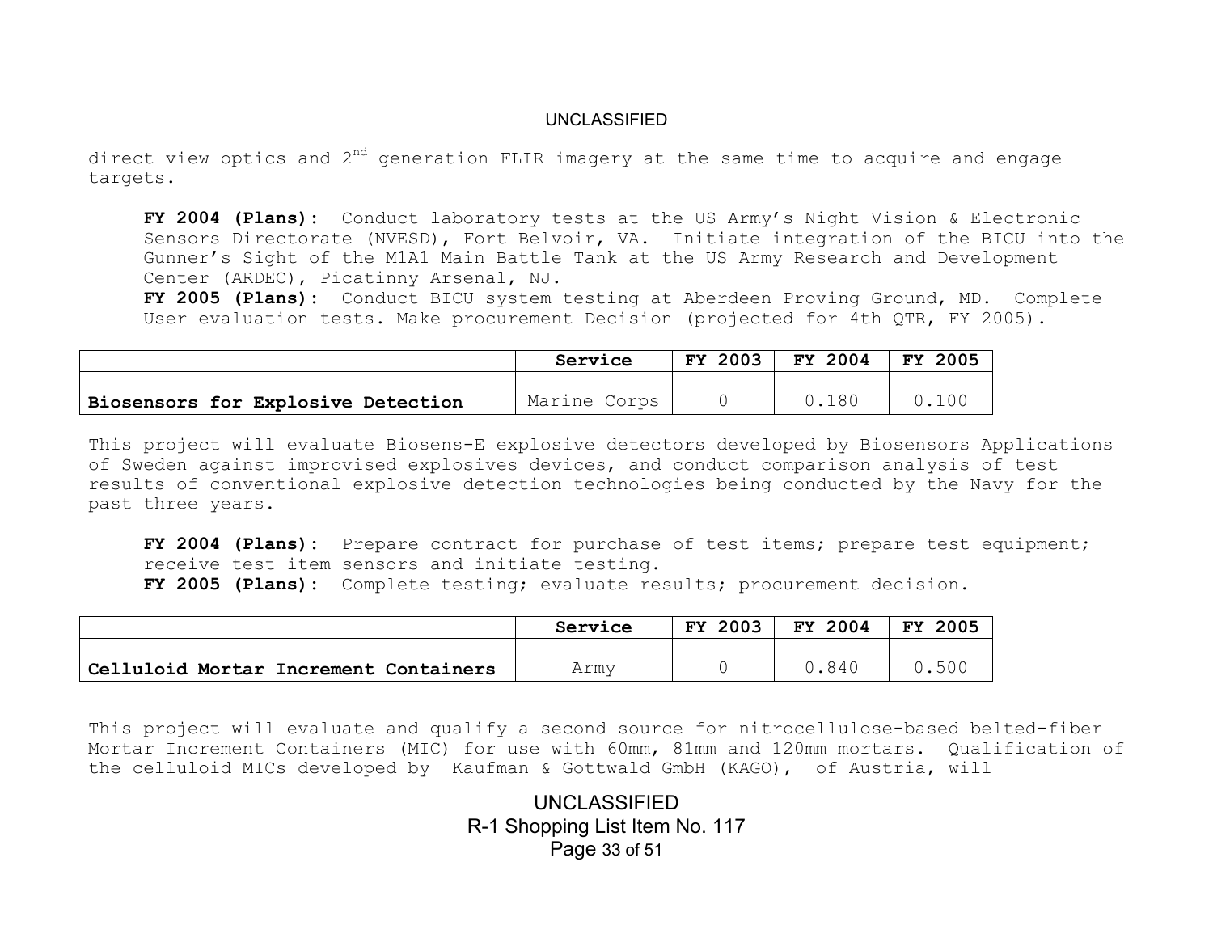direct view optics and 2nd generation FLIR imagery at the same time to acquire and engage targets.

**FY 2004 (Plans):** Conduct laboratory tests at the US Army's Night Vision & Electronic Sensors Directorate (NVESD), Fort Belvoir, VA. Initiate integration of the BICU into the Gunner's Sight of the M1A1 Main Battle Tank at the US Army Research and Development Center (ARDEC), Picatinny Arsenal, NJ.
**FY 2005 (Plans):** Conduct BICU system testing at Aberdeen Proving Ground, MD. Complete User evaluation tests. Make procurement Decision (projected for 4th QTR, FY 2005).

| | Service | FY 2003 | FY 2004 | FY 2005 |
|---|---|---|---|---|
| **Biosensors for Explosive Detection** | Marine Corps | 0 | 0.180 | 0.100 |

This project will evaluate Biosens-E explosive detectors developed by Biosensors Applications of Sweden against improvised explosives devices, and conduct comparison analysis of test results of conventional explosive detection technologies being conducted by the Navy for the past three years.

**FY 2004 (Plans):** Prepare contract for purchase of test items; prepare test equipment; receive test item sensors and initiate testing.
**FY 2005 (Plans):** Complete testing; evaluate results; procurement decision.

| | Service | FY 2003 | FY 2004 | FY 2005 |
|---|---|---|---|---|
| **Celluloid Mortar Increment Containers** | Army | 0 | 0.840 | 0.500 |

This project will evaluate and qualify a second source for nitrocellulose-based belted-fiber Mortar Increment Containers (MIC) for use with 60mm, 81mm and 120mm mortars. Qualification of the celluloid MICs developed by Kaufman & Gottwald GmbH (KAGO), of Austria, will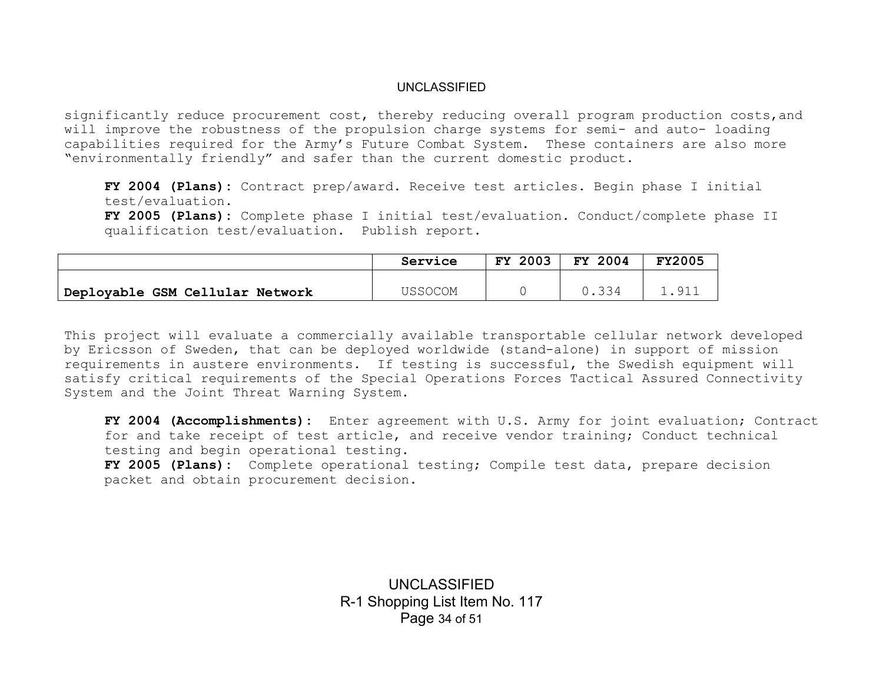significantly reduce procurement cost, thereby reducing overall program production costs,and will improve the robustness of the propulsion charge systems for semi- and auto- loading capabilities required for the Army's Future Combat System. These containers are also more "environmentally friendly" and safer than the current domestic product.

**FY 2004 (Plans):** Contract prep/award. Receive test articles. Begin phase I initial test/evaluation.
**FY 2005 (Plans):** Complete phase I initial test/evaluation. Conduct/complete phase II qualification test/evaluation. Publish report.

| | Service | FY 2003 | FY 2004 | FY2005 |
|---|---|---|---|---|
| **Deployable GSM Cellular Network** | USSOCOM | 0 | 0.334 | 1.911 |

This project will evaluate a commercially available transportable cellular network developed by Ericsson of Sweden, that can be deployed worldwide (stand-alone) in support of mission requirements in austere environments. If testing is successful, the Swedish equipment will satisfy critical requirements of the Special Operations Forces Tactical Assured Connectivity System and the Joint Threat Warning System.

**FY 2004 (Accomplishments):** Enter agreement with U.S. Army for joint evaluation; Contract for and take receipt of test article, and receive vendor training; Conduct technical testing and begin operational testing.
**FY 2005 (Plans):** Complete operational testing; Compile test data, prepare decision packet and obtain procurement decision.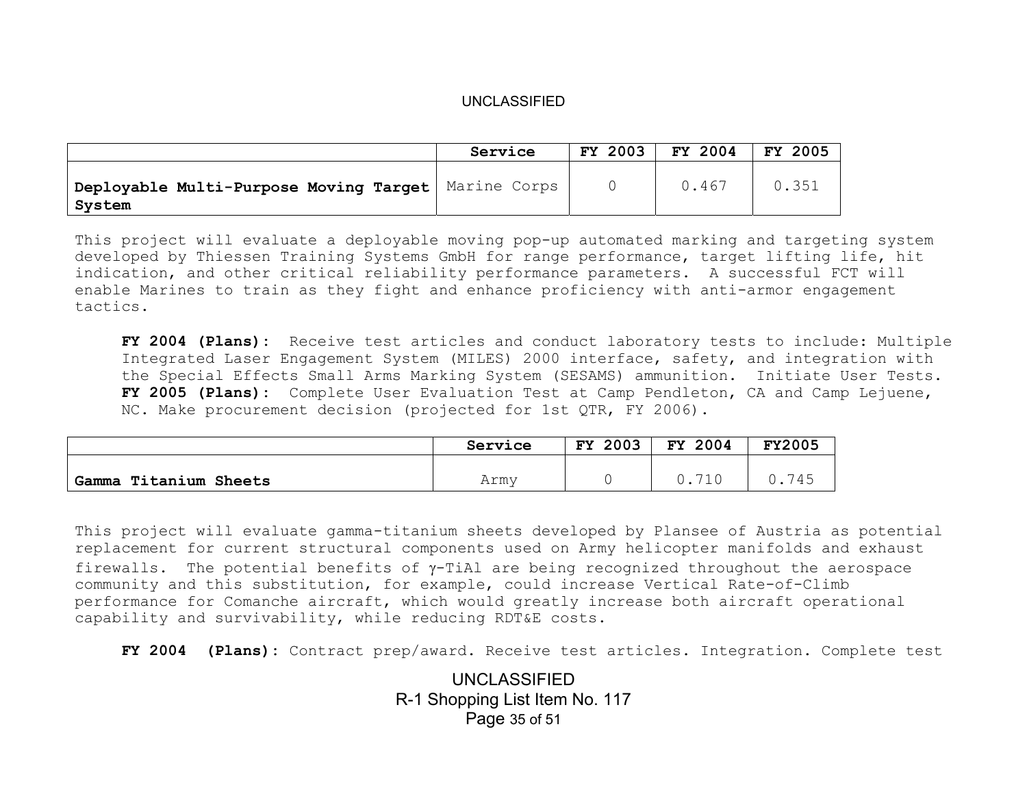| | Service | FY 2003 | FY 2004 | FY 2005 |
|---|---|---|---|---|
| **Deployable Multi-Purpose Moving Target System** | Marine Corps | 0 | 0.467 | 0.351 |

This project will evaluate a deployable moving pop-up automated marking and targeting system developed by Thiessen Training Systems GmbH for range performance, target lifting life, hit indication, and other critical reliability performance parameters. A successful FCT will enable Marines to train as they fight and enhance proficiency with anti-armor engagement tactics.

**FY 2004 (Plans):** Receive test articles and conduct laboratory tests to include: Multiple Integrated Laser Engagement System (MILES) 2000 interface, safety, and integration with the Special Effects Small Arms Marking System (SESAMS) ammunition. Initiate User Tests.
**FY 2005 (Plans):** Complete User Evaluation Test at Camp Pendleton, CA and Camp Lejuene, NC. Make procurement decision (projected for 1st QTR, FY 2006).

| | Service | FY 2003 | FY 2004 | FY2005 |
|---|---|---|---|---|
| **Gamma Titanium Sheets** | Army | 0 | 0.710 | 0.745 |

This project will evaluate gamma-titanium sheets developed by Plansee of Austria as potential replacement for current structural components used on Army helicopter manifolds and exhaust firewalls. The potential benefits of γ-TiAl are being recognized throughout the aerospace community and this substitution, for example, could increase Vertical Rate-of-Climb performance for Comanche aircraft, which would greatly increase both aircraft operational capability and survivability, while reducing RDT&E costs.

**FY 2004 (Plans):** Contract prep/award. Receive test articles. Integration. Complete test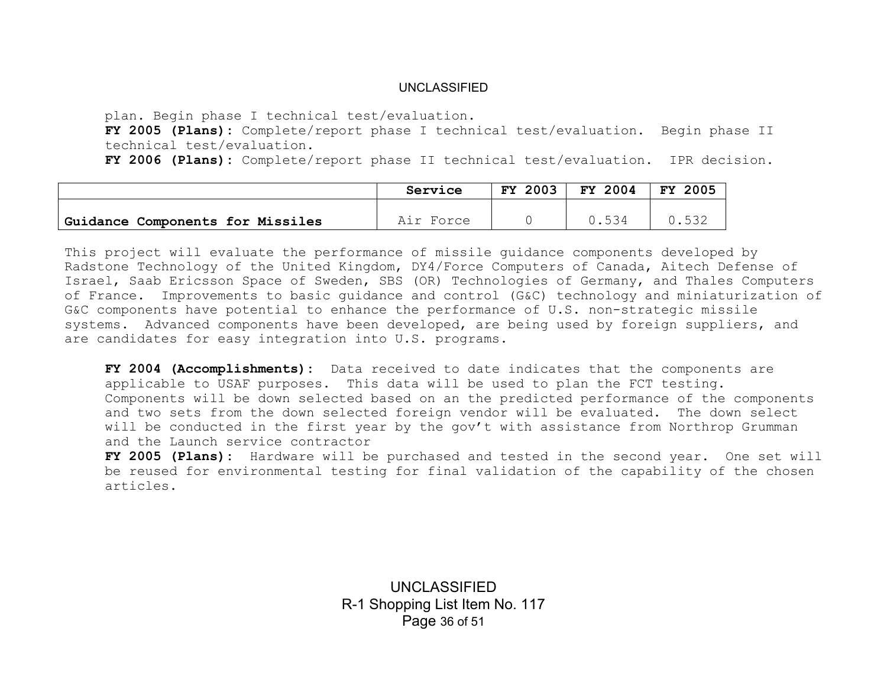plan. Begin phase I technical test/evaluation.
**FY 2005 (Plans):** Complete/report phase I technical test/evaluation. Begin phase II technical test/evaluation.
**FY 2006 (Plans):** Complete/report phase II technical test/evaluation. IPR decision.

| | Service | FY 2003 | FY 2004 | FY 2005 |
|---|---|---|---|---|
| **Guidance Components for Missiles** | Air Force | 0 | 0.534 | 0.532 |

This project will evaluate the performance of missile guidance components developed by Radstone Technology of the United Kingdom, DY4/Force Computers of Canada, Aitech Defense of Israel, Saab Ericsson Space of Sweden, SBS (OR) Technologies of Germany, and Thales Computers of France. Improvements to basic guidance and control (G&C) technology and miniaturization of G&C components have potential to enhance the performance of U.S. non-strategic missile systems. Advanced components have been developed, are being used by foreign suppliers, and are candidates for easy integration into U.S. programs.

**FY 2004 (Accomplishments):** Data received to date indicates that the components are applicable to USAF purposes. This data will be used to plan the FCT testing. Components will be down selected based on an the predicted performance of the components and two sets from the down selected foreign vendor will be evaluated. The down select will be conducted in the first year by the gov't with assistance from Northrop Grumman and the Launch service contractor
**FY 2005 (Plans):** Hardware will be purchased and tested in the second year. One set will be reused for environmental testing for final validation of the capability of the chosen articles.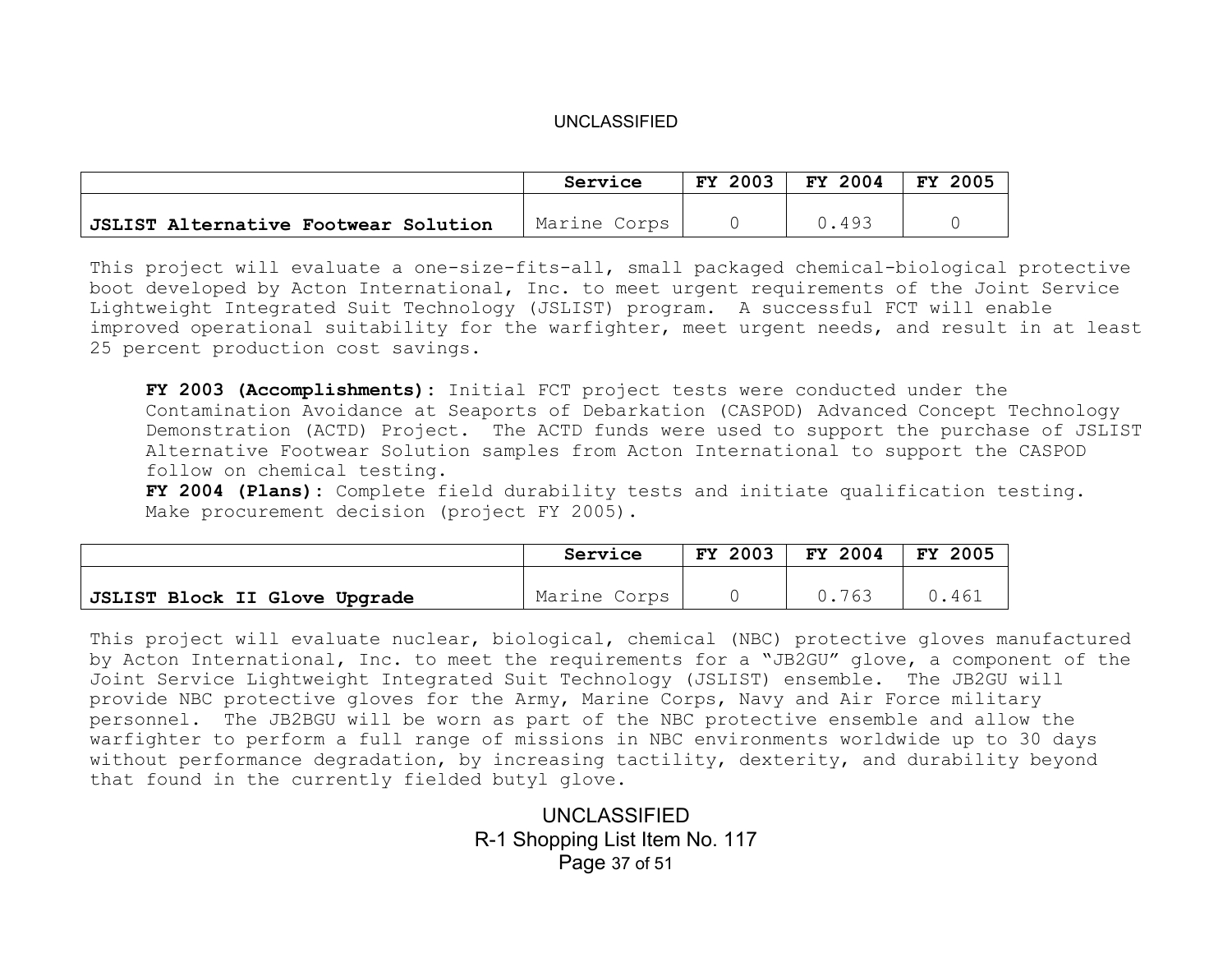| | Service | FY 2003 | FY 2004 | FY 2005 |
|---|---|---|---|---|
| **JSLIST Alternative Footwear Solution** | Marine Corps | 0 | 0.493 | 0 |

This project will evaluate a one-size-fits-all, small packaged chemical-biological protective boot developed by Acton International, Inc. to meet urgent requirements of the Joint Service Lightweight Integrated Suit Technology (JSLIST) program. A successful FCT will enable improved operational suitability for the warfighter, meet urgent needs, and result in at least 25 percent production cost savings.

**FY 2003 (Accomplishments):** Initial FCT project tests were conducted under the Contamination Avoidance at Seaports of Debarkation (CASPOD) Advanced Concept Technology Demonstration (ACTD) Project. The ACTD funds were used to support the purchase of JSLIST Alternative Footwear Solution samples from Acton International to support the CASPOD follow on chemical testing.
**FY 2004 (Plans):** Complete field durability tests and initiate qualification testing. Make procurement decision (project FY 2005).

| | Service | FY 2003 | FY 2004 | FY 2005 |
|---|---|---|---|---|
| **JSLIST Block II Glove Upgrade** | Marine Corps | 0 | 0.763 | 0.461 |

This project will evaluate nuclear, biological, chemical (NBC) protective gloves manufactured by Acton International, Inc. to meet the requirements for a "JB2GU" glove, a component of the Joint Service Lightweight Integrated Suit Technology (JSLIST) ensemble. The JB2GU will provide NBC protective gloves for the Army, Marine Corps, Navy and Air Force military personnel. The JB2BGU will be worn as part of the NBC protective ensemble and allow the warfighter to perform a full range of missions in NBC environments worldwide up to 30 days without performance degradation, by increasing tactility, dexterity, and durability beyond that found in the currently fielded butyl glove.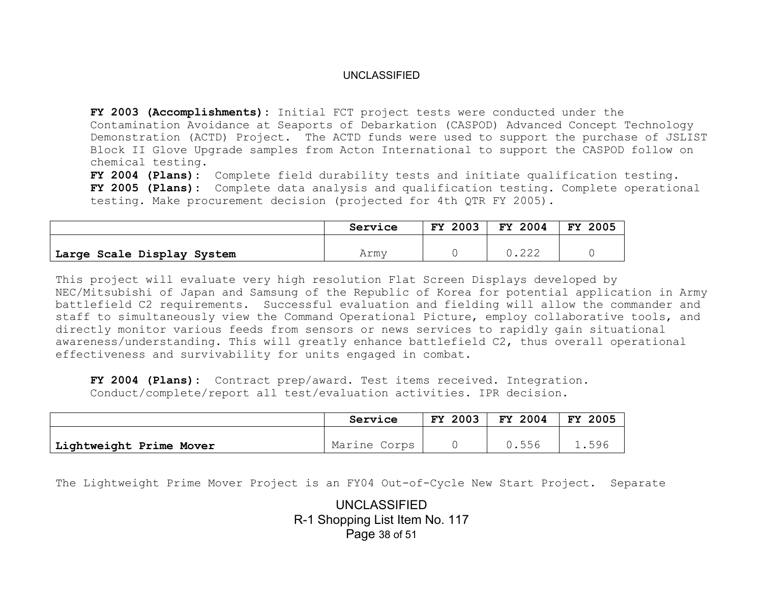**FY 2003 (Accomplishments):** Initial FCT project tests were conducted under the Contamination Avoidance at Seaports of Debarkation (CASPOD) Advanced Concept Technology Demonstration (ACTD) Project. The ACTD funds were used to support the purchase of JSLIST Block II Glove Upgrade samples from Acton International to support the CASPOD follow on chemical testing.

**FY 2004 (Plans):** Complete field durability tests and initiate qualification testing.

**FY 2005 (Plans):** Complete data analysis and qualification testing. Complete operational testing. Make procurement decision (projected for 4th QTR FY 2005).

| | Service | FY 2003 | FY 2004 | FY 2005 |
|---|---|---|---|---|
| **Large Scale Display System** | Army | 0 | 0.222 | 0 |

This project will evaluate very high resolution Flat Screen Displays developed by NEC/Mitsubishi of Japan and Samsung of the Republic of Korea for potential application in Army battlefield C2 requirements. Successful evaluation and fielding will allow the commander and staff to simultaneously view the Command Operational Picture, employ collaborative tools, and directly monitor various feeds from sensors or news services to rapidly gain situational awareness/understanding. This will greatly enhance battlefield C2, thus overall operational effectiveness and survivability for units engaged in combat.

**FY 2004 (Plans):** Contract prep/award. Test items received. Integration. Conduct/complete/report all test/evaluation activities. IPR decision.

| | Service | FY 2003 | FY 2004 | FY 2005 |
|---|---|---|---|---|
| **Lightweight Prime Mover** | Marine Corps | 0 | 0.556 | 1.596 |

The Lightweight Prime Mover Project is an FY04 Out-of-Cycle New Start Project. Separate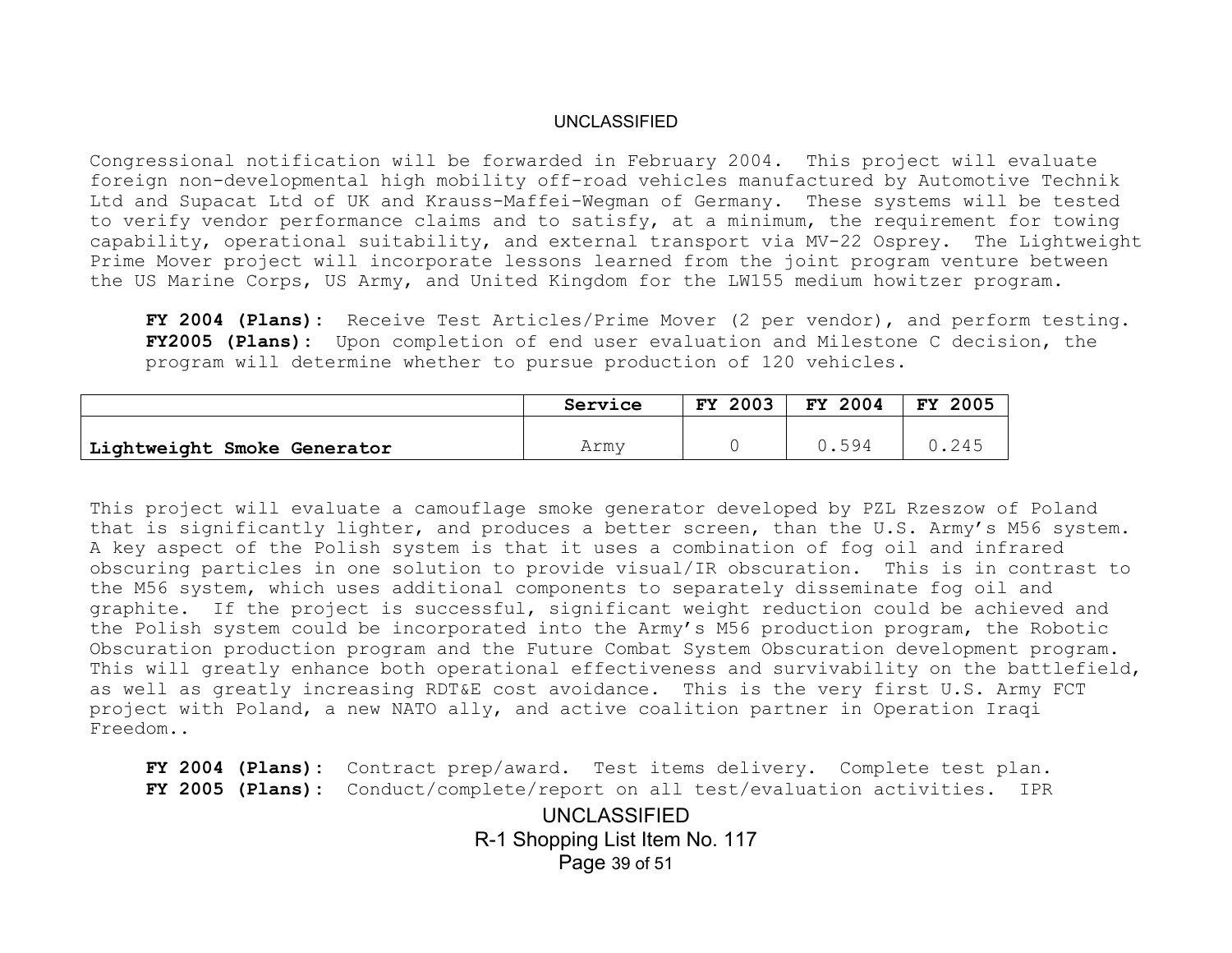Congressional notification will be forwarded in February 2004. This project will evaluate foreign non-developmental high mobility off-road vehicles manufactured by Automotive Technik Ltd and Supacat Ltd of UK and Krauss-Maffei-Wegman of Germany. These systems will be tested to verify vendor performance claims and to satisfy, at a minimum, the requirement for towing capability, operational suitability, and external transport via MV-22 Osprey. The Lightweight Prime Mover project will incorporate lessons learned from the joint program venture between the US Marine Corps, US Army, and United Kingdom for the LW155 medium howitzer program.

**FY 2004 (Plans):** Receive Test Articles/Prime Mover (2 per vendor), and perform testing.
**FY2005 (Plans):** Upon completion of end user evaluation and Milestone C decision, the program will determine whether to pursue production of 120 vehicles.

| | Service | FY 2003 | FY 2004 | FY 2005 |
|---|---|---|---|---|
| **Lightweight Smoke Generator** | Army | 0 | 0.594 | 0.245 |

This project will evaluate a camouflage smoke generator developed by PZL Rzeszow of Poland that is significantly lighter, and produces a better screen, than the U.S. Army's M56 system. A key aspect of the Polish system is that it uses a combination of fog oil and infrared obscuring particles in one solution to provide visual/IR obscuration. This is in contrast to the M56 system, which uses additional components to separately disseminate fog oil and graphite. If the project is successful, significant weight reduction could be achieved and the Polish system could be incorporated into the Army's M56 production program, the Robotic Obscuration production program and the Future Combat System Obscuration development program. This will greatly enhance both operational effectiveness and survivability on the battlefield, as well as greatly increasing RDT&E cost avoidance. This is the very first U.S. Army FCT project with Poland, a new NATO ally, and active coalition partner in Operation Iraqi Freedom..

**FY 2004 (Plans):** Contract prep/award. Test items delivery. Complete test plan.
**FY 2005 (Plans):** Conduct/complete/report on all test/evaluation activities. IPR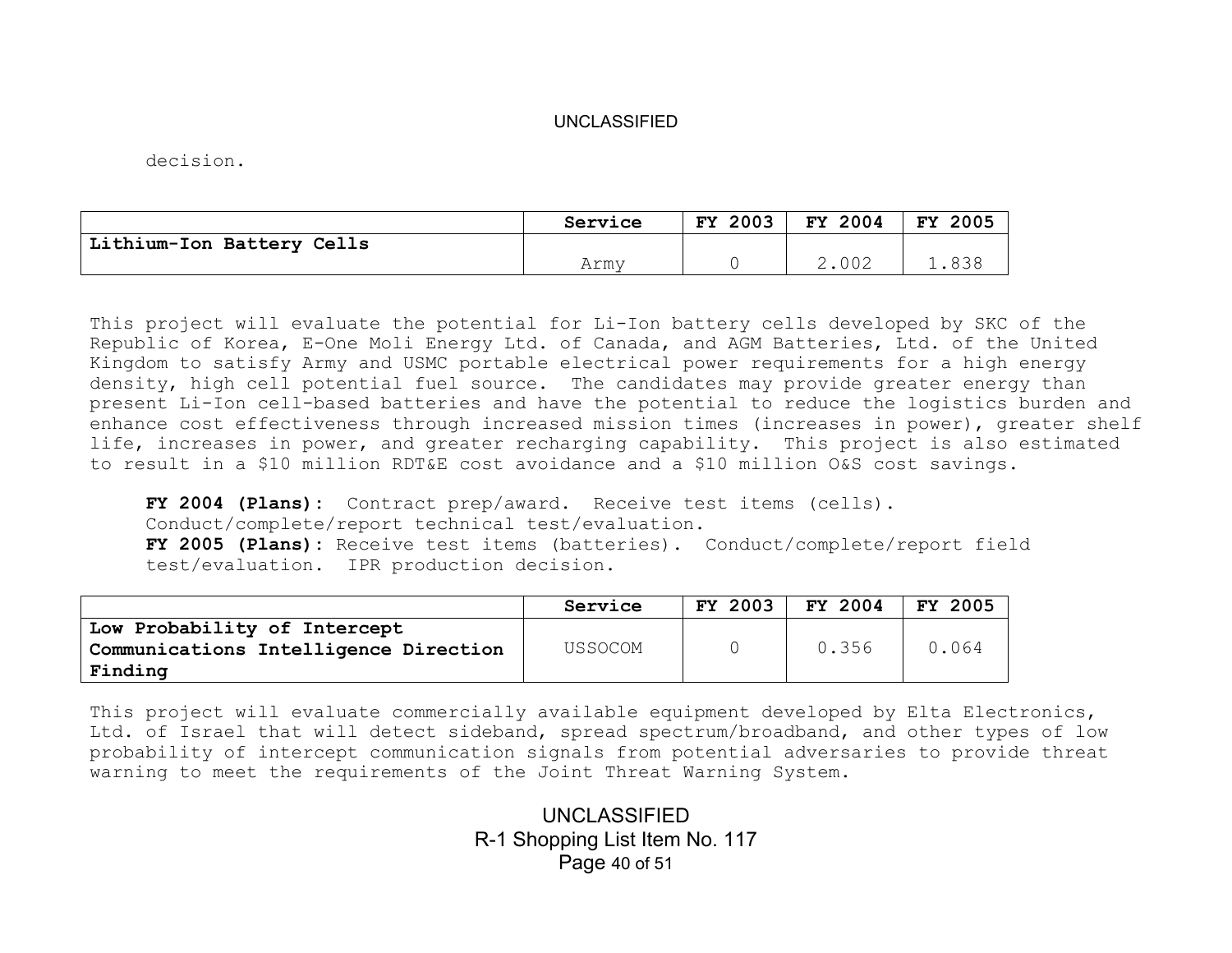decision.

| | Service | FY 2003 | FY 2004 | FY 2005 |
|---|---|---|---|---|
| **Lithium-Ion Battery Cells** | Army | 0 | 2.002 | 1.838 |

This project will evaluate the potential for Li-Ion battery cells developed by SKC of the Republic of Korea, E-One Moli Energy Ltd. of Canada, and AGM Batteries, Ltd. of the United Kingdom to satisfy Army and USMC portable electrical power requirements for a high energy density, high cell potential fuel source. The candidates may provide greater energy than present Li-Ion cell-based batteries and have the potential to reduce the logistics burden and enhance cost effectiveness through increased mission times (increases in power), greater shelf life, increases in power, and greater recharging capability. This project is also estimated to result in a $10 million RDT&E cost avoidance and a $10 million O&S cost savings.

**FY 2004 (Plans):** Contract prep/award. Receive test items (cells). Conduct/complete/report technical test/evaluation.
**FY 2005 (Plans):** Receive test items (batteries). Conduct/complete/report field test/evaluation. IPR production decision.

| | Service | FY 2003 | FY 2004 | FY 2005 |
|---|---|---|---|---|
| **Low Probability of Intercept Communications Intelligence Direction Finding** | USSOCOM | 0 | 0.356 | 0.064 |

This project will evaluate commercially available equipment developed by Elta Electronics, Ltd. of Israel that will detect sideband, spread spectrum/broadband, and other types of low probability of intercept communication signals from potential adversaries to provide threat warning to meet the requirements of the Joint Threat Warning System.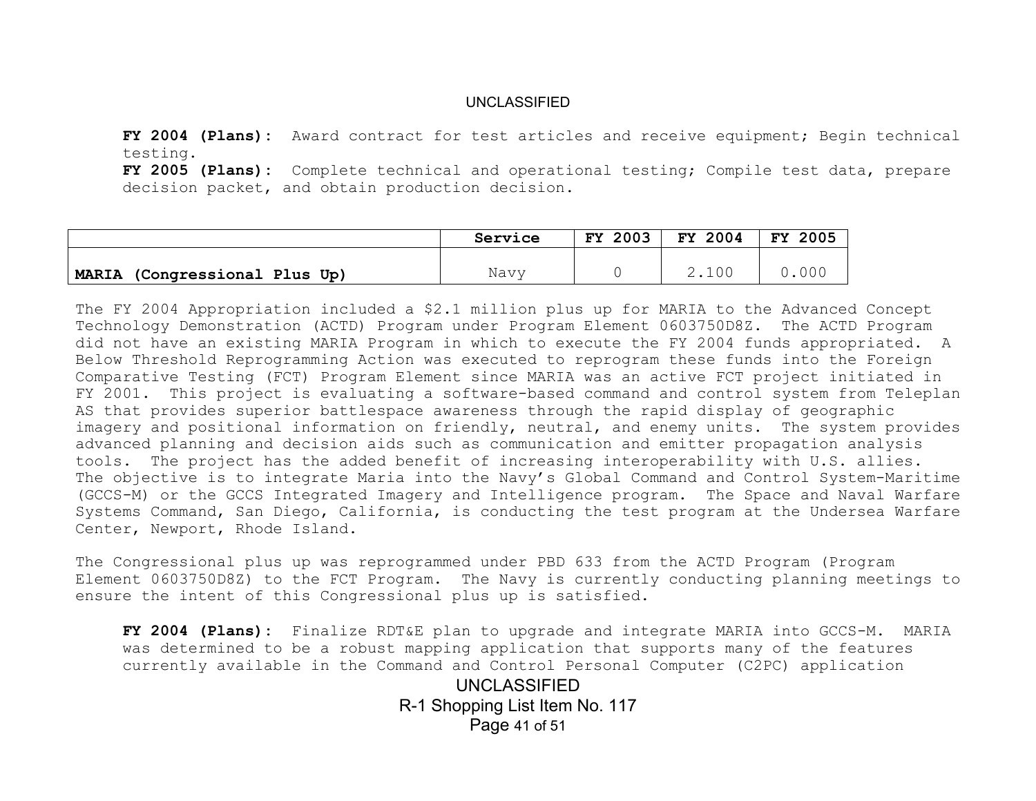**FY 2004 (Plans):** Award contract for test articles and receive equipment; Begin technical testing.
**FY 2005 (Plans):** Complete technical and operational testing; Compile test data, prepare decision packet, and obtain production decision.

| | Service | FY 2003 | FY 2004 | FY 2005 |
|---|---|---|---|---|
| **MARIA (Congressional Plus Up)** | Navy | 0 | 2.100 | 0.000 |

The FY 2004 Appropriation included a $2.1 million plus up for MARIA to the Advanced Concept Technology Demonstration (ACTD) Program under Program Element 0603750D8Z. The ACTD Program did not have an existing MARIA Program in which to execute the FY 2004 funds appropriated. A Below Threshold Reprogramming Action was executed to reprogram these funds into the Foreign Comparative Testing (FCT) Program Element since MARIA was an active FCT project initiated in FY 2001. This project is evaluating a software-based command and control system from Teleplan AS that provides superior battlespace awareness through the rapid display of geographic imagery and positional information on friendly, neutral, and enemy units. The system provides advanced planning and decision aids such as communication and emitter propagation analysis tools. The project has the added benefit of increasing interoperability with U.S. allies. The objective is to integrate Maria into the Navy's Global Command and Control System-Maritime (GCCS-M) or the GCCS Integrated Imagery and Intelligence program. The Space and Naval Warfare Systems Command, San Diego, California, is conducting the test program at the Undersea Warfare Center, Newport, Rhode Island.

The Congressional plus up was reprogrammed under PBD 633 from the ACTD Program (Program Element 0603750D8Z) to the FCT Program. The Navy is currently conducting planning meetings to ensure the intent of this Congressional plus up is satisfied.

**FY 2004 (Plans):** Finalize RDT&E plan to upgrade and integrate MARIA into GCCS-M. MARIA was determined to be a robust mapping application that supports many of the features currently available in the Command and Control Personal Computer (C2PC) application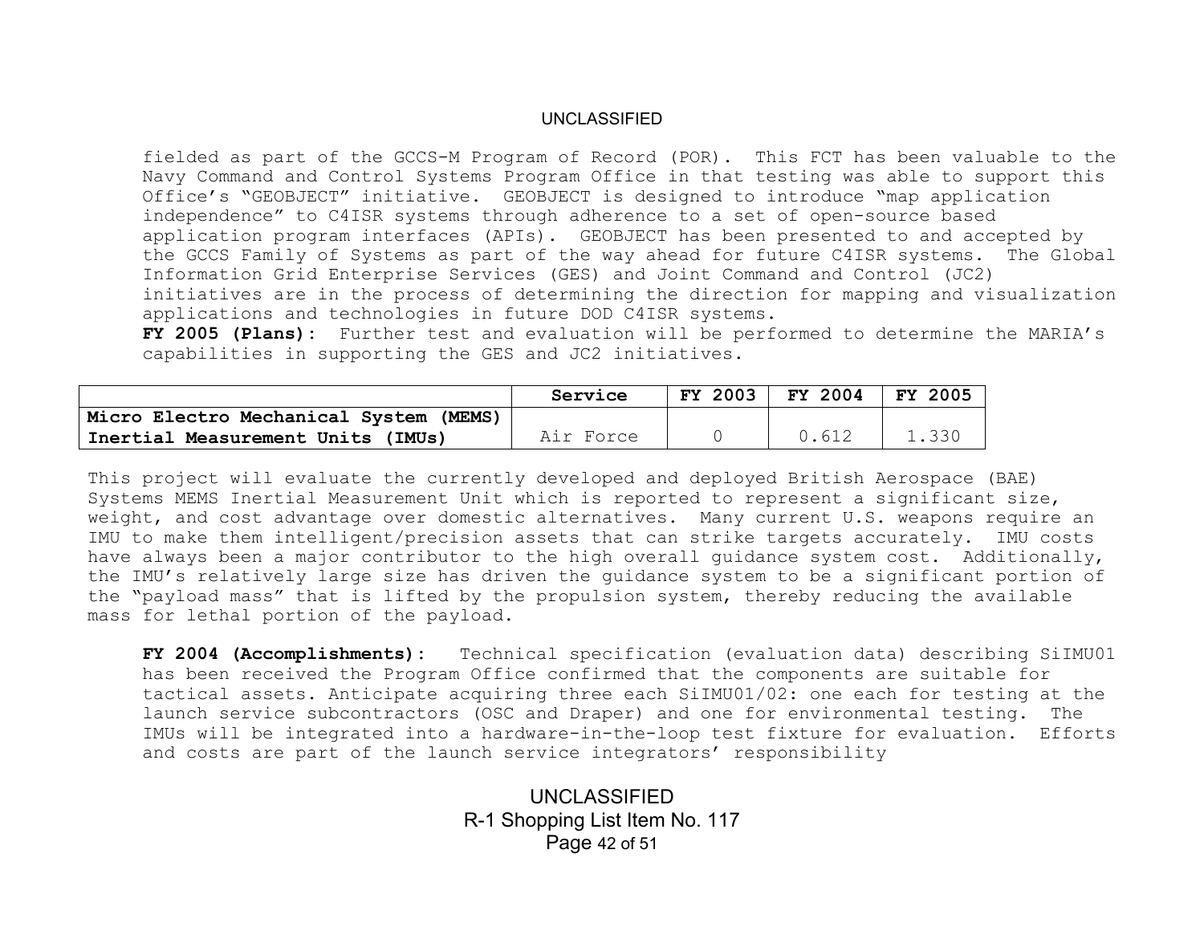fielded as part of the GCCS-M Program of Record (POR). This FCT has been valuable to the Navy Command and Control Systems Program Office in that testing was able to support this Office's "GEOBJECT" initiative. GEOBJECT is designed to introduce "map application independence" to C4ISR systems through adherence to a set of open-source based application program interfaces (APIs). GEOBJECT has been presented to and accepted by the GCCS Family of Systems as part of the way ahead for future C4ISR systems. The Global Information Grid Enterprise Services (GES) and Joint Command and Control (JC2) initiatives are in the process of determining the direction for mapping and visualization applications and technologies in future DOD C4ISR systems.
**FY 2005 (Plans):** Further test and evaluation will be performed to determine the MARIA's capabilities in supporting the GES and JC2 initiatives.

| | Service | FY 2003 | FY 2004 | FY 2005 |
|---|---|---|---|---|
| **Micro Electro Mechanical System (MEMS) Inertial Measurement Units (IMUs)** | Air Force | 0 | 0.612 | 1.330 |

This project will evaluate the currently developed and deployed British Aerospace (BAE) Systems MEMS Inertial Measurement Unit which is reported to represent a significant size, weight, and cost advantage over domestic alternatives. Many current U.S. weapons require an IMU to make them intelligent/precision assets that can strike targets accurately. IMU costs have always been a major contributor to the high overall guidance system cost. Additionally, the IMU's relatively large size has driven the guidance system to be a significant portion of the "payload mass" that is lifted by the propulsion system, thereby reducing the available mass for lethal portion of the payload.

**FY 2004 (Accomplishments):** Technical specification (evaluation data) describing SiIMU01 has been received the Program Office confirmed that the components are suitable for tactical assets. Anticipate acquiring three each SiIMU01/02: one each for testing at the launch service subcontractors (OSC and Draper) and one for environmental testing. The IMUs will be integrated into a hardware-in-the-loop test fixture for evaluation. Efforts and costs are part of the launch service integrators' responsibility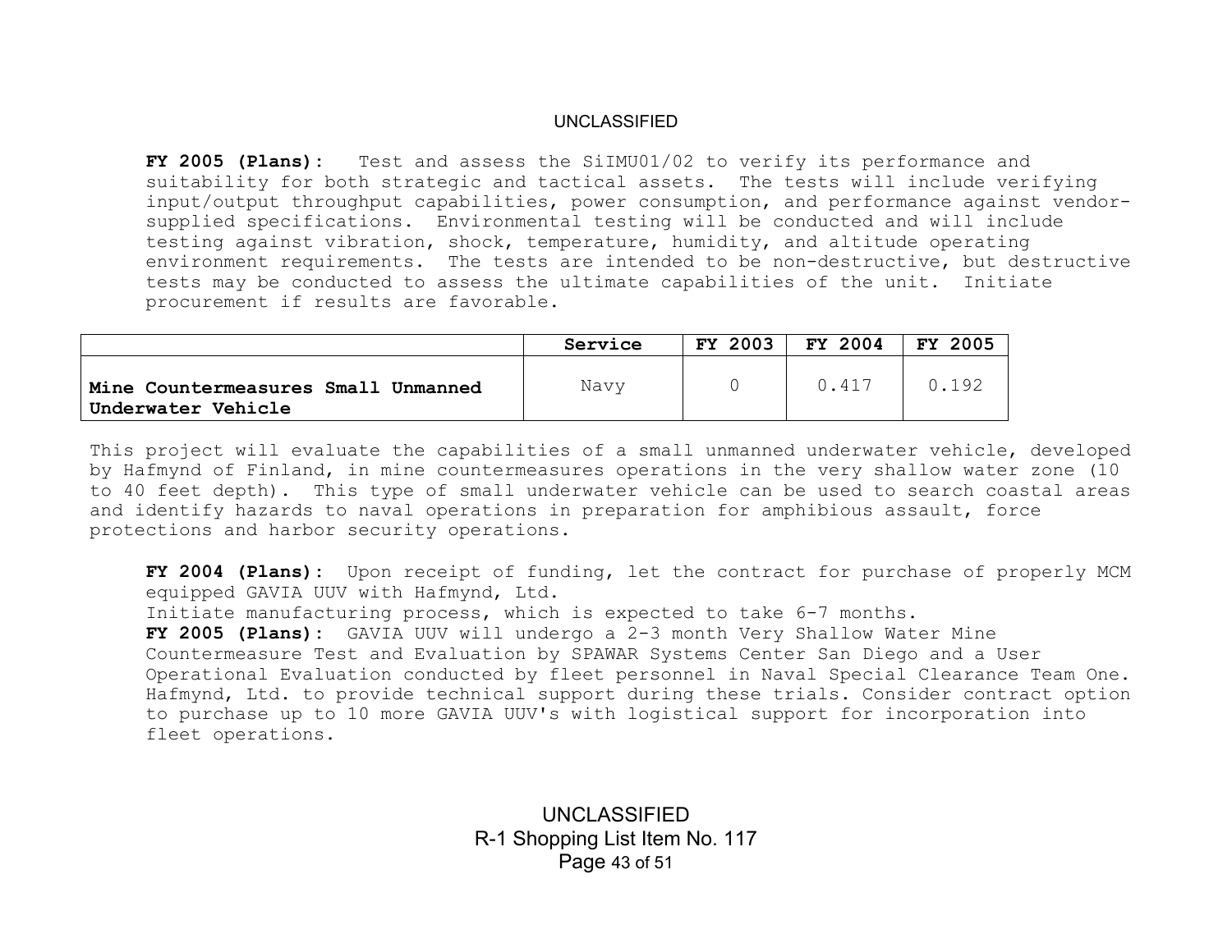**FY 2005 (Plans):** Test and assess the SiIMU01/02 to verify its performance and suitability for both strategic and tactical assets. The tests will include verifying input/output throughput capabilities, power consumption, and performance against vendor-supplied specifications. Environmental testing will be conducted and will include testing against vibration, shock, temperature, humidity, and altitude operating environment requirements. The tests are intended to be non-destructive, but destructive tests may be conducted to assess the ultimate capabilities of the unit. Initiate procurement if results are favorable.

| | Service | FY 2003 | FY 2004 | FY 2005 |
|---|---|---|---|---|
| **Mine Countermeasures Small Unmanned Underwater Vehicle** | Navy | 0 | 0.417 | 0.192 |

This project will evaluate the capabilities of a small unmanned underwater vehicle, developed by Hafmynd of Finland, in mine countermeasures operations in the very shallow water zone (10 to 40 feet depth). This type of small underwater vehicle can be used to search coastal areas and identify hazards to naval operations in preparation for amphibious assault, force protections and harbor security operations.

**FY 2004 (Plans):** Upon receipt of funding, let the contract for purchase of properly MCM equipped GAVIA UUV with Hafmynd, Ltd.
Initiate manufacturing process, which is expected to take 6-7 months.
**FY 2005 (Plans):** GAVIA UUV will undergo a 2-3 month Very Shallow Water Mine Countermeasure Test and Evaluation by SPAWAR Systems Center San Diego and a User Operational Evaluation conducted by fleet personnel in Naval Special Clearance Team One. Hafmynd, Ltd. to provide technical support during these trials. Consider contract option to purchase up to 10 more GAVIA UUV's with logistical support for incorporation into fleet operations.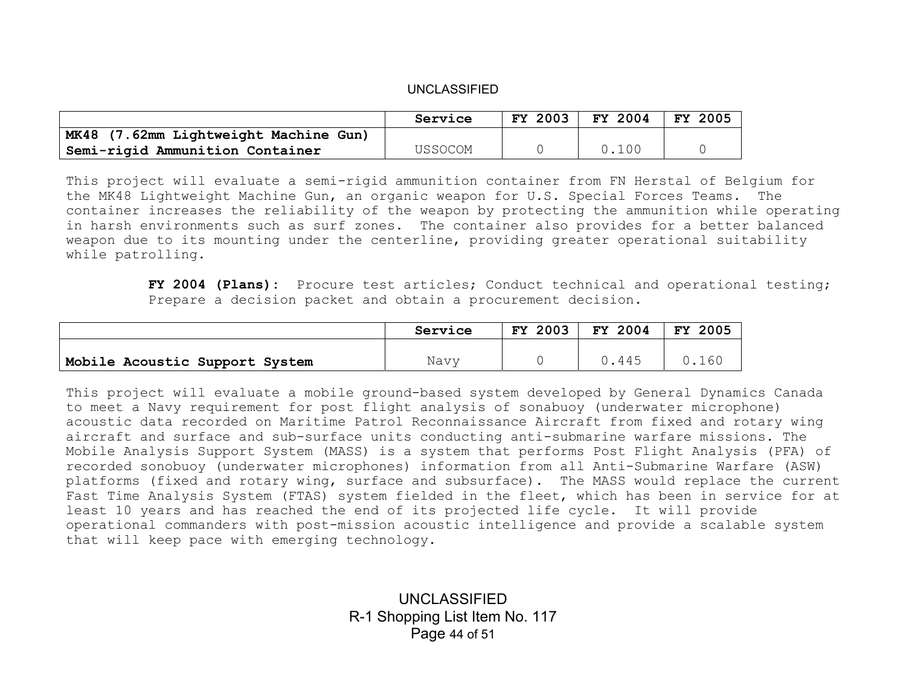| | Service | FY 2003 | FY 2004 | FY 2005 |
|---|---|---|---|---|
| **MK48 (7.62mm Lightweight Machine Gun) Semi-rigid Ammunition Container** | USSOCOM | 0 | 0.100 | 0 |

This project will evaluate a semi-rigid ammunition container from FN Herstal of Belgium for the MK48 Lightweight Machine Gun, an organic weapon for U.S. Special Forces Teams. The container increases the reliability of the weapon by protecting the ammunition while operating in harsh environments such as surf zones. The container also provides for a better balanced weapon due to its mounting under the centerline, providing greater operational suitability while patrolling.

**FY 2004 (Plans):** Procure test articles; Conduct technical and operational testing; Prepare a decision packet and obtain a procurement decision.

| | Service | FY 2003 | FY 2004 | FY 2005 |
|---|---|---|---|---|
| **Mobile Acoustic Support System** | Navy | 0 | 0.445 | 0.160 |

This project will evaluate a mobile ground-based system developed by General Dynamics Canada to meet a Navy requirement for post flight analysis of sonabuoy (underwater microphone) acoustic data recorded on Maritime Patrol Reconnaissance Aircraft from fixed and rotary wing aircraft and surface and sub-surface units conducting anti-submarine warfare missions. The Mobile Analysis Support System (MASS) is a system that performs Post Flight Analysis (PFA) of recorded sonobuoy (underwater microphones) information from all Anti-Submarine Warfare (ASW) platforms (fixed and rotary wing, surface and subsurface). The MASS would replace the current Fast Time Analysis System (FTAS) system fielded in the fleet, which has been in service for at least 10 years and has reached the end of its projected life cycle. It will provide operational commanders with post-mission acoustic intelligence and provide a scalable system that will keep pace with emerging technology.

R-1 Shopping List Item No. 117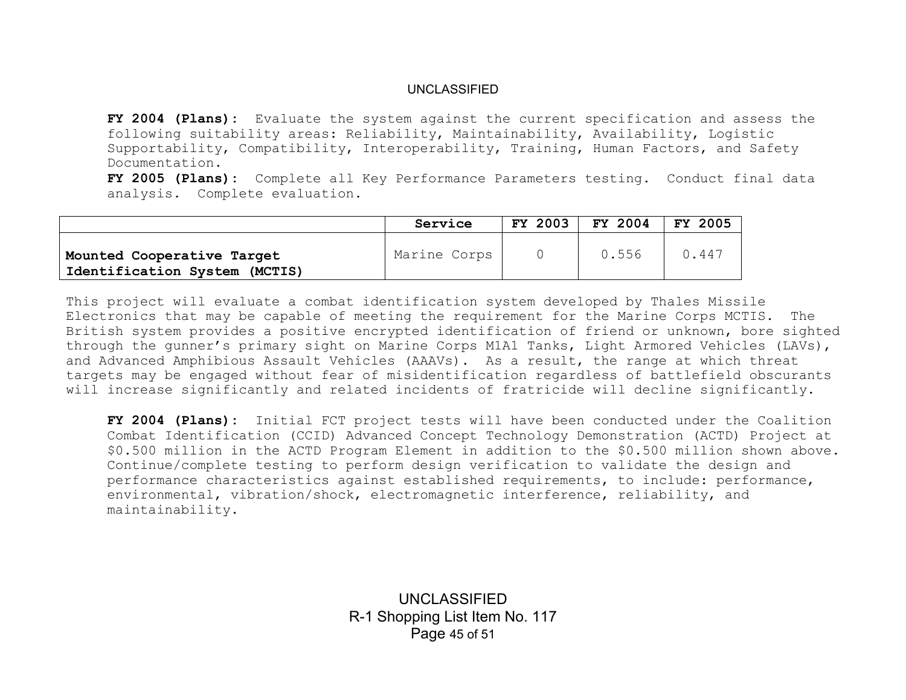**FY 2004 (Plans):** Evaluate the system against the current specification and assess the following suitability areas: Reliability, Maintainability, Availability, Logistic Supportability, Compatibility, Interoperability, Training, Human Factors, and Safety Documentation.

**FY 2005 (Plans):** Complete all Key Performance Parameters testing. Conduct final data analysis. Complete evaluation.

| | Service | FY 2003 | FY 2004 | FY 2005 |
|---|---|---|---|---|
| **Mounted Cooperative Target Identification System (MCTIS)** | Marine Corps | 0 | 0.556 | 0.447 |

This project will evaluate a combat identification system developed by Thales Missile Electronics that may be capable of meeting the requirement for the Marine Corps MCTIS. The British system provides a positive encrypted identification of friend or unknown, bore sighted through the gunner's primary sight on Marine Corps M1A1 Tanks, Light Armored Vehicles (LAVs), and Advanced Amphibious Assault Vehicles (AAAVs). As a result, the range at which threat targets may be engaged without fear of misidentification regardless of battlefield obscurants will increase significantly and related incidents of fratricide will decline significantly.

**FY 2004 (Plans):** Initial FCT project tests will have been conducted under the Coalition Combat Identification (CCID) Advanced Concept Technology Demonstration (ACTD) Project at $0.500 million in the ACTD Program Element in addition to the $0.500 million shown above. Continue/complete testing to perform design verification to validate the design and performance characteristics against established requirements, to include: performance, environmental, vibration/shock, electromagnetic interference, reliability, and maintainability.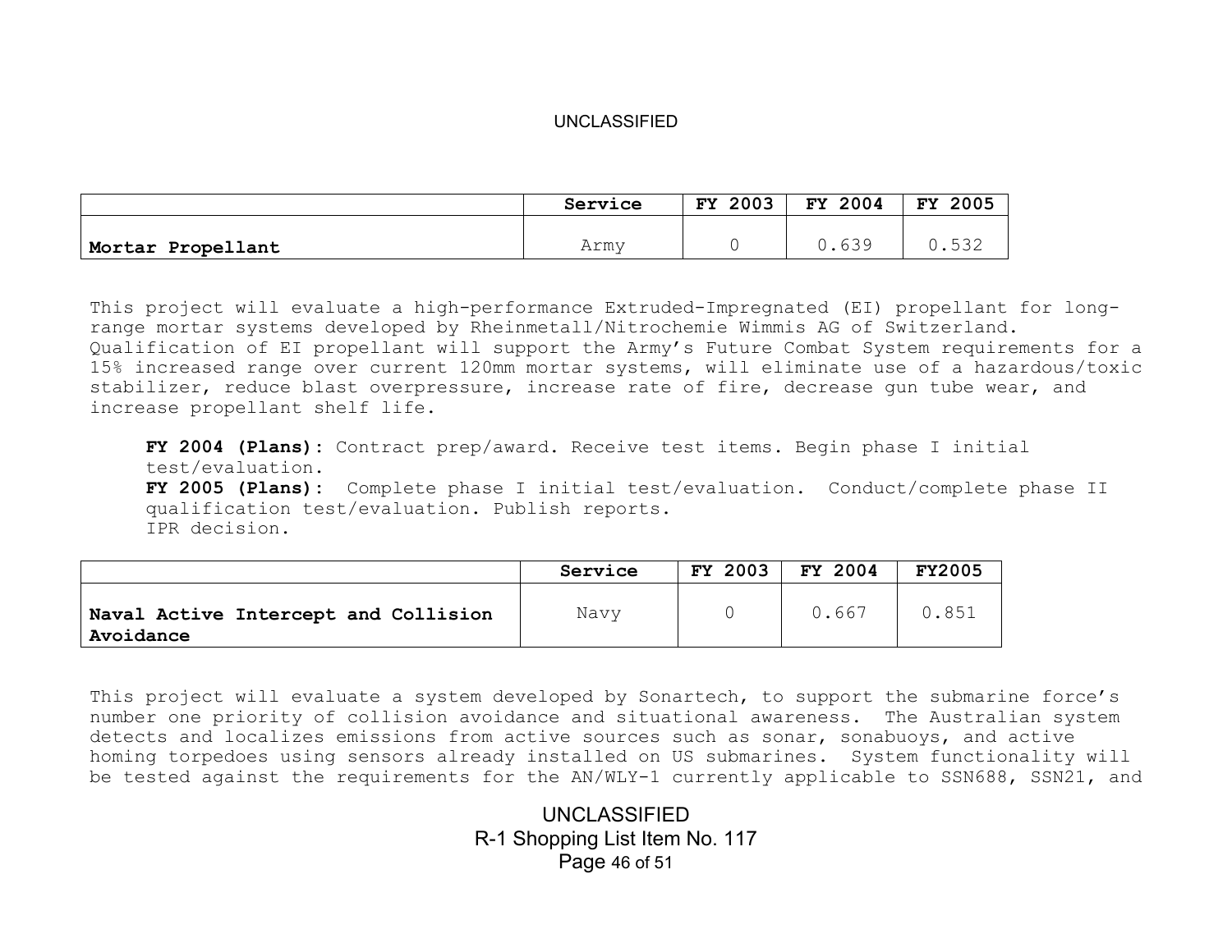| | Service | FY 2003 | FY 2004 | FY 2005 |
|---|---|---|---|---|
| **Mortar Propellant** | Army | 0 | 0.639 | 0.532 |

This project will evaluate a high-performance Extruded-Impregnated (EI) propellant for long-range mortar systems developed by Rheinmetall/Nitrochemie Wimmis AG of Switzerland. Qualification of EI propellant will support the Army's Future Combat System requirements for a 15% increased range over current 120mm mortar systems, will eliminate use of a hazardous/toxic stabilizer, reduce blast overpressure, increase rate of fire, decrease gun tube wear, and increase propellant shelf life.

**FY 2004 (Plans):** Contract prep/award. Receive test items. Begin phase I initial test/evaluation.
**FY 2005 (Plans):** Complete phase I initial test/evaluation. Conduct/complete phase II qualification test/evaluation. Publish reports.
IPR decision.

| | Service | FY 2003 | FY 2004 | FY2005 |
|---|---|---|---|---|
| **Naval Active Intercept and Collision Avoidance** | Navy | 0 | 0.667 | 0.851 |

This project will evaluate a system developed by Sonartech, to support the submarine force's number one priority of collision avoidance and situational awareness. The Australian system detects and localizes emissions from active sources such as sonar, sonabuoys, and active homing torpedoes using sensors already installed on US submarines. System functionality will be tested against the requirements for the AN/WLY-1 currently applicable to SSN688, SSN21, and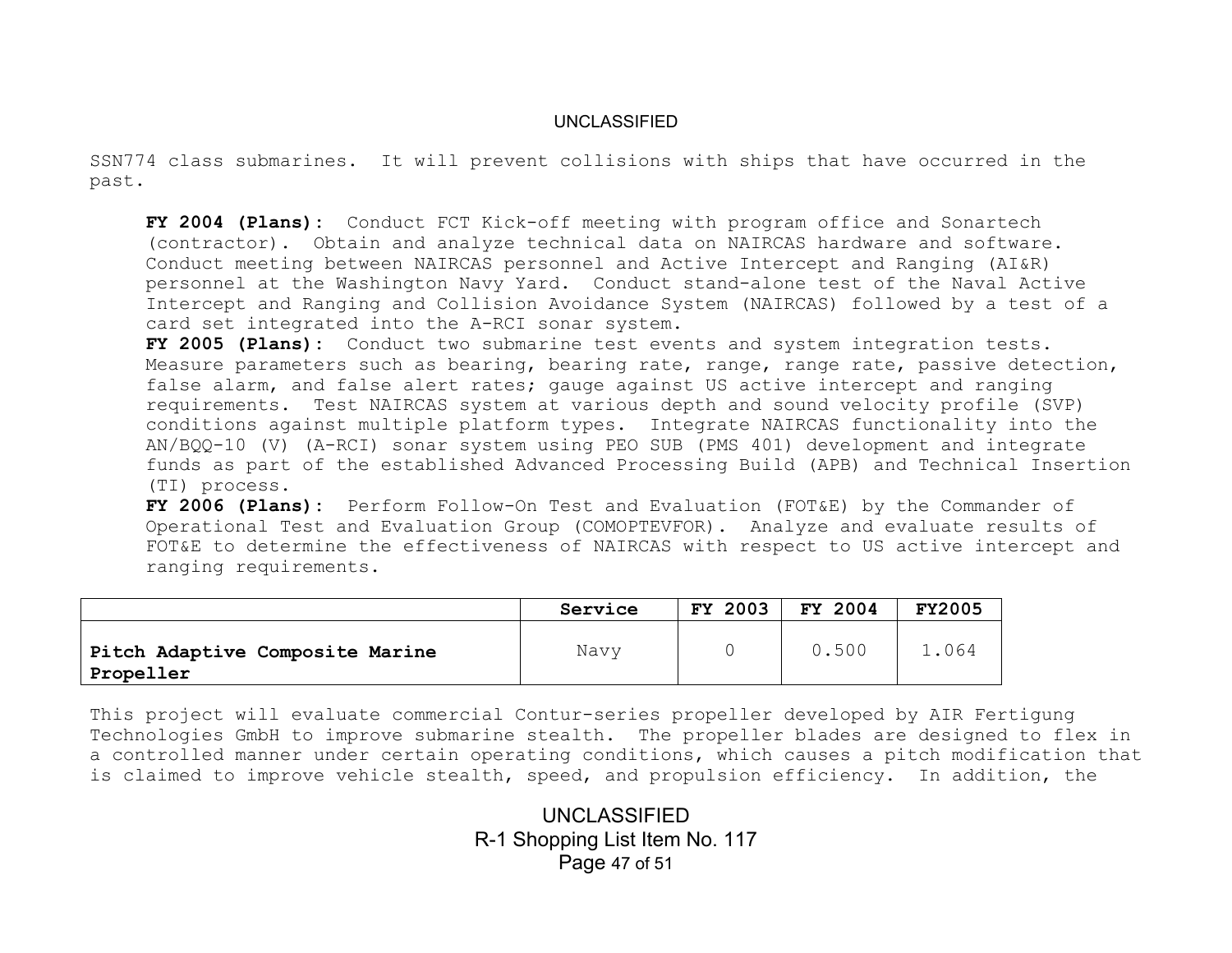SSN774 class submarines. It will prevent collisions with ships that have occurred in the past.

**FY 2004 (Plans):** Conduct FCT Kick-off meeting with program office and Sonartech (contractor). Obtain and analyze technical data on NAIRCAS hardware and software. Conduct meeting between NAIRCAS personnel and Active Intercept and Ranging (AI&R) personnel at the Washington Navy Yard. Conduct stand-alone test of the Naval Active Intercept and Ranging and Collision Avoidance System (NAIRCAS) followed by a test of a card set integrated into the A-RCI sonar system.
**FY 2005 (Plans):** Conduct two submarine test events and system integration tests. Measure parameters such as bearing, bearing rate, range, range rate, passive detection, false alarm, and false alert rates; gauge against US active intercept and ranging requirements. Test NAIRCAS system at various depth and sound velocity profile (SVP) conditions against multiple platform types. Integrate NAIRCAS functionality into the AN/BQQ-10 (V) (A-RCI) sonar system using PEO SUB (PMS 401) development and integrate funds as part of the established Advanced Processing Build (APB) and Technical Insertion (TI) process.
**FY 2006 (Plans):** Perform Follow-On Test and Evaluation (FOT&E) by the Commander of Operational Test and Evaluation Group (COMOPTEVFOR). Analyze and evaluate results of FOT&E to determine the effectiveness of NAIRCAS with respect to US active intercept and ranging requirements.

| | Service | FY 2003 | FY 2004 | FY2005 |
|---|---|---|---|---|
| **Pitch Adaptive Composite Marine Propeller** | Navy | 0 | 0.500 | 1.064 |

This project will evaluate commercial Contur-series propeller developed by AIR Fertigung Technologies GmbH to improve submarine stealth. The propeller blades are designed to flex in a controlled manner under certain operating conditions, which causes a pitch modification that is claimed to improve vehicle stealth, speed, and propulsion efficiency. In addition, the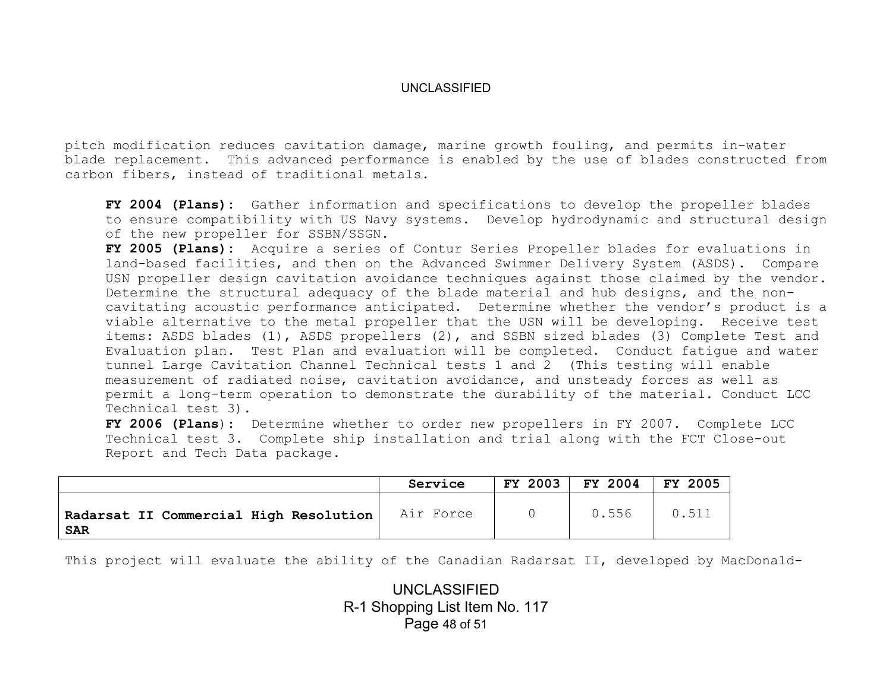pitch modification reduces cavitation damage, marine growth fouling, and permits in-water blade replacement. This advanced performance is enabled by the use of blades constructed from carbon fibers, instead of traditional metals.

**FY 2004 (Plans):** Gather information and specifications to develop the propeller blades to ensure compatibility with US Navy systems. Develop hydrodynamic and structural design of the new propeller for SSBN/SSGN.
**FY 2005 (Plans):** Acquire a series of Contur Series Propeller blades for evaluations in land-based facilities, and then on the Advanced Swimmer Delivery System (ASDS). Compare USN propeller design cavitation avoidance techniques against those claimed by the vendor. Determine the structural adequacy of the blade material and hub designs, and the non-cavitating acoustic performance anticipated. Determine whether the vendor's product is a viable alternative to the metal propeller that the USN will be developing. Receive test items: ASDS blades (1), ASDS propellers (2), and SSBN sized blades (3) Complete Test and Evaluation plan. Test Plan and evaluation will be completed. Conduct fatigue and water tunnel Large Cavitation Channel Technical tests 1 and 2 (This testing will enable measurement of radiated noise, cavitation avoidance, and unsteady forces as well as permit a long-term operation to demonstrate the durability of the material. Conduct LCC Technical test 3).
**FY 2006 (Plans):** Determine whether to order new propellers in FY 2007. Complete LCC Technical test 3. Complete ship installation and trial along with the FCT Close-out Report and Tech Data package.

| | Service | FY 2003 | FY 2004 | FY 2005 |
|---|---|---|---|---|
| **Radarsat II Commercial High Resolution SAR** | Air Force | 0 | 0.556 | 0.511 |

This project will evaluate the ability of the Canadian Radarsat II, developed by MacDonald-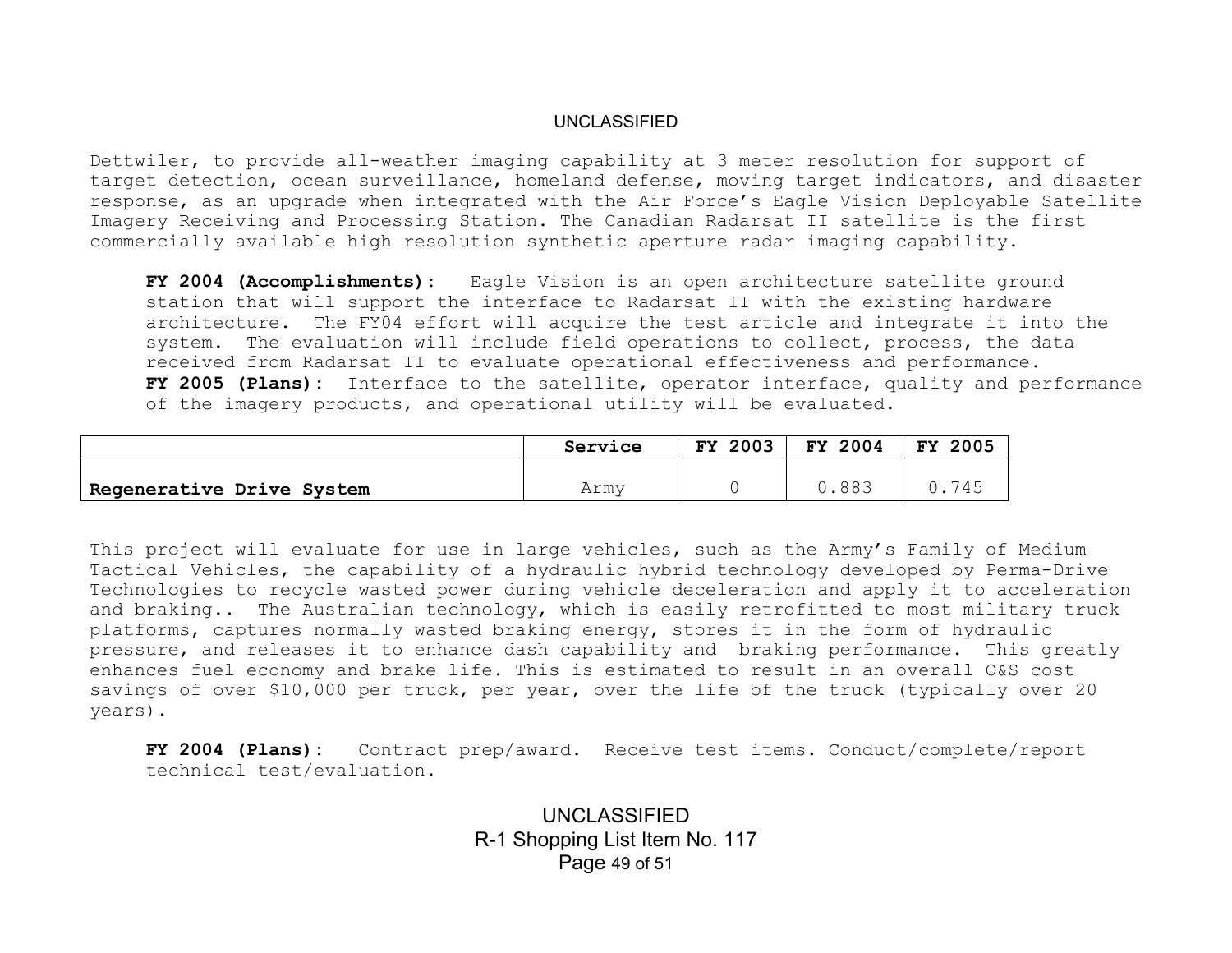Dettwiler, to provide all-weather imaging capability at 3 meter resolution for support of target detection, ocean surveillance, homeland defense, moving target indicators, and disaster response, as an upgrade when integrated with the Air Force's Eagle Vision Deployable Satellite Imagery Receiving and Processing Station. The Canadian Radarsat II satellite is the first commercially available high resolution synthetic aperture radar imaging capability.

**FY 2004 (Accomplishments):** Eagle Vision is an open architecture satellite ground station that will support the interface to Radarsat II with the existing hardware architecture. The FY04 effort will acquire the test article and integrate it into the system. The evaluation will include field operations to collect, process, the data received from Radarsat II to evaluate operational effectiveness and performance.
**FY 2005 (Plans):** Interface to the satellite, operator interface, quality and performance of the imagery products, and operational utility will be evaluated.

| | Service | FY 2003 | FY 2004 | FY 2005 |
|---|---|---|---|---|
| **Regenerative Drive System** | Army | 0 | 0.883 | 0.745 |

This project will evaluate for use in large vehicles, such as the Army's Family of Medium Tactical Vehicles, the capability of a hydraulic hybrid technology developed by Perma-Drive Technologies to recycle wasted power during vehicle deceleration and apply it to acceleration and braking.. The Australian technology, which is easily retrofitted to most military truck platforms, captures normally wasted braking energy, stores it in the form of hydraulic pressure, and releases it to enhance dash capability and braking performance. This greatly enhances fuel economy and brake life. This is estimated to result in an overall O&S cost savings of over $10,000 per truck, per year, over the life of the truck (typically over 20 years).

**FY 2004 (Plans):** Contract prep/award. Receive test items. Conduct/complete/report technical test/evaluation.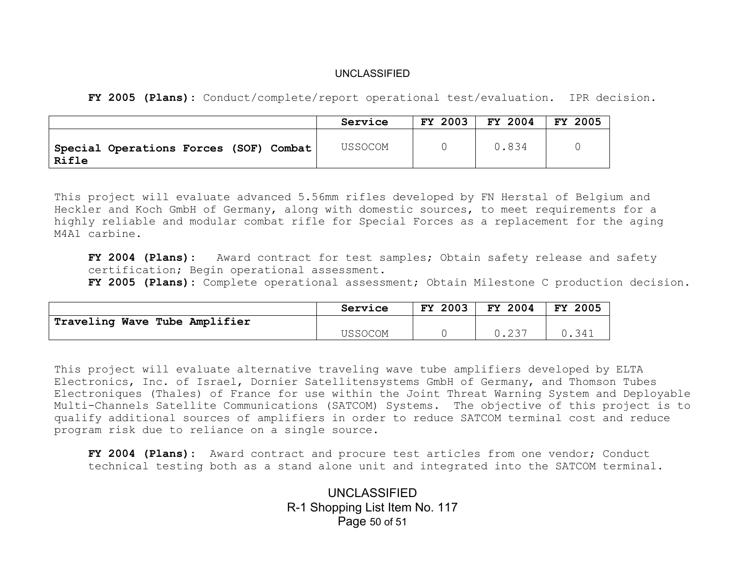**FY 2005 (Plans):** Conduct/complete/report operational test/evaluation. IPR decision.

| | Service | FY 2003 | FY 2004 | FY 2005 |
|---|---|---|---|---|
| **Special Operations Forces (SOF) Combat Rifle** | USSOCOM | 0 | 0.834 | 0 |

This project will evaluate advanced 5.56mm rifles developed by FN Herstal of Belgium and Heckler and Koch GmbH of Germany, along with domestic sources, to meet requirements for a highly reliable and modular combat rifle for Special Forces as a replacement for the aging M4A1 carbine.

**FY 2004 (Plans):** Award contract for test samples; Obtain safety release and safety certification; Begin operational assessment.
**FY 2005 (Plans):** Complete operational assessment; Obtain Milestone C production decision.

| | Service | FY 2003 | FY 2004 | FY 2005 |
|---|---|---|---|---|
| **Traveling Wave Tube Amplifier** | USSOCOM | 0 | 0.237 | 0.341 |

This project will evaluate alternative traveling wave tube amplifiers developed by ELTA Electronics, Inc. of Israel, Dornier Satellitensystems GmbH of Germany, and Thomson Tubes Electroniques (Thales) of France for use within the Joint Threat Warning System and Deployable Multi-Channels Satellite Communications (SATCOM) Systems. The objective of this project is to qualify additional sources of amplifiers in order to reduce SATCOM terminal cost and reduce program risk due to reliance on a single source.

**FY 2004 (Plans):** Award contract and procure test articles from one vendor; Conduct technical testing both as a stand alone unit and integrated into the SATCOM terminal.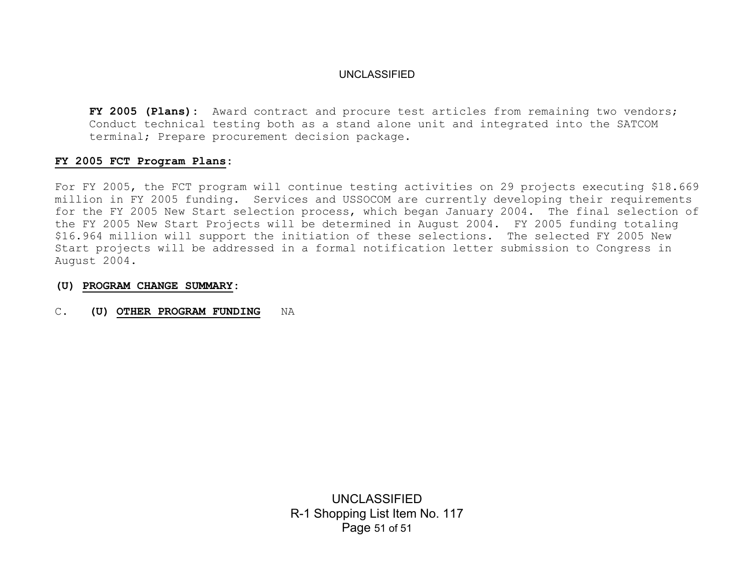**FY 2005 (Plans):** Award contract and procure test articles from remaining two vendors; Conduct technical testing both as a stand alone unit and integrated into the SATCOM terminal; Prepare procurement decision package.

**FY 2005 FCT Program Plans:**

For FY 2005, the FCT program will continue testing activities on 29 projects executing $18.669 million in FY 2005 funding. Services and USSOCOM are currently developing their requirements for the FY 2005 New Start selection process, which began January 2004. The final selection of the FY 2005 New Start Projects will be determined in August 2004. FY 2005 funding totaling $16.964 million will support the initiation of these selections. The selected FY 2005 New Start projects will be addressed in a formal notification letter submission to Congress in August 2004.

**(U) PROGRAM CHANGE SUMMARY:**

C. **(U) OTHER PROGRAM FUNDING** NA